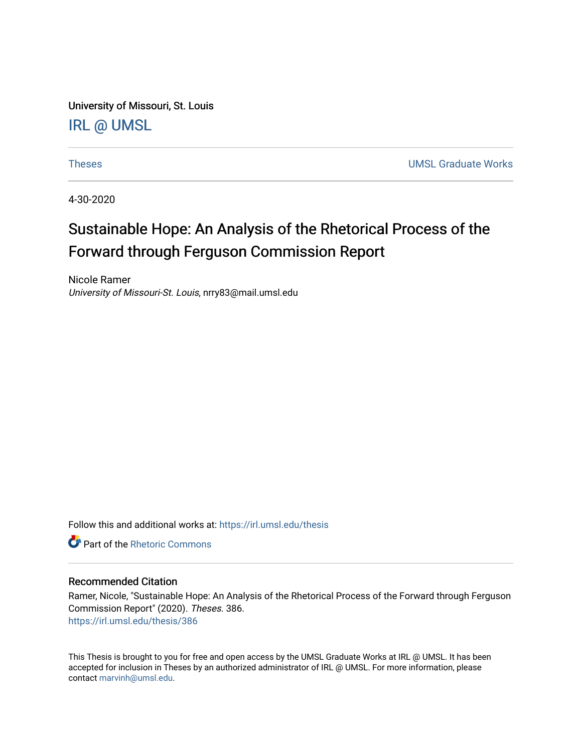University of Missouri, St. Louis

IRL @ UMSL

Theses | UMSL Graduate Works

4-30-2020

# Sustainable Hope: An Analysis of the Rhetorical Process of the Forward through Ferguson Commission Report

Nicole Ramer
*University of Missouri-St. Louis*, nrry83@mail.umsl.edu

Follow this and additional works at: https://irl.umsl.edu/thesis

Part of the Rhetoric Commons

## Recommended Citation

Ramer, Nicole, "Sustainable Hope: An Analysis of the Rhetorical Process of the Forward through Ferguson Commission Report" (2020). *Theses*. 386.
https://irl.umsl.edu/thesis/386

This Thesis is brought to you for free and open access by the UMSL Graduate Works at IRL @ UMSL. It has been accepted for inclusion in Theses by an authorized administrator of IRL @ UMSL. For more information, please contact marvinh@umsl.edu.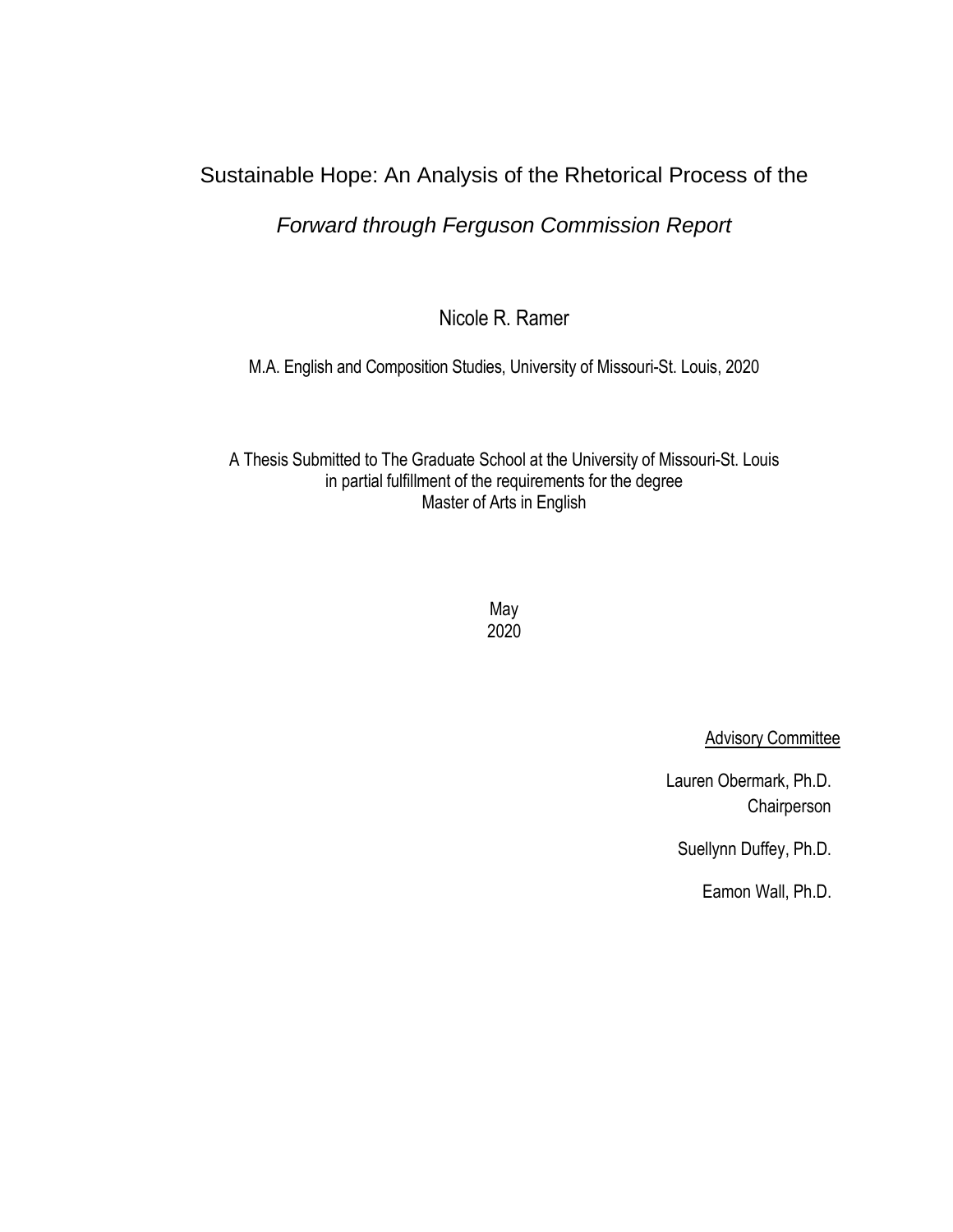# Sustainable Hope: An Analysis of the Rhetorical Process of the *Forward through Ferguson Commission Report*

Nicole R. Ramer

M.A. English and Composition Studies, University of Missouri-St. Louis, 2020

A Thesis Submitted to The Graduate School at the University of Missouri-St. Louis
in partial fulfillment of the requirements for the degree
Master of Arts in English

May
2020

Advisory Committee

Lauren Obermark, Ph.D.
Chairperson

Suellynn Duffey, Ph.D.

Eamon Wall, Ph.D.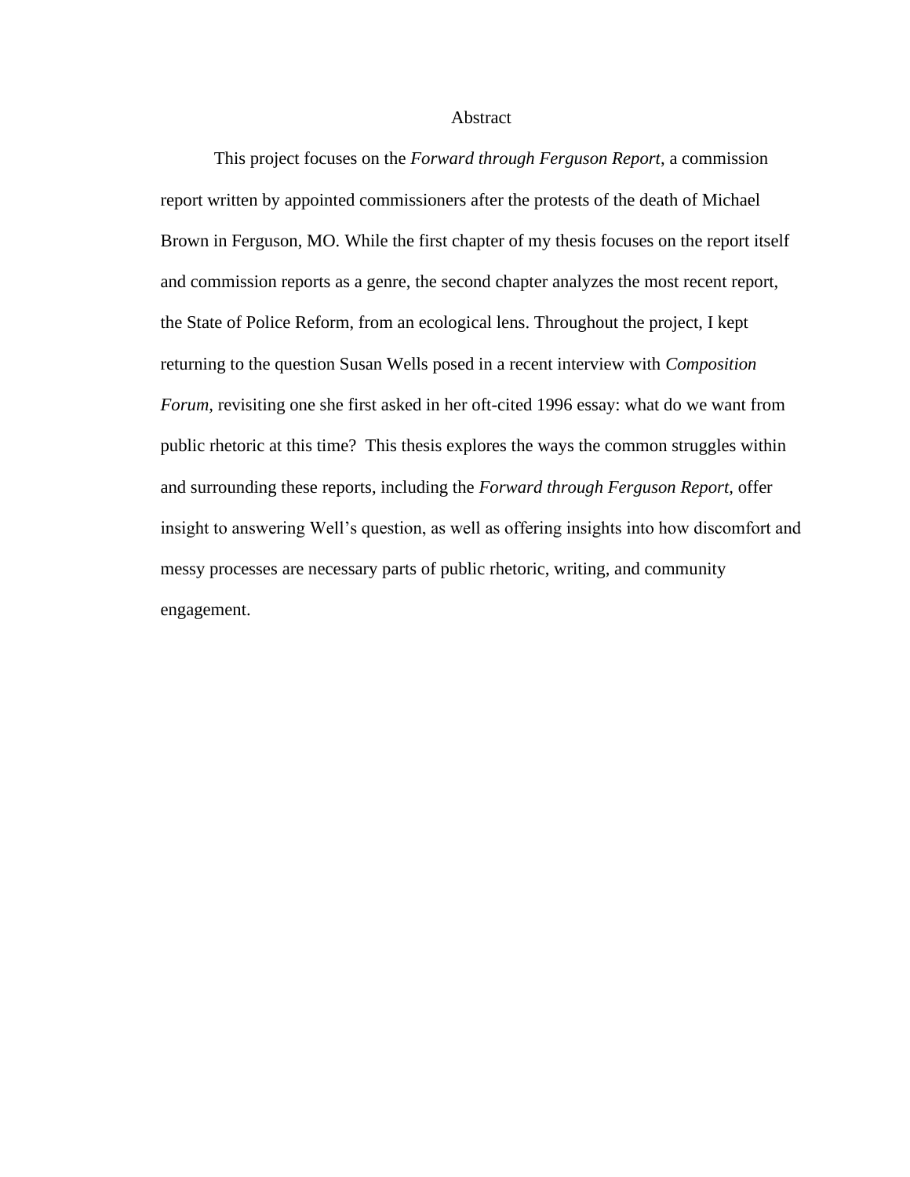# Abstract

This project focuses on the *Forward through Ferguson Report*, a commission report written by appointed commissioners after the protests of the death of Michael Brown in Ferguson, MO. While the first chapter of my thesis focuses on the report itself and commission reports as a genre, the second chapter analyzes the most recent report, the State of Police Reform, from an ecological lens. Throughout the project, I kept returning to the question Susan Wells posed in a recent interview with *Composition Forum*, revisiting one she first asked in her oft-cited 1996 essay: what do we want from public rhetoric at this time? This thesis explores the ways the common struggles within and surrounding these reports, including the *Forward through Ferguson Report*, offer insight to answering Well's question, as well as offering insights into how discomfort and messy processes are necessary parts of public rhetoric, writing, and community engagement.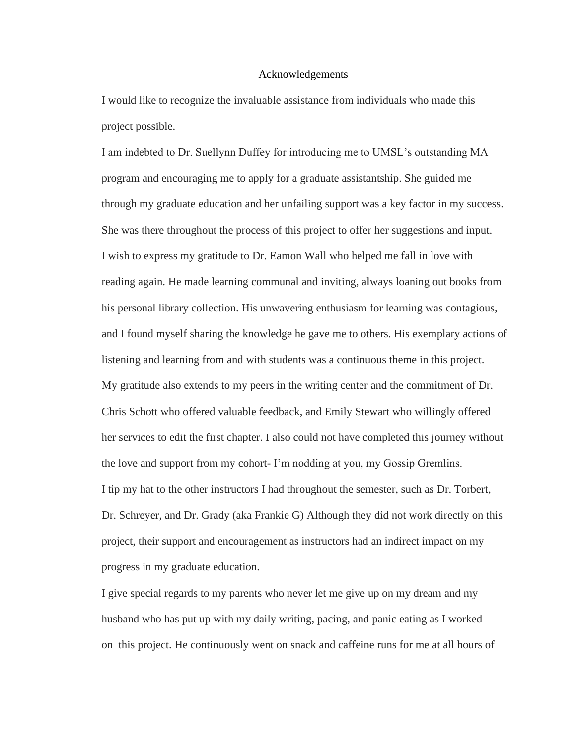# Acknowledgements

I would like to recognize the invaluable assistance from individuals who made this project possible.

I am indebted to Dr. Suellynn Duffey for introducing me to UMSL's outstanding MA program and encouraging me to apply for a graduate assistantship. She guided me through my graduate education and her unfailing support was a key factor in my success. She was there throughout the process of this project to offer her suggestions and input.

I wish to express my gratitude to Dr. Eamon Wall who helped me fall in love with reading again. He made learning communal and inviting, always loaning out books from his personal library collection. His unwavering enthusiasm for learning was contagious, and I found myself sharing the knowledge he gave me to others. His exemplary actions of listening and learning from and with students was a continuous theme in this project.

My gratitude also extends to my peers in the writing center and the commitment of Dr. Chris Schott who offered valuable feedback, and Emily Stewart who willingly offered her services to edit the first chapter. I also could not have completed this journey without the love and support from my cohort- I'm nodding at you, my Gossip Gremlins.

I tip my hat to the other instructors I had throughout the semester, such as Dr. Torbert, Dr. Schreyer, and Dr. Grady (aka Frankie G) Although they did not work directly on this project, their support and encouragement as instructors had an indirect impact on my progress in my graduate education.

I give special regards to my parents who never let me give up on my dream and my husband who has put up with my daily writing, pacing, and panic eating as I worked on this project. He continuously went on snack and caffeine runs for me at all hours of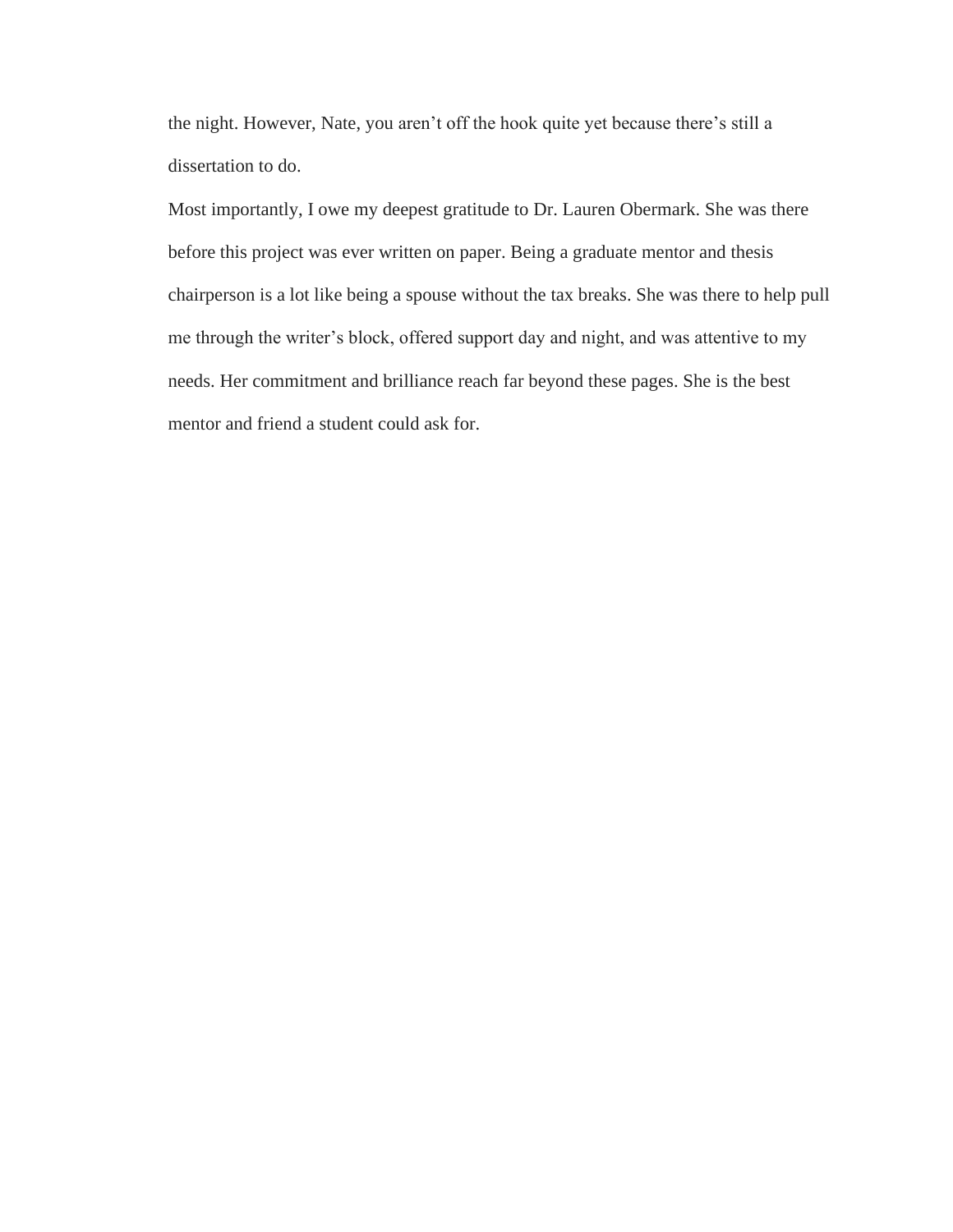the night. However, Nate, you aren’t off the hook quite yet because there’s still a dissertation to do.

Most importantly, I owe my deepest gratitude to Dr. Lauren Obermark. She was there before this project was ever written on paper. Being a graduate mentor and thesis chairperson is a lot like being a spouse without the tax breaks. She was there to help pull me through the writer’s block, offered support day and night, and was attentive to my needs. Her commitment and brilliance reach far beyond these pages. She is the best mentor and friend a student could ask for.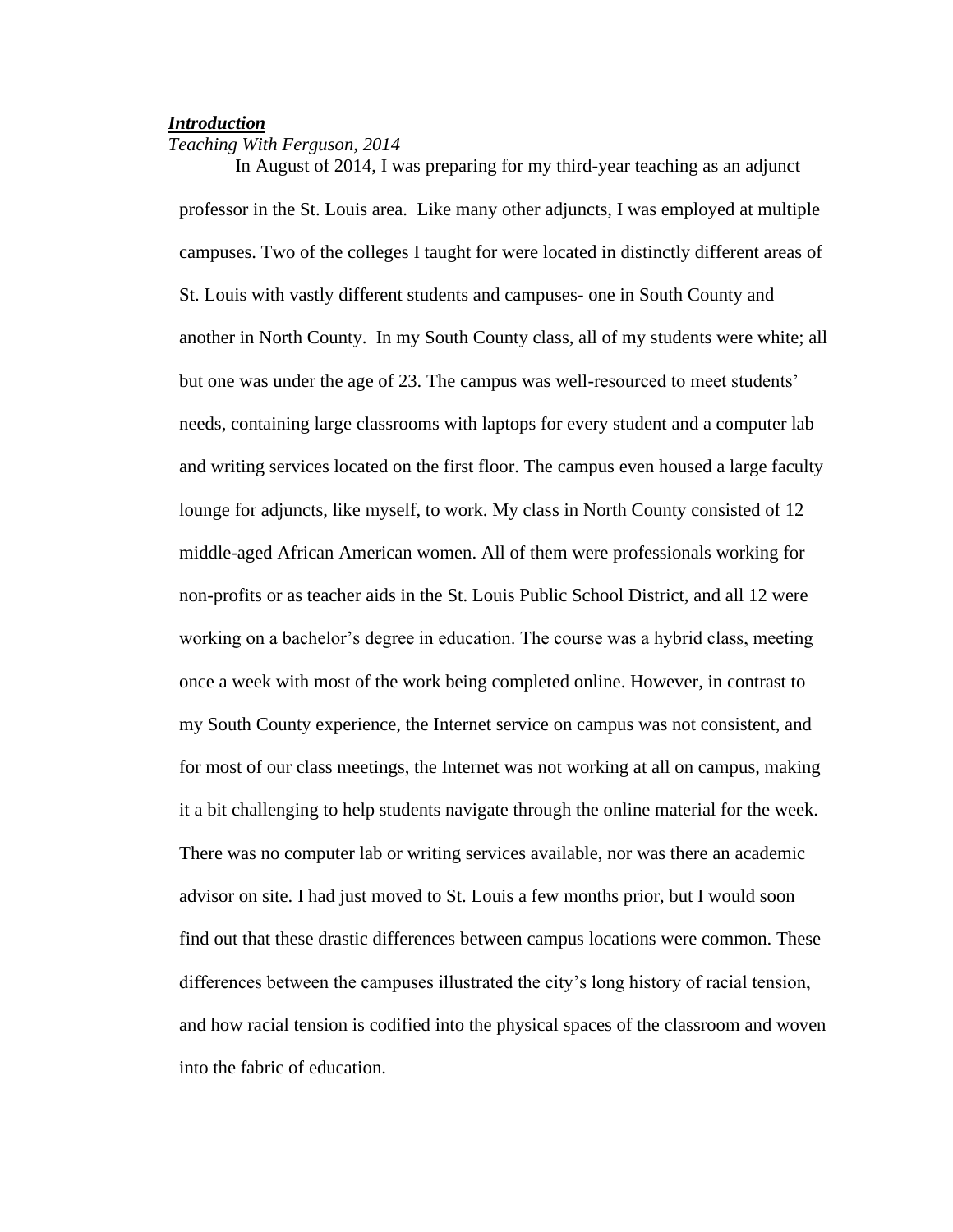## ***Introduction***

*Teaching With Ferguson, 2014*

In August of 2014, I was preparing for my third-year teaching as an adjunct professor in the St. Louis area. Like many other adjuncts, I was employed at multiple campuses. Two of the colleges I taught for were located in distinctly different areas of St. Louis with vastly different students and campuses- one in South County and another in North County. In my South County class, all of my students were white; all but one was under the age of 23. The campus was well-resourced to meet students' needs, containing large classrooms with laptops for every student and a computer lab and writing services located on the first floor. The campus even housed a large faculty lounge for adjuncts, like myself, to work. My class in North County consisted of 12 middle-aged African American women. All of them were professionals working for non-profits or as teacher aids in the St. Louis Public School District, and all 12 were working on a bachelor's degree in education. The course was a hybrid class, meeting once a week with most of the work being completed online. However, in contrast to my South County experience, the Internet service on campus was not consistent, and for most of our class meetings, the Internet was not working at all on campus, making it a bit challenging to help students navigate through the online material for the week. There was no computer lab or writing services available, nor was there an academic advisor on site. I had just moved to St. Louis a few months prior, but I would soon find out that these drastic differences between campus locations were common. These differences between the campuses illustrated the city's long history of racial tension, and how racial tension is codified into the physical spaces of the classroom and woven into the fabric of education.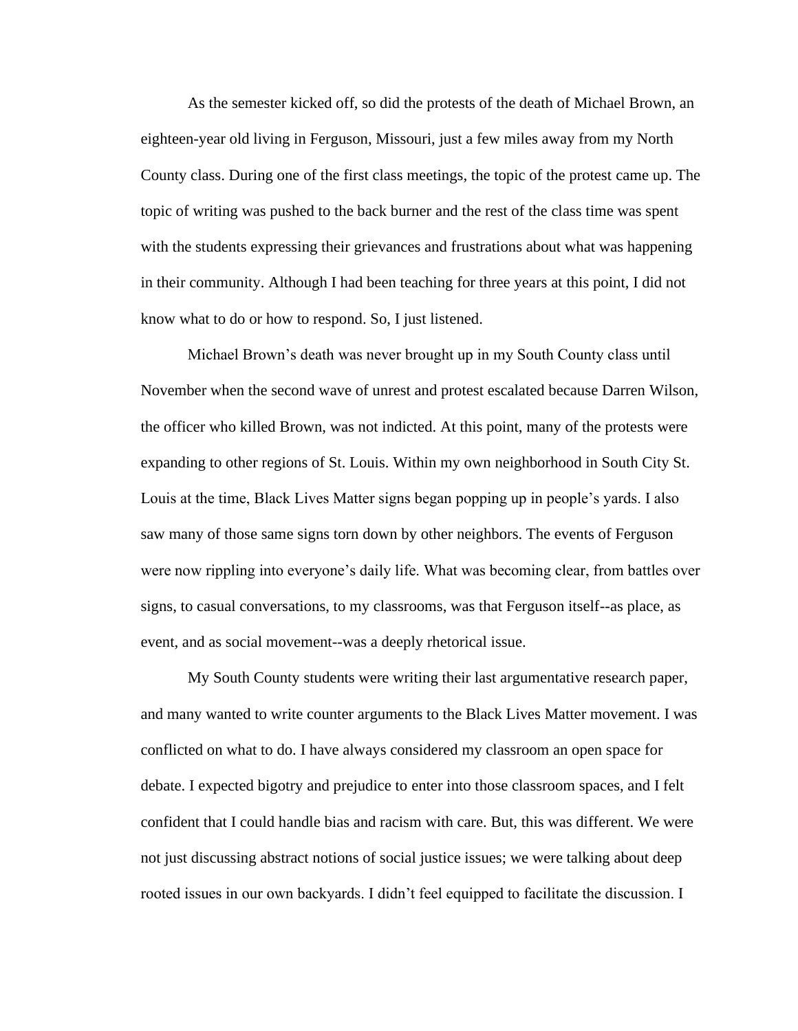As the semester kicked off, so did the protests of the death of Michael Brown, an eighteen-year old living in Ferguson, Missouri, just a few miles away from my North County class. During one of the first class meetings, the topic of the protest came up. The topic of writing was pushed to the back burner and the rest of the class time was spent with the students expressing their grievances and frustrations about what was happening in their community. Although I had been teaching for three years at this point, I did not know what to do or how to respond. So, I just listened.

Michael Brown's death was never brought up in my South County class until November when the second wave of unrest and protest escalated because Darren Wilson, the officer who killed Brown, was not indicted. At this point, many of the protests were expanding to other regions of St. Louis. Within my own neighborhood in South City St. Louis at the time, Black Lives Matter signs began popping up in people's yards. I also saw many of those same signs torn down by other neighbors. The events of Ferguson were now rippling into everyone's daily life. What was becoming clear, from battles over signs, to casual conversations, to my classrooms, was that Ferguson itself--as place, as event, and as social movement--was a deeply rhetorical issue.

My South County students were writing their last argumentative research paper, and many wanted to write counter arguments to the Black Lives Matter movement. I was conflicted on what to do. I have always considered my classroom an open space for debate. I expected bigotry and prejudice to enter into those classroom spaces, and I felt confident that I could handle bias and racism with care. But, this was different. We were not just discussing abstract notions of social justice issues; we were talking about deep rooted issues in our own backyards. I didn't feel equipped to facilitate the discussion. I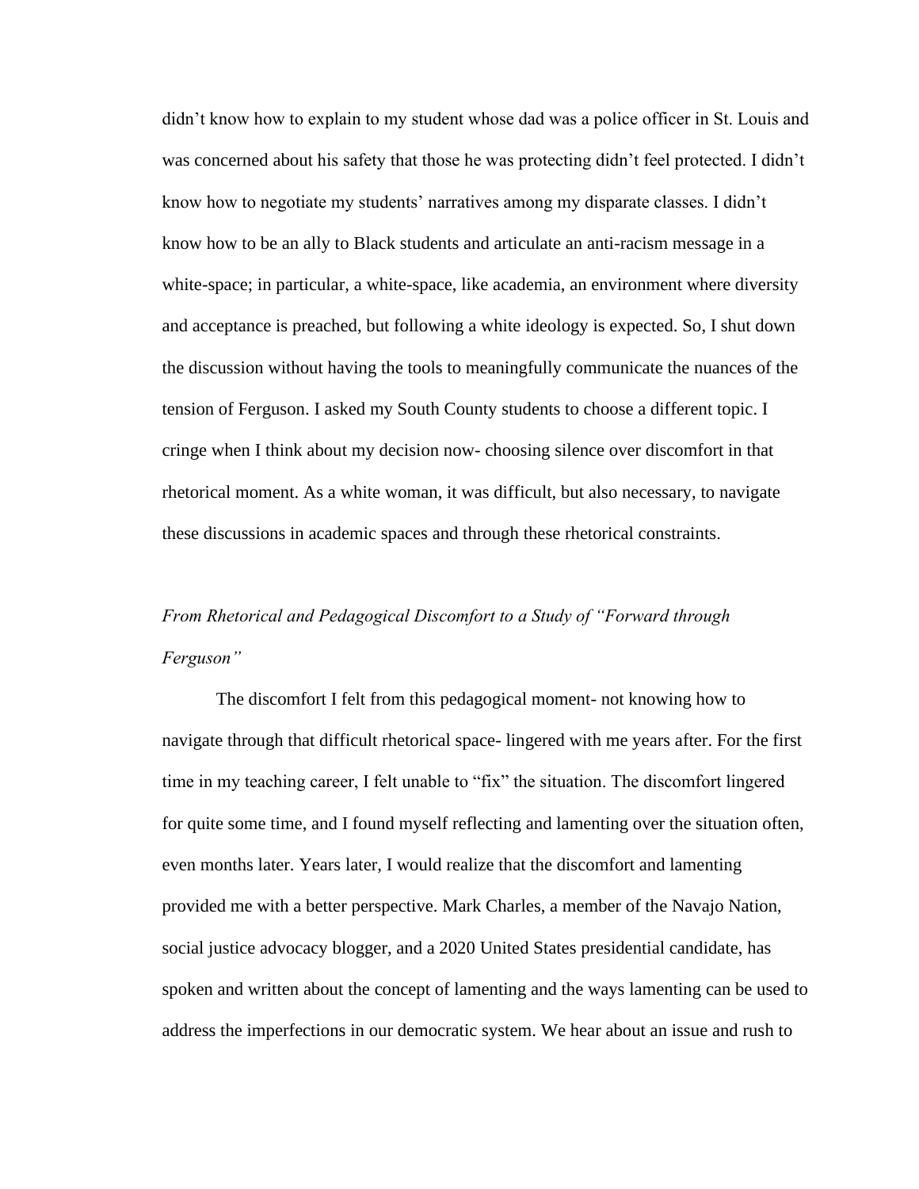didn't know how to explain to my student whose dad was a police officer in St. Louis and was concerned about his safety that those he was protecting didn't feel protected. I didn't know how to negotiate my students' narratives among my disparate classes. I didn't know how to be an ally to Black students and articulate an anti-racism message in a white-space; in particular, a white-space, like academia, an environment where diversity and acceptance is preached, but following a white ideology is expected. So, I shut down the discussion without having the tools to meaningfully communicate the nuances of the tension of Ferguson. I asked my South County students to choose a different topic. I cringe when I think about my decision now- choosing silence over discomfort in that rhetorical moment. As a white woman, it was difficult, but also necessary, to navigate these discussions in academic spaces and through these rhetorical constraints.

*From Rhetorical and Pedagogical Discomfort to a Study of "Forward through Ferguson"*

The discomfort I felt from this pedagogical moment- not knowing how to navigate through that difficult rhetorical space- lingered with me years after. For the first time in my teaching career, I felt unable to "fix" the situation. The discomfort lingered for quite some time, and I found myself reflecting and lamenting over the situation often, even months later. Years later, I would realize that the discomfort and lamenting provided me with a better perspective. Mark Charles, a member of the Navajo Nation, social justice advocacy blogger, and a 2020 United States presidential candidate, has spoken and written about the concept of lamenting and the ways lamenting can be used to address the imperfections in our democratic system. We hear about an issue and rush to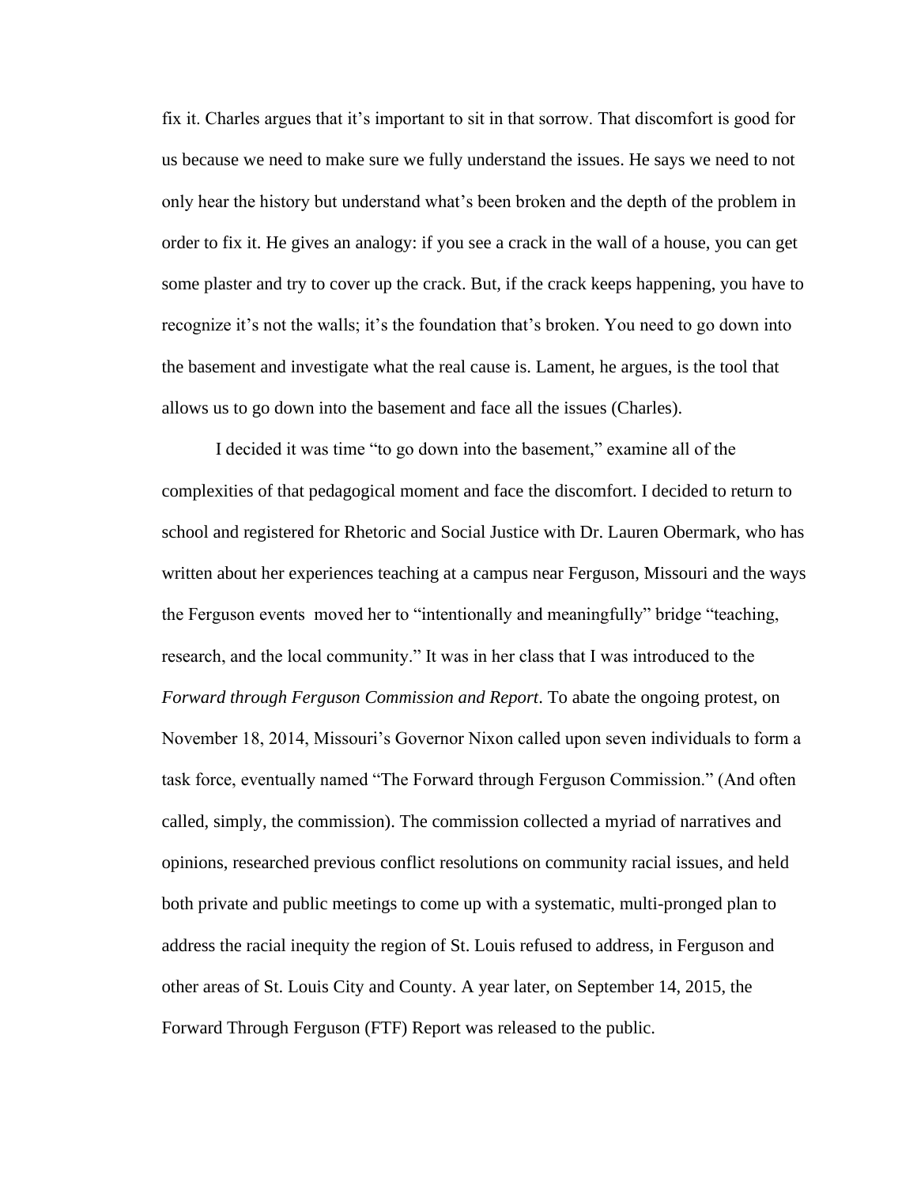fix it. Charles argues that it's important to sit in that sorrow. That discomfort is good for us because we need to make sure we fully understand the issues. He says we need to not only hear the history but understand what's been broken and the depth of the problem in order to fix it. He gives an analogy: if you see a crack in the wall of a house, you can get some plaster and try to cover up the crack. But, if the crack keeps happening, you have to recognize it's not the walls; it's the foundation that's broken. You need to go down into the basement and investigate what the real cause is. Lament, he argues, is the tool that allows us to go down into the basement and face all the issues (Charles).

I decided it was time "to go down into the basement," examine all of the complexities of that pedagogical moment and face the discomfort. I decided to return to school and registered for Rhetoric and Social Justice with Dr. Lauren Obermark, who has written about her experiences teaching at a campus near Ferguson, Missouri and the ways the Ferguson events moved her to "intentionally and meaningfully" bridge "teaching, research, and the local community." It was in her class that I was introduced to the *Forward through Ferguson Commission and Report*. To abate the ongoing protest, on November 18, 2014, Missouri's Governor Nixon called upon seven individuals to form a task force, eventually named "The Forward through Ferguson Commission." (And often called, simply, the commission). The commission collected a myriad of narratives and opinions, researched previous conflict resolutions on community racial issues, and held both private and public meetings to come up with a systematic, multi-pronged plan to address the racial inequity the region of St. Louis refused to address, in Ferguson and other areas of St. Louis City and County. A year later, on September 14, 2015, the Forward Through Ferguson (FTF) Report was released to the public.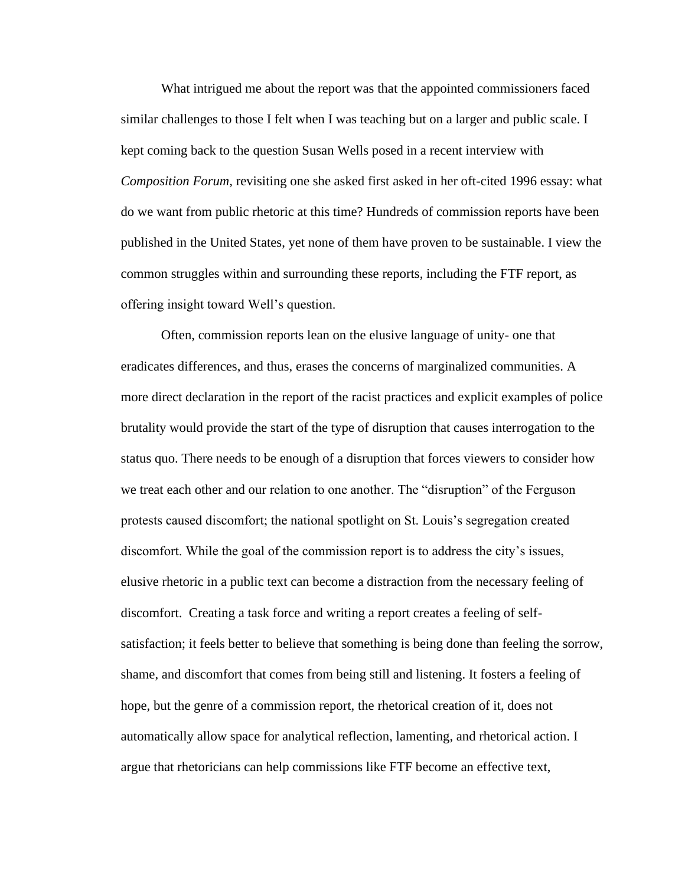What intrigued me about the report was that the appointed commissioners faced similar challenges to those I felt when I was teaching but on a larger and public scale. I kept coming back to the question Susan Wells posed in a recent interview with *Composition Forum,* revisiting one she asked first asked in her oft-cited 1996 essay: what do we want from public rhetoric at this time? Hundreds of commission reports have been published in the United States, yet none of them have proven to be sustainable. I view the common struggles within and surrounding these reports, including the FTF report, as offering insight toward Well's question.

Often, commission reports lean on the elusive language of unity- one that eradicates differences, and thus, erases the concerns of marginalized communities. A more direct declaration in the report of the racist practices and explicit examples of police brutality would provide the start of the type of disruption that causes interrogation to the status quo. There needs to be enough of a disruption that forces viewers to consider how we treat each other and our relation to one another. The "disruption" of the Ferguson protests caused discomfort; the national spotlight on St. Louis's segregation created discomfort. While the goal of the commission report is to address the city's issues, elusive rhetoric in a public text can become a distraction from the necessary feeling of discomfort. Creating a task force and writing a report creates a feeling of self-satisfaction; it feels better to believe that something is being done than feeling the sorrow, shame, and discomfort that comes from being still and listening. It fosters a feeling of hope, but the genre of a commission report, the rhetorical creation of it, does not automatically allow space for analytical reflection, lamenting, and rhetorical action. I argue that rhetoricians can help commissions like FTF become an effective text,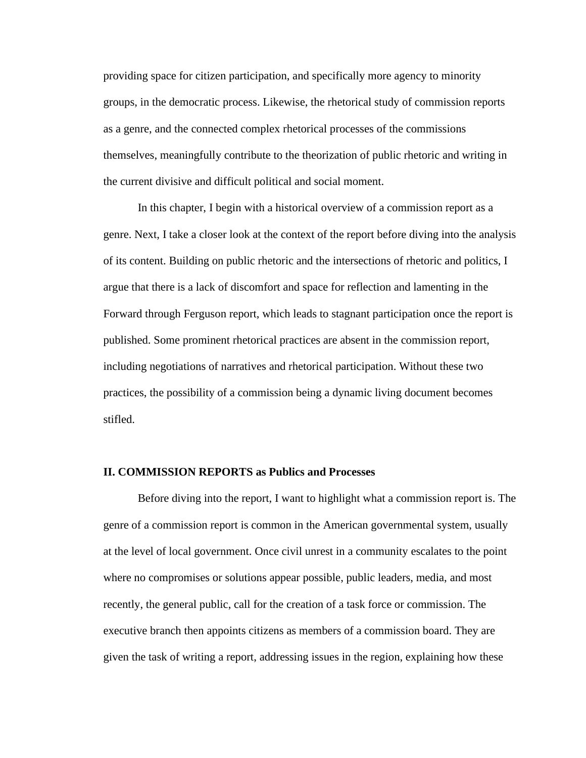providing space for citizen participation, and specifically more agency to minority groups, in the democratic process. Likewise, the rhetorical study of commission reports as a genre, and the connected complex rhetorical processes of the commissions themselves, meaningfully contribute to the theorization of public rhetoric and writing in the current divisive and difficult political and social moment.

In this chapter, I begin with a historical overview of a commission report as a genre. Next, I take a closer look at the context of the report before diving into the analysis of its content. Building on public rhetoric and the intersections of rhetoric and politics, I argue that there is a lack of discomfort and space for reflection and lamenting in the Forward through Ferguson report, which leads to stagnant participation once the report is published. Some prominent rhetorical practices are absent in the commission report, including negotiations of narratives and rhetorical participation. Without these two practices, the possibility of a commission being a dynamic living document becomes stifled.

## II. COMMISSION REPORTS as Publics and Processes

Before diving into the report, I want to highlight what a commission report is. The genre of a commission report is common in the American governmental system, usually at the level of local government. Once civil unrest in a community escalates to the point where no compromises or solutions appear possible, public leaders, media, and most recently, the general public, call for the creation of a task force or commission. The executive branch then appoints citizens as members of a commission board. They are given the task of writing a report, addressing issues in the region, explaining how these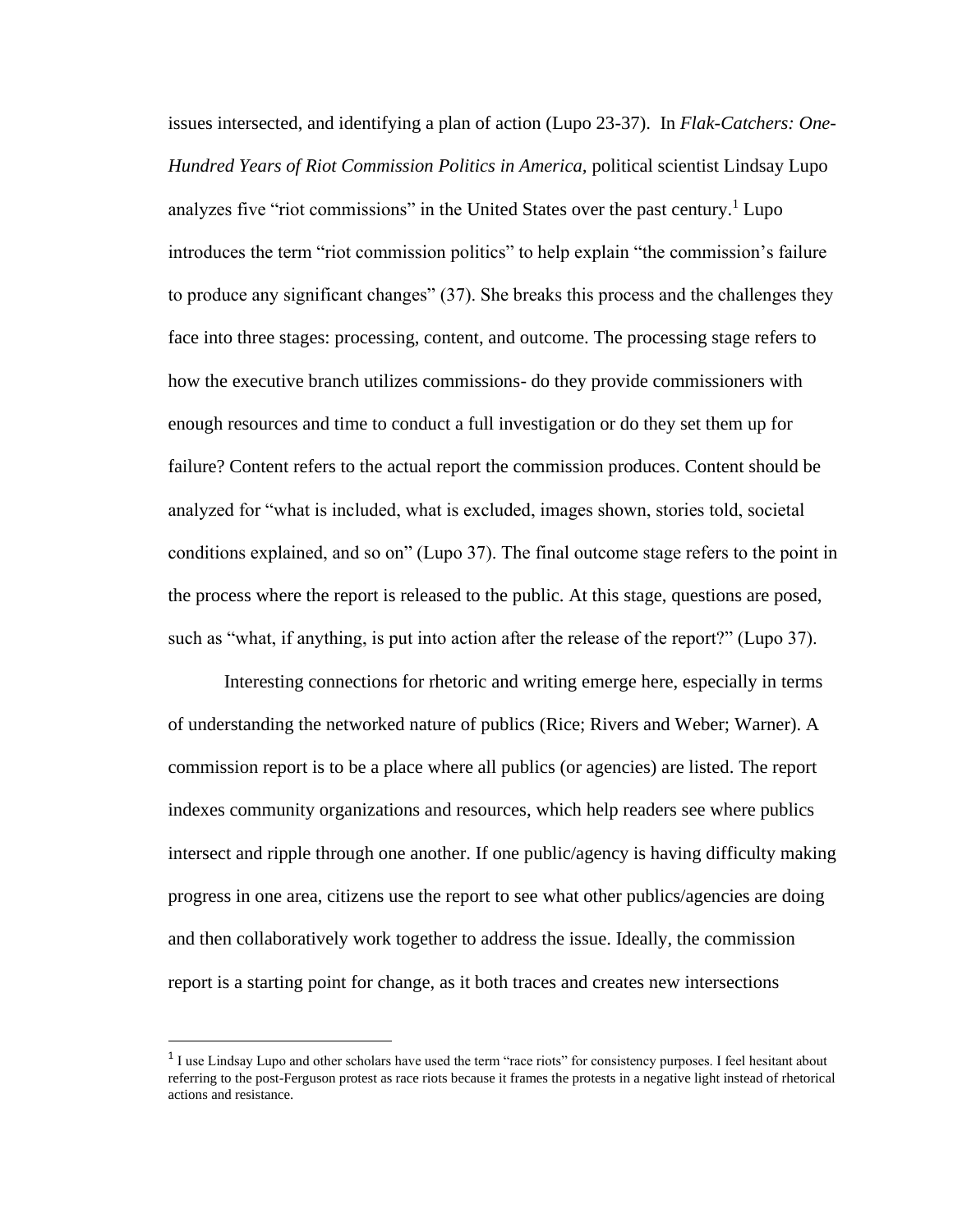issues intersected, and identifying a plan of action (Lupo 23-37). In *Flak-Catchers: One-Hundred Years of Riot Commission Politics in America,* political scientist Lindsay Lupo analyzes five "riot commissions" in the United States over the past century.[1] Lupo introduces the term "riot commission politics" to help explain "the commission's failure to produce any significant changes" (37). She breaks this process and the challenges they face into three stages: processing, content, and outcome. The processing stage refers to how the executive branch utilizes commissions- do they provide commissioners with enough resources and time to conduct a full investigation or do they set them up for failure? Content refers to the actual report the commission produces. Content should be analyzed for "what is included, what is excluded, images shown, stories told, societal conditions explained, and so on" (Lupo 37). The final outcome stage refers to the point in the process where the report is released to the public. At this stage, questions are posed, such as "what, if anything, is put into action after the release of the report?" (Lupo 37).

Interesting connections for rhetoric and writing emerge here, especially in terms of understanding the networked nature of publics (Rice; Rivers and Weber; Warner). A commission report is to be a place where all publics (or agencies) are listed. The report indexes community organizations and resources, which help readers see where publics intersect and ripple through one another. If one public/agency is having difficulty making progress in one area, citizens use the report to see what other publics/agencies are doing and then collaboratively work together to address the issue. Ideally, the commission report is a starting point for change, as it both traces and creates new intersections

---

[1] I use Lindsay Lupo and other scholars have used the term "race riots" for consistency purposes. I feel hesitant about referring to the post-Ferguson protest as race riots because it frames the protests in a negative light instead of rhetorical actions and resistance.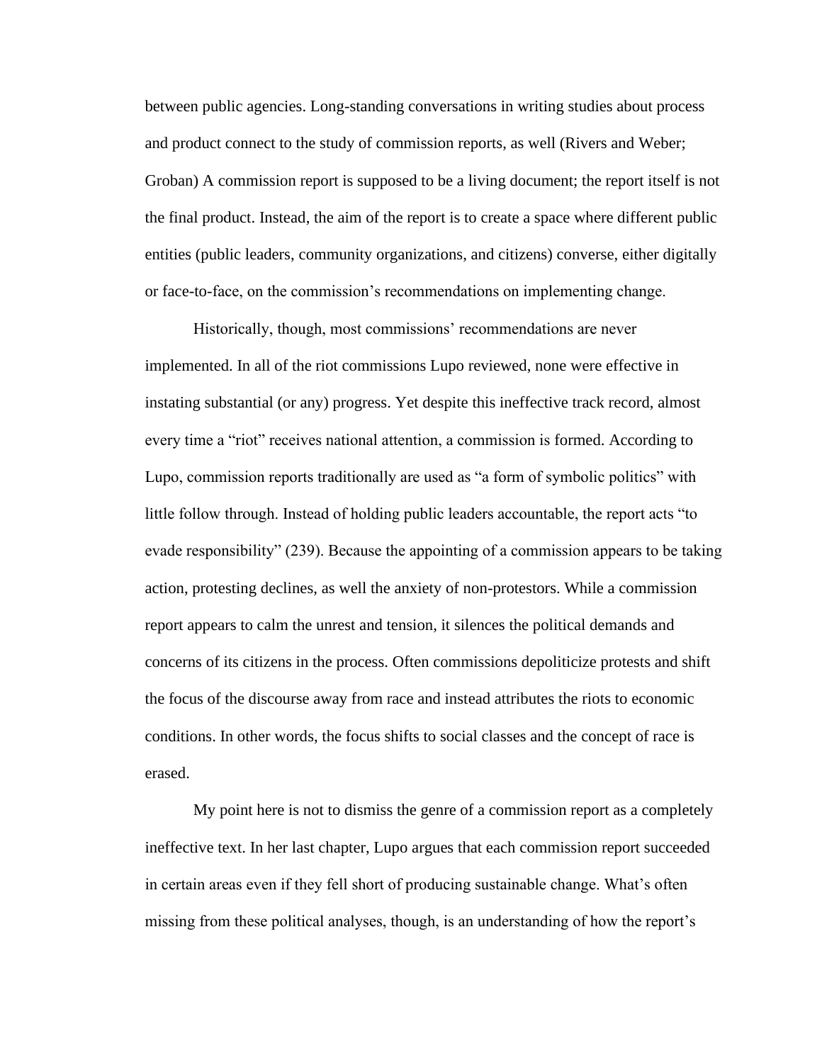between public agencies. Long-standing conversations in writing studies about process and product connect to the study of commission reports, as well (Rivers and Weber; Groban) A commission report is supposed to be a living document; the report itself is not the final product. Instead, the aim of the report is to create a space where different public entities (public leaders, community organizations, and citizens) converse, either digitally or face-to-face, on the commission's recommendations on implementing change.

Historically, though, most commissions' recommendations are never implemented. In all of the riot commissions Lupo reviewed, none were effective in instating substantial (or any) progress. Yet despite this ineffective track record, almost every time a "riot" receives national attention, a commission is formed. According to Lupo, commission reports traditionally are used as "a form of symbolic politics" with little follow through. Instead of holding public leaders accountable, the report acts "to evade responsibility" (239). Because the appointing of a commission appears to be taking action, protesting declines, as well the anxiety of non-protestors. While a commission report appears to calm the unrest and tension, it silences the political demands and concerns of its citizens in the process. Often commissions depoliticize protests and shift the focus of the discourse away from race and instead attributes the riots to economic conditions. In other words, the focus shifts to social classes and the concept of race is erased.

My point here is not to dismiss the genre of a commission report as a completely ineffective text. In her last chapter, Lupo argues that each commission report succeeded in certain areas even if they fell short of producing sustainable change. What's often missing from these political analyses, though, is an understanding of how the report's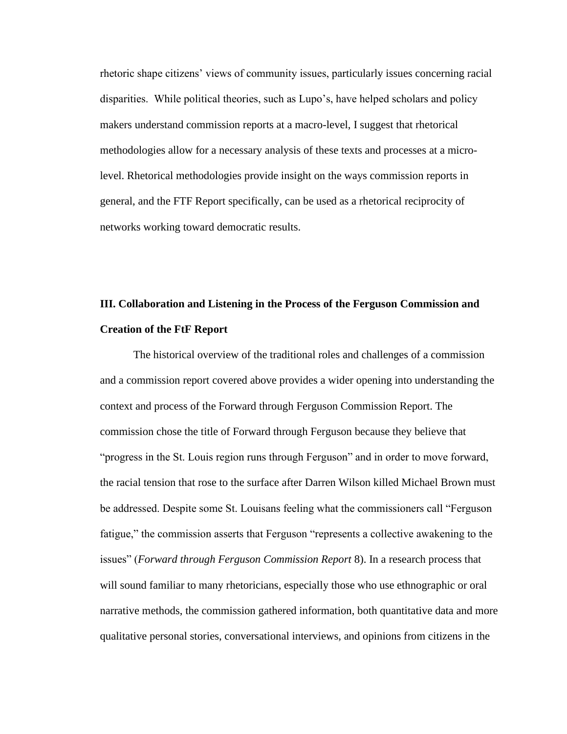rhetoric shape citizens' views of community issues, particularly issues concerning racial disparities. While political theories, such as Lupo's, have helped scholars and policy makers understand commission reports at a macro-level, I suggest that rhetorical methodologies allow for a necessary analysis of these texts and processes at a micro-level. Rhetorical methodologies provide insight on the ways commission reports in general, and the FTF Report specifically, can be used as a rhetorical reciprocity of networks working toward democratic results.

## III. Collaboration and Listening in the Process of the Ferguson Commission and Creation of the FtF Report

The historical overview of the traditional roles and challenges of a commission and a commission report covered above provides a wider opening into understanding the context and process of the Forward through Ferguson Commission Report. The commission chose the title of Forward through Ferguson because they believe that "progress in the St. Louis region runs through Ferguson" and in order to move forward, the racial tension that rose to the surface after Darren Wilson killed Michael Brown must be addressed. Despite some St. Louisans feeling what the commissioners call "Ferguson fatigue," the commission asserts that Ferguson "represents a collective awakening to the issues" (*Forward through Ferguson Commission Report* 8). In a research process that will sound familiar to many rhetoricians, especially those who use ethnographic or oral narrative methods, the commission gathered information, both quantitative data and more qualitative personal stories, conversational interviews, and opinions from citizens in the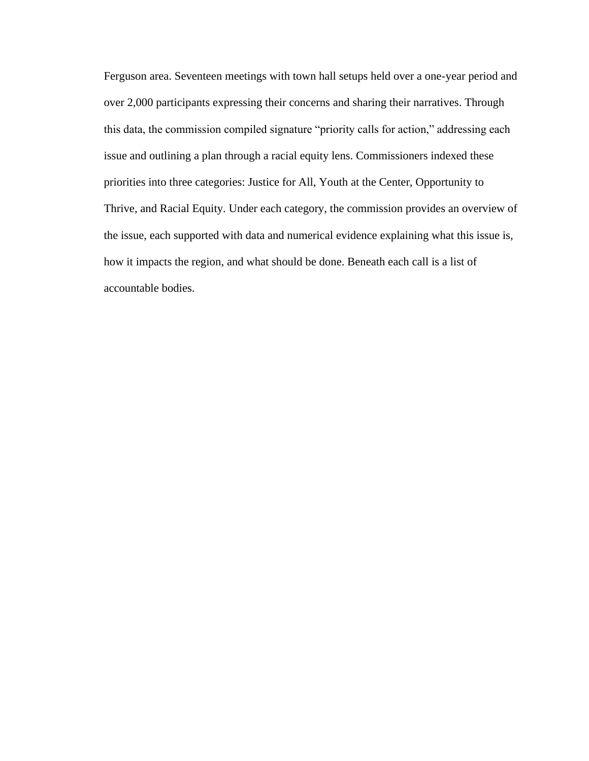Ferguson area. Seventeen meetings with town hall setups held over a one-year period and over 2,000 participants expressing their concerns and sharing their narratives. Through this data, the commission compiled signature “priority calls for action,” addressing each issue and outlining a plan through a racial equity lens. Commissioners indexed these priorities into three categories: Justice for All, Youth at the Center, Opportunity to Thrive, and Racial Equity. Under each category, the commission provides an overview of the issue, each supported with data and numerical evidence explaining what this issue is, how it impacts the region, and what should be done. Beneath each call is a list of accountable bodies.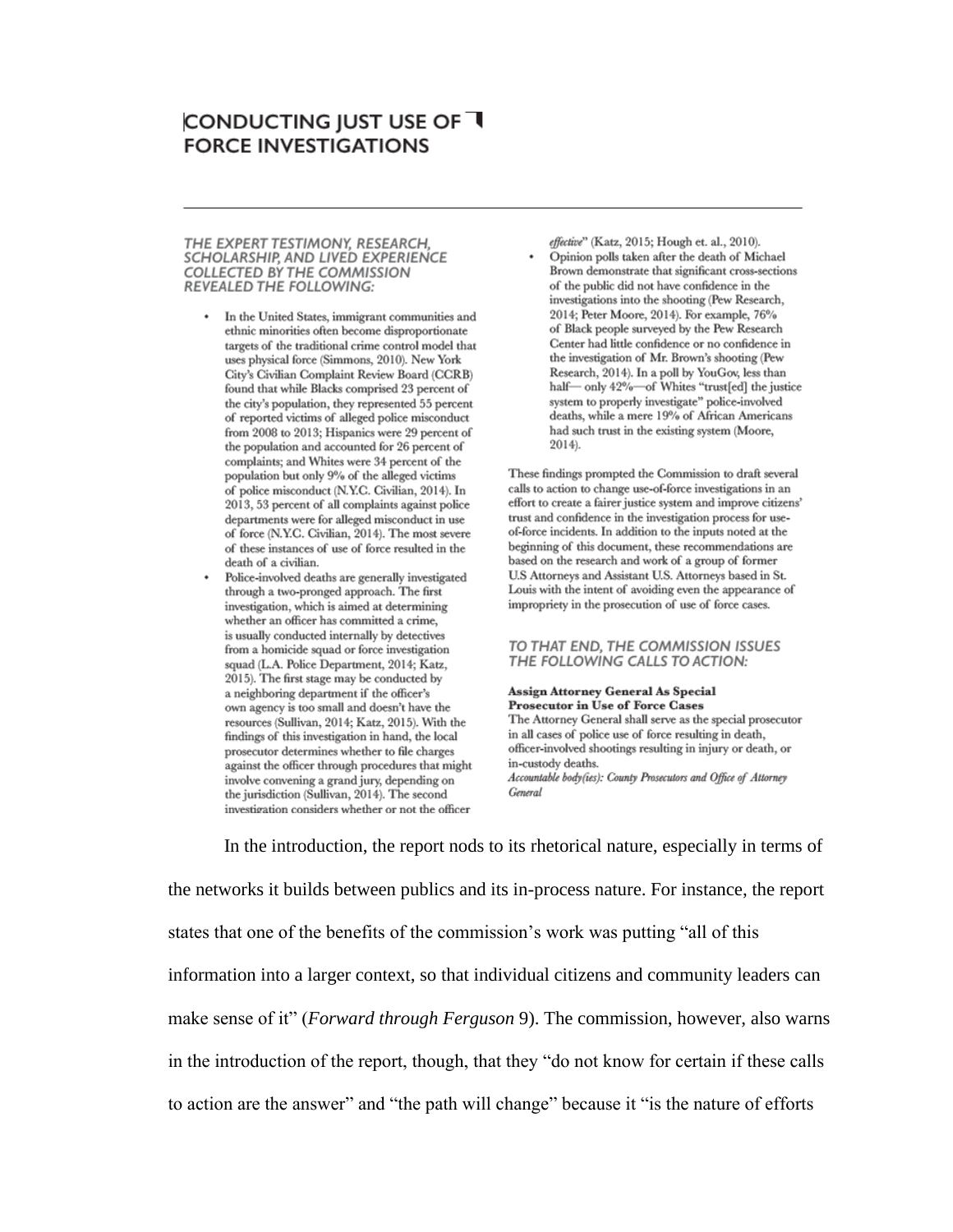## CONDUCTING JUST USE OF FORCE INVESTIGATIONS

### THE EXPERT TESTIMONY, RESEARCH, SCHOLARSHIP, AND LIVED EXPERIENCE COLLECTED BY THE COMMISSION REVEALED THE FOLLOWING:

- In the United States, immigrant communities and ethnic minorities often become disproportionate targets of the traditional crime control model that uses physical force (Simmons, 2010). New York City's Civilian Complaint Review Board (CCRB) found that while Blacks comprised 23 percent of the city's population, they represented 55 percent of reported victims of alleged police misconduct from 2008 to 2013; Hispanics were 29 percent of the population and accounted for 26 percent of complaints; and Whites were 34 percent of the population but only 9% of the alleged victims of police misconduct (N.Y.C. Civilian, 2014). In 2013, 53 percent of all complaints against police departments were for alleged misconduct in use of force (N.Y.C. Civilian, 2014). The most severe of these instances of use of force resulted in the death of a civilian.
- Police-involved deaths are generally investigated through a two-pronged approach. The first investigation, which is aimed at determining whether an officer has committed a crime, is usually conducted internally by detectives from a homicide squad or force investigation squad (L.A. Police Department, 2014; Katz, 2015). The first stage may be conducted by a neighboring department if the officer's own agency is too small and doesn't have the resources (Sullivan, 2014; Katz, 2015). With the findings of this investigation in hand, the local prosecutor determines whether to file charges against the officer through procedures that might involve convening a grand jury, depending on the jurisdiction (Sullivan, 2014). The second investigation considers whether or not the officer *effective*" (Katz, 2015; Hough et. al., 2010).
- Opinion polls taken after the death of Michael Brown demonstrate that significant cross-sections of the public did not have confidence in the investigations into the shooting (Pew Research, 2014; Peter Moore, 2014). For example, 76% of Black people surveyed by the Pew Research Center had little confidence or no confidence in the investigation of Mr. Brown's shooting (Pew Research, 2014). In a poll by YouGov, less than half— only 42%—of Whites "trust[ed] the justice system to properly investigate" police-involved deaths, while a mere 19% of African Americans had such trust in the existing system (Moore, 2014).

These findings prompted the Commission to draft several calls to action to change use-of-force investigations in an effort to create a fairer justice system and improve citizens' trust and confidence in the investigation process for use-of-force incidents. In addition to the inputs noted at the beginning of this document, these recommendations are based on the research and work of a group of former U.S Attorneys and Assistant U.S. Attorneys based in St. Louis with the intent of avoiding even the appearance of impropriety in the prosecution of use of force cases.

### TO THAT END, THE COMMISSION ISSUES THE FOLLOWING CALLS TO ACTION:

**Assign Attorney General As Special Prosecutor in Use of Force Cases**
The Attorney General shall serve as the special prosecutor in all cases of police use of force resulting in death, officer-involved shootings resulting in injury or death, or in-custody deaths.
*Accountable body(ies): County Prosecutors and Office of Attorney General*

In the introduction, the report nods to its rhetorical nature, especially in terms of the networks it builds between publics and its in-process nature. For instance, the report states that one of the benefits of the commission's work was putting "all of this information into a larger context, so that individual citizens and community leaders can make sense of it" (*Forward through Ferguson* 9). The commission, however, also warns in the introduction of the report, though, that they "do not know for certain if these calls to action are the answer" and "the path will change" because it "is the nature of efforts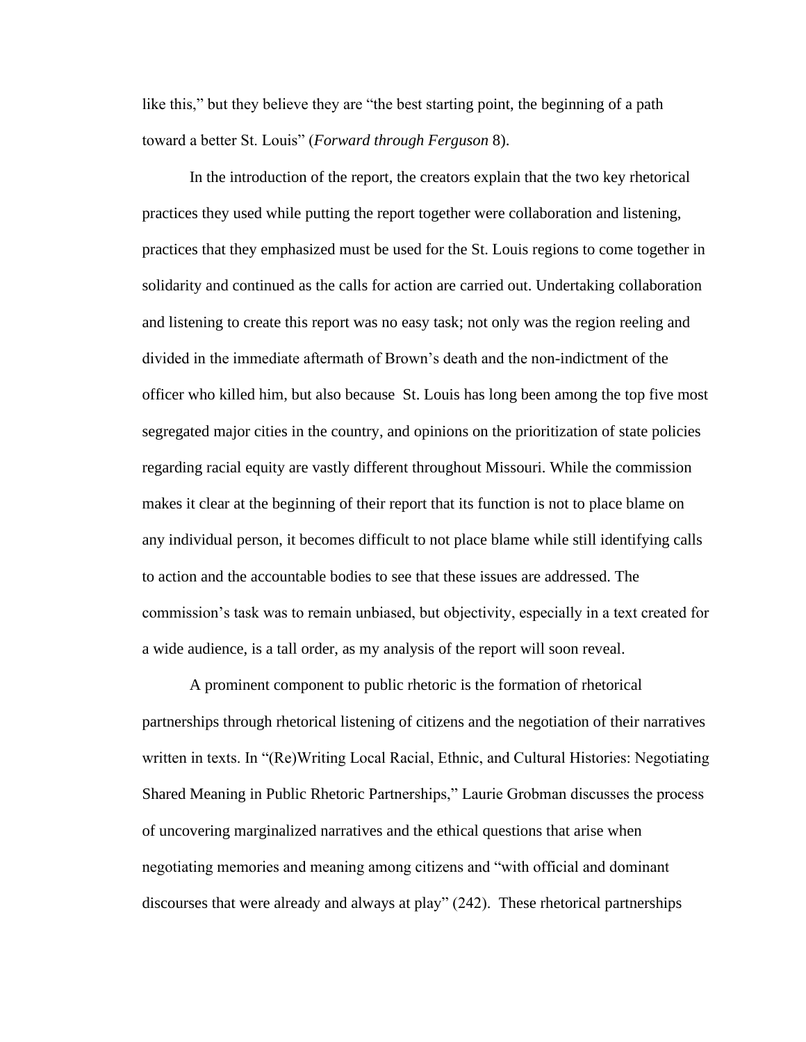like this," but they believe they are "the best starting point, the beginning of a path toward a better St. Louis" (*Forward through Ferguson* 8).

In the introduction of the report, the creators explain that the two key rhetorical practices they used while putting the report together were collaboration and listening, practices that they emphasized must be used for the St. Louis regions to come together in solidarity and continued as the calls for action are carried out. Undertaking collaboration and listening to create this report was no easy task; not only was the region reeling and divided in the immediate aftermath of Brown's death and the non-indictment of the officer who killed him, but also because St. Louis has long been among the top five most segregated major cities in the country, and opinions on the prioritization of state policies regarding racial equity are vastly different throughout Missouri. While the commission makes it clear at the beginning of their report that its function is not to place blame on any individual person, it becomes difficult to not place blame while still identifying calls to action and the accountable bodies to see that these issues are addressed. The commission's task was to remain unbiased, but objectivity, especially in a text created for a wide audience, is a tall order, as my analysis of the report will soon reveal.

A prominent component to public rhetoric is the formation of rhetorical partnerships through rhetorical listening of citizens and the negotiation of their narratives written in texts. In "(Re)Writing Local Racial, Ethnic, and Cultural Histories: Negotiating Shared Meaning in Public Rhetoric Partnerships," Laurie Grobman discusses the process of uncovering marginalized narratives and the ethical questions that arise when negotiating memories and meaning among citizens and "with official and dominant discourses that were already and always at play" (242). These rhetorical partnerships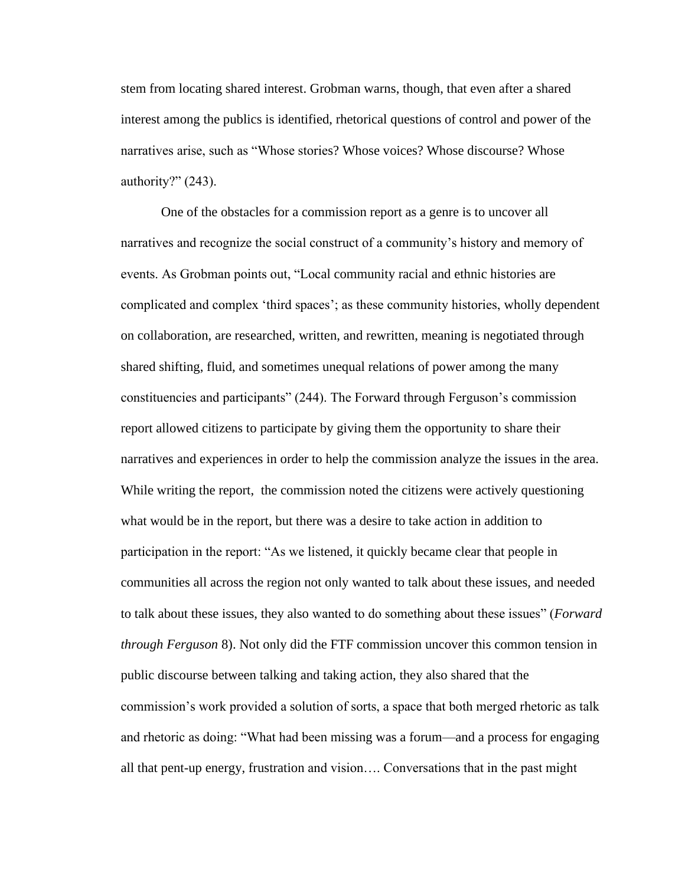stem from locating shared interest. Grobman warns, though, that even after a shared interest among the publics is identified, rhetorical questions of control and power of the narratives arise, such as "Whose stories? Whose voices? Whose discourse? Whose authority?" (243).

One of the obstacles for a commission report as a genre is to uncover all narratives and recognize the social construct of a community's history and memory of events. As Grobman points out, "Local community racial and ethnic histories are complicated and complex 'third spaces'; as these community histories, wholly dependent on collaboration, are researched, written, and rewritten, meaning is negotiated through shared shifting, fluid, and sometimes unequal relations of power among the many constituencies and participants" (244). The Forward through Ferguson's commission report allowed citizens to participate by giving them the opportunity to share their narratives and experiences in order to help the commission analyze the issues in the area. While writing the report, the commission noted the citizens were actively questioning what would be in the report, but there was a desire to take action in addition to participation in the report: "As we listened, it quickly became clear that people in communities all across the region not only wanted to talk about these issues, and needed to talk about these issues, they also wanted to do something about these issues" (*Forward through Ferguson* 8). Not only did the FTF commission uncover this common tension in public discourse between talking and taking action, they also shared that the commission's work provided a solution of sorts, a space that both merged rhetoric as talk and rhetoric as doing: "What had been missing was a forum—and a process for engaging all that pent-up energy, frustration and vision…. Conversations that in the past might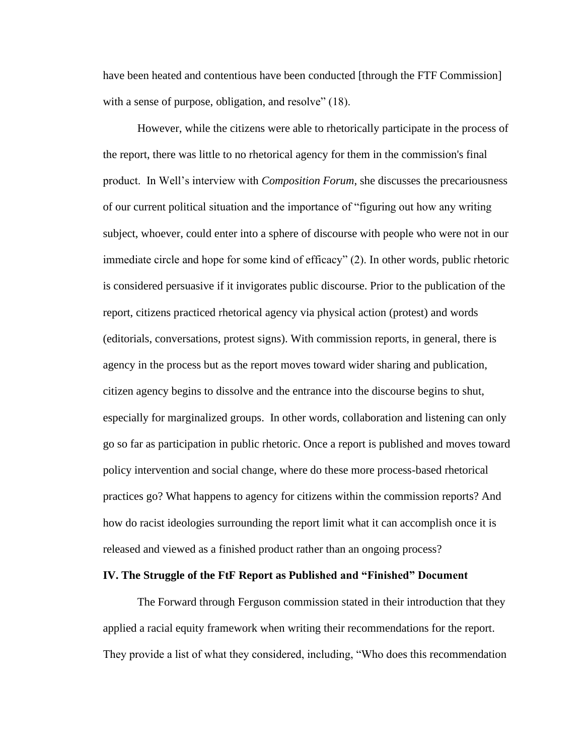have been heated and contentious have been conducted [through the FTF Commission] with a sense of purpose, obligation, and resolve" (18).

However, while the citizens were able to rhetorically participate in the process of the report, there was little to no rhetorical agency for them in the commission's final product. In Well's interview with *Composition Forum*, she discusses the precariousness of our current political situation and the importance of "figuring out how any writing subject, whoever, could enter into a sphere of discourse with people who were not in our immediate circle and hope for some kind of efficacy" (2). In other words, public rhetoric is considered persuasive if it invigorates public discourse. Prior to the publication of the report, citizens practiced rhetorical agency via physical action (protest) and words (editorials, conversations, protest signs). With commission reports, in general, there is agency in the process but as the report moves toward wider sharing and publication, citizen agency begins to dissolve and the entrance into the discourse begins to shut, especially for marginalized groups. In other words, collaboration and listening can only go so far as participation in public rhetoric. Once a report is published and moves toward policy intervention and social change, where do these more process-based rhetorical practices go? What happens to agency for citizens within the commission reports? And how do racist ideologies surrounding the report limit what it can accomplish once it is released and viewed as a finished product rather than an ongoing process?

### IV. The Struggle of the FtF Report as Published and "Finished" Document

The Forward through Ferguson commission stated in their introduction that they applied a racial equity framework when writing their recommendations for the report. They provide a list of what they considered, including, "Who does this recommendation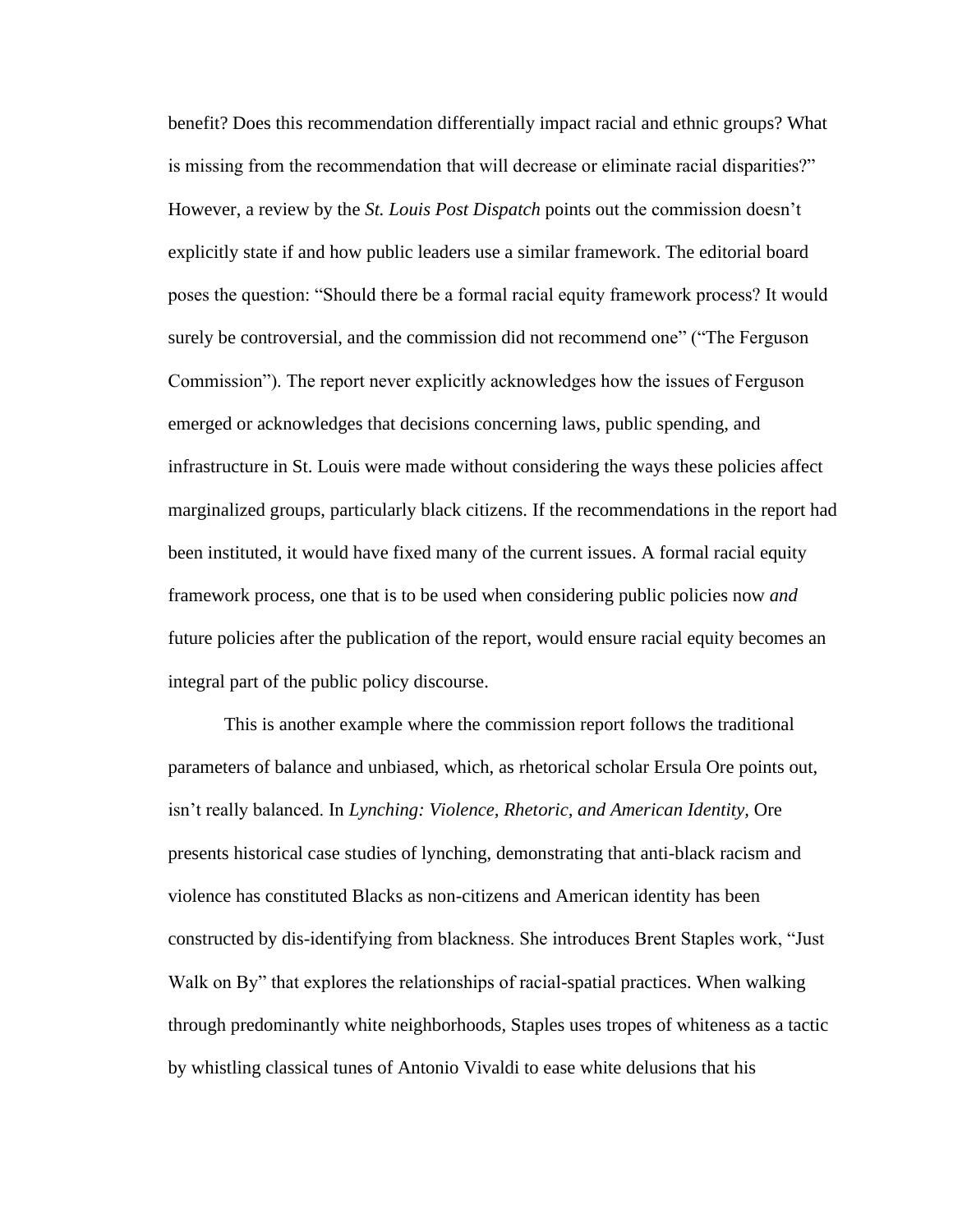benefit? Does this recommendation differentially impact racial and ethnic groups? What is missing from the recommendation that will decrease or eliminate racial disparities?" However, a review by the *St. Louis Post Dispatch* points out the commission doesn't explicitly state if and how public leaders use a similar framework. The editorial board poses the question: "Should there be a formal racial equity framework process? It would surely be controversial, and the commission did not recommend one" ("The Ferguson Commission"). The report never explicitly acknowledges how the issues of Ferguson emerged or acknowledges that decisions concerning laws, public spending, and infrastructure in St. Louis were made without considering the ways these policies affect marginalized groups, particularly black citizens. If the recommendations in the report had been instituted, it would have fixed many of the current issues. A formal racial equity framework process, one that is to be used when considering public policies now *and* future policies after the publication of the report, would ensure racial equity becomes an integral part of the public policy discourse.

This is another example where the commission report follows the traditional parameters of balance and unbiased, which, as rhetorical scholar Ersula Ore points out, isn't really balanced. In *Lynching: Violence, Rhetoric, and American Identity,* Ore presents historical case studies of lynching, demonstrating that anti-black racism and violence has constituted Blacks as non-citizens and American identity has been constructed by dis-identifying from blackness. She introduces Brent Staples work, "Just Walk on By" that explores the relationships of racial-spatial practices. When walking through predominantly white neighborhoods, Staples uses tropes of whiteness as a tactic by whistling classical tunes of Antonio Vivaldi to ease white delusions that his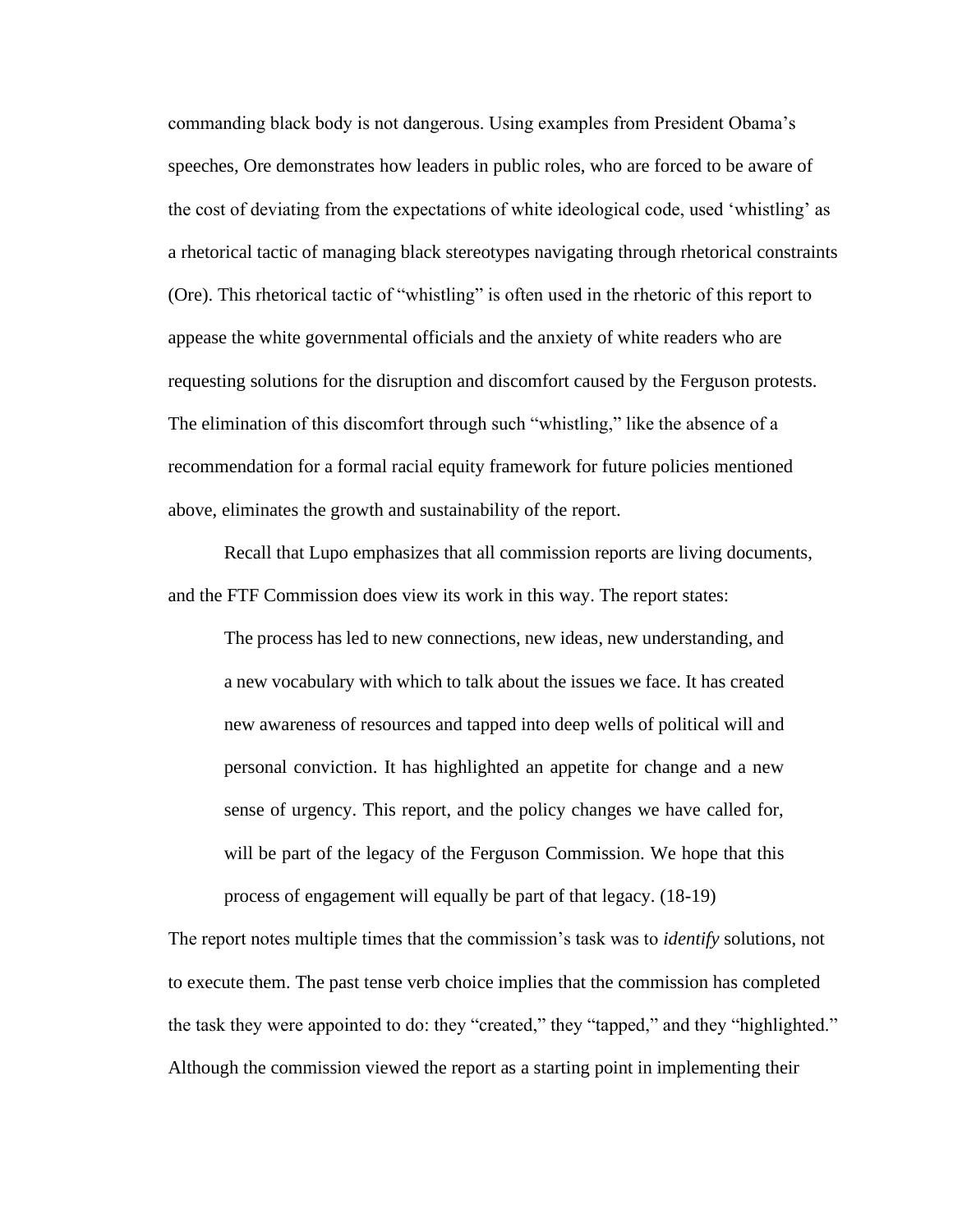commanding black body is not dangerous. Using examples from President Obama's speeches, Ore demonstrates how leaders in public roles, who are forced to be aware of the cost of deviating from the expectations of white ideological code, used 'whistling' as a rhetorical tactic of managing black stereotypes navigating through rhetorical constraints (Ore). This rhetorical tactic of "whistling" is often used in the rhetoric of this report to appease the white governmental officials and the anxiety of white readers who are requesting solutions for the disruption and discomfort caused by the Ferguson protests. The elimination of this discomfort through such "whistling," like the absence of a recommendation for a formal racial equity framework for future policies mentioned above, eliminates the growth and sustainability of the report.

Recall that Lupo emphasizes that all commission reports are living documents, and the FTF Commission does view its work in this way. The report states:

> The process has led to new connections, new ideas, new understanding, and a new vocabulary with which to talk about the issues we face. It has created new awareness of resources and tapped into deep wells of political will and personal conviction. It has highlighted an appetite for change and a new sense of urgency. This report, and the policy changes we have called for, will be part of the legacy of the Ferguson Commission. We hope that this process of engagement will equally be part of that legacy. (18-19)

The report notes multiple times that the commission's task was to *identify* solutions, not to execute them. The past tense verb choice implies that the commission has completed the task they were appointed to do: they "created," they "tapped," and they "highlighted." Although the commission viewed the report as a starting point in implementing their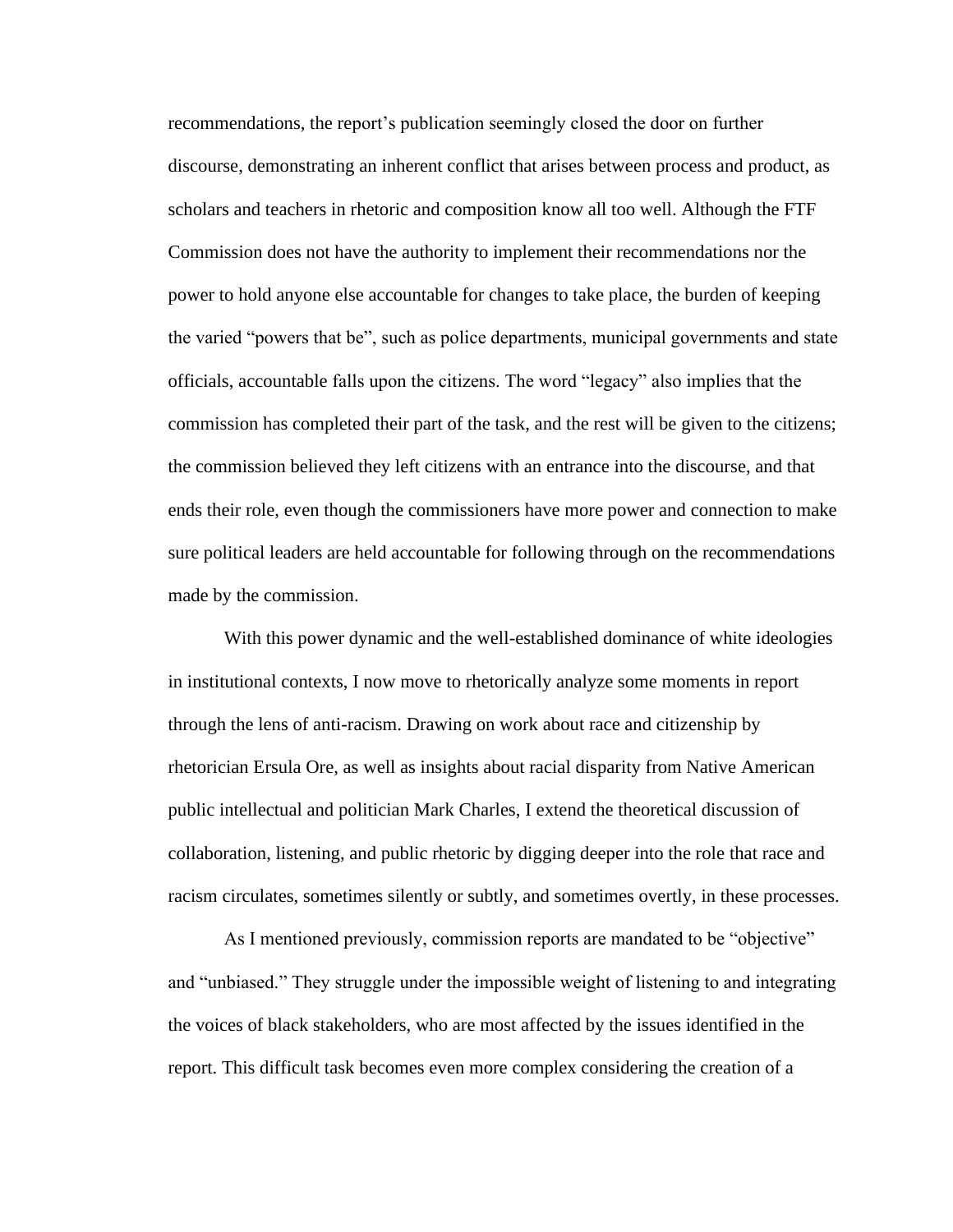recommendations, the report's publication seemingly closed the door on further discourse, demonstrating an inherent conflict that arises between process and product, as scholars and teachers in rhetoric and composition know all too well. Although the FTF Commission does not have the authority to implement their recommendations nor the power to hold anyone else accountable for changes to take place, the burden of keeping the varied "powers that be", such as police departments, municipal governments and state officials, accountable falls upon the citizens. The word "legacy" also implies that the commission has completed their part of the task, and the rest will be given to the citizens; the commission believed they left citizens with an entrance into the discourse, and that ends their role, even though the commissioners have more power and connection to make sure political leaders are held accountable for following through on the recommendations made by the commission.

With this power dynamic and the well-established dominance of white ideologies in institutional contexts, I now move to rhetorically analyze some moments in report through the lens of anti-racism. Drawing on work about race and citizenship by rhetorician Ersula Ore, as well as insights about racial disparity from Native American public intellectual and politician Mark Charles, I extend the theoretical discussion of collaboration, listening, and public rhetoric by digging deeper into the role that race and racism circulates, sometimes silently or subtly, and sometimes overtly, in these processes.

As I mentioned previously, commission reports are mandated to be "objective" and "unbiased." They struggle under the impossible weight of listening to and integrating the voices of black stakeholders, who are most affected by the issues identified in the report. This difficult task becomes even more complex considering the creation of a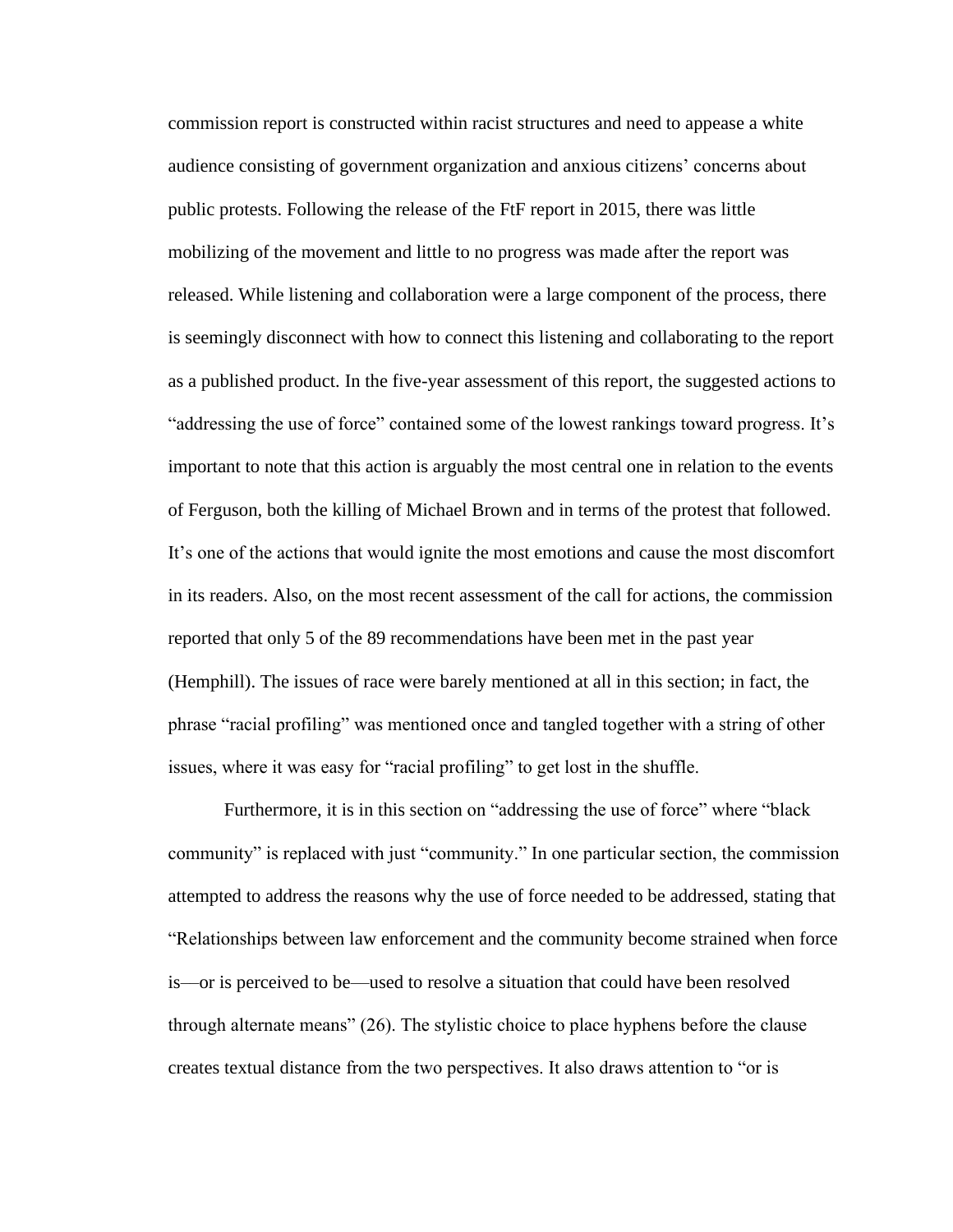commission report is constructed within racist structures and need to appease a white audience consisting of government organization and anxious citizens' concerns about public protests. Following the release of the FtF report in 2015, there was little mobilizing of the movement and little to no progress was made after the report was released. While listening and collaboration were a large component of the process, there is seemingly disconnect with how to connect this listening and collaborating to the report as a published product. In the five-year assessment of this report, the suggested actions to "addressing the use of force" contained some of the lowest rankings toward progress. It's important to note that this action is arguably the most central one in relation to the events of Ferguson, both the killing of Michael Brown and in terms of the protest that followed. It's one of the actions that would ignite the most emotions and cause the most discomfort in its readers. Also, on the most recent assessment of the call for actions, the commission reported that only 5 of the 89 recommendations have been met in the past year (Hemphill). The issues of race were barely mentioned at all in this section; in fact, the phrase "racial profiling" was mentioned once and tangled together with a string of other issues, where it was easy for "racial profiling" to get lost in the shuffle.

Furthermore, it is in this section on "addressing the use of force" where "black community" is replaced with just "community." In one particular section, the commission attempted to address the reasons why the use of force needed to be addressed, stating that "Relationships between law enforcement and the community become strained when force is—or is perceived to be—used to resolve a situation that could have been resolved through alternate means" (26). The stylistic choice to place hyphens before the clause creates textual distance from the two perspectives. It also draws attention to "or is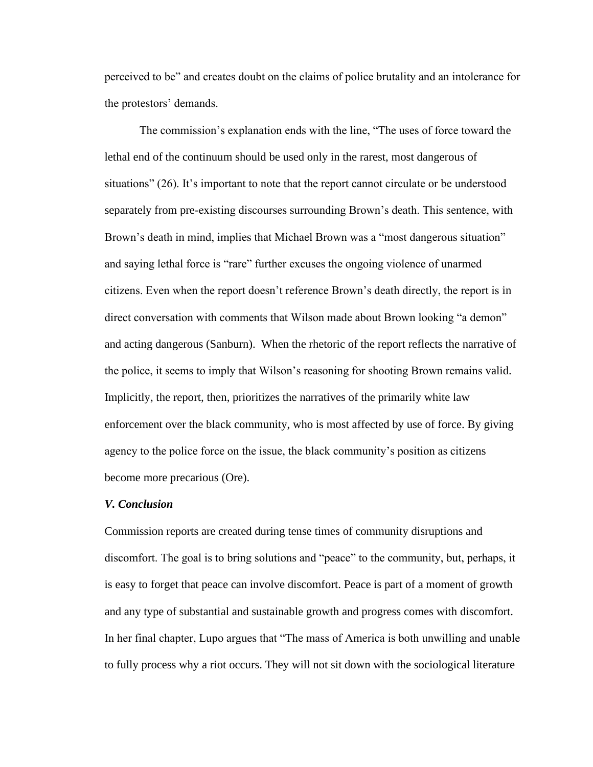perceived to be" and creates doubt on the claims of police brutality and an intolerance for the protestors' demands.

The commission's explanation ends with the line, "The uses of force toward the lethal end of the continuum should be used only in the rarest, most dangerous of situations" (26). It's important to note that the report cannot circulate or be understood separately from pre-existing discourses surrounding Brown's death. This sentence, with Brown's death in mind, implies that Michael Brown was a "most dangerous situation" and saying lethal force is "rare" further excuses the ongoing violence of unarmed citizens. Even when the report doesn't reference Brown's death directly, the report is in direct conversation with comments that Wilson made about Brown looking "a demon" and acting dangerous (Sanburn). When the rhetoric of the report reflects the narrative of the police, it seems to imply that Wilson's reasoning for shooting Brown remains valid. Implicitly, the report, then, prioritizes the narratives of the primarily white law enforcement over the black community, who is most affected by use of force. By giving agency to the police force on the issue, the black community's position as citizens become more precarious (Ore).

### *V. Conclusion*

Commission reports are created during tense times of community disruptions and discomfort. The goal is to bring solutions and "peace" to the community, but, perhaps, it is easy to forget that peace can involve discomfort. Peace is part of a moment of growth and any type of substantial and sustainable growth and progress comes with discomfort. In her final chapter, Lupo argues that "The mass of America is both unwilling and unable to fully process why a riot occurs. They will not sit down with the sociological literature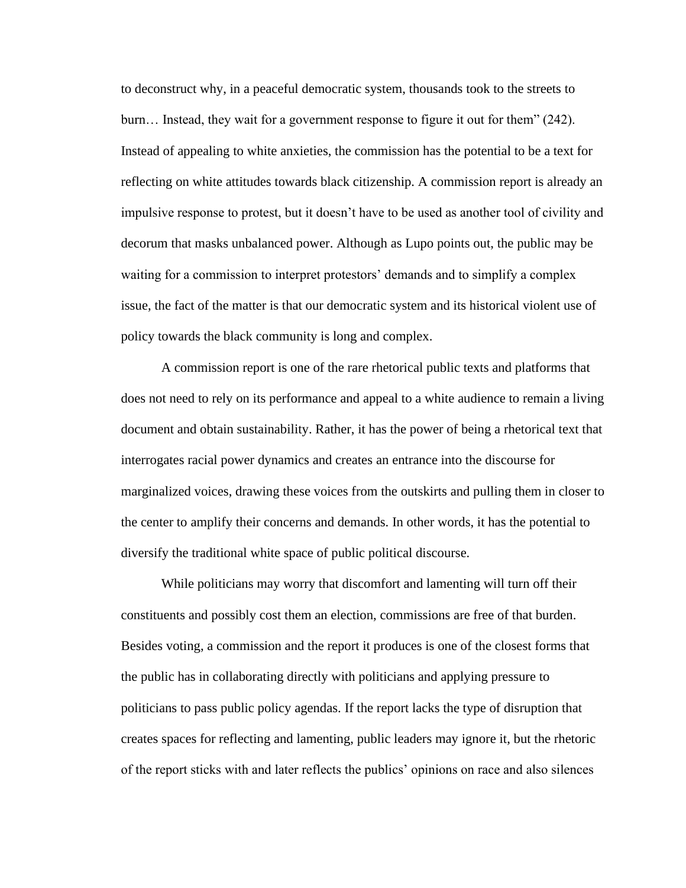to deconstruct why, in a peaceful democratic system, thousands took to the streets to burn… Instead, they wait for a government response to figure it out for them" (242). Instead of appealing to white anxieties, the commission has the potential to be a text for reflecting on white attitudes towards black citizenship. A commission report is already an impulsive response to protest, but it doesn't have to be used as another tool of civility and decorum that masks unbalanced power. Although as Lupo points out, the public may be waiting for a commission to interpret protestors' demands and to simplify a complex issue, the fact of the matter is that our democratic system and its historical violent use of policy towards the black community is long and complex.

A commission report is one of the rare rhetorical public texts and platforms that does not need to rely on its performance and appeal to a white audience to remain a living document and obtain sustainability. Rather, it has the power of being a rhetorical text that interrogates racial power dynamics and creates an entrance into the discourse for marginalized voices, drawing these voices from the outskirts and pulling them in closer to the center to amplify their concerns and demands. In other words, it has the potential to diversify the traditional white space of public political discourse.

While politicians may worry that discomfort and lamenting will turn off their constituents and possibly cost them an election, commissions are free of that burden. Besides voting, a commission and the report it produces is one of the closest forms that the public has in collaborating directly with politicians and applying pressure to politicians to pass public policy agendas. If the report lacks the type of disruption that creates spaces for reflecting and lamenting, public leaders may ignore it, but the rhetoric of the report sticks with and later reflects the publics' opinions on race and also silences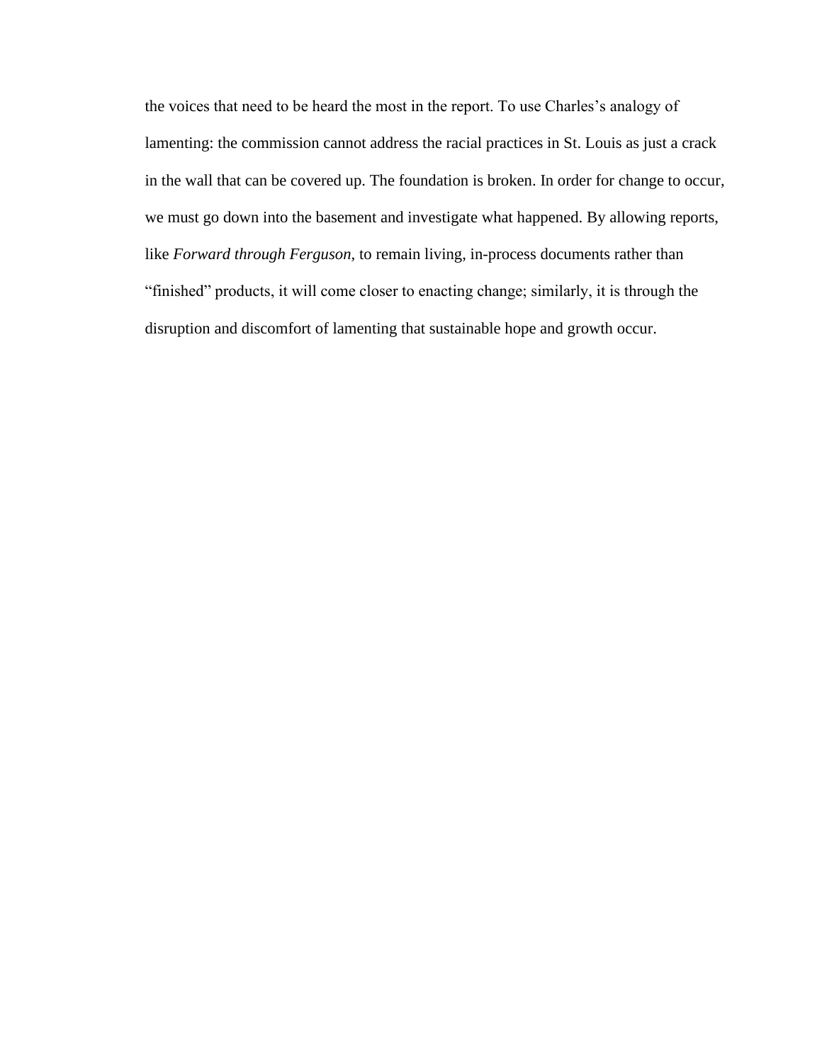the voices that need to be heard the most in the report. To use Charles's analogy of lamenting: the commission cannot address the racial practices in St. Louis as just a crack in the wall that can be covered up. The foundation is broken. In order for change to occur, we must go down into the basement and investigate what happened. By allowing reports, like *Forward through Ferguson*, to remain living, in-process documents rather than "finished" products, it will come closer to enacting change; similarly, it is through the disruption and discomfort of lamenting that sustainable hope and growth occur.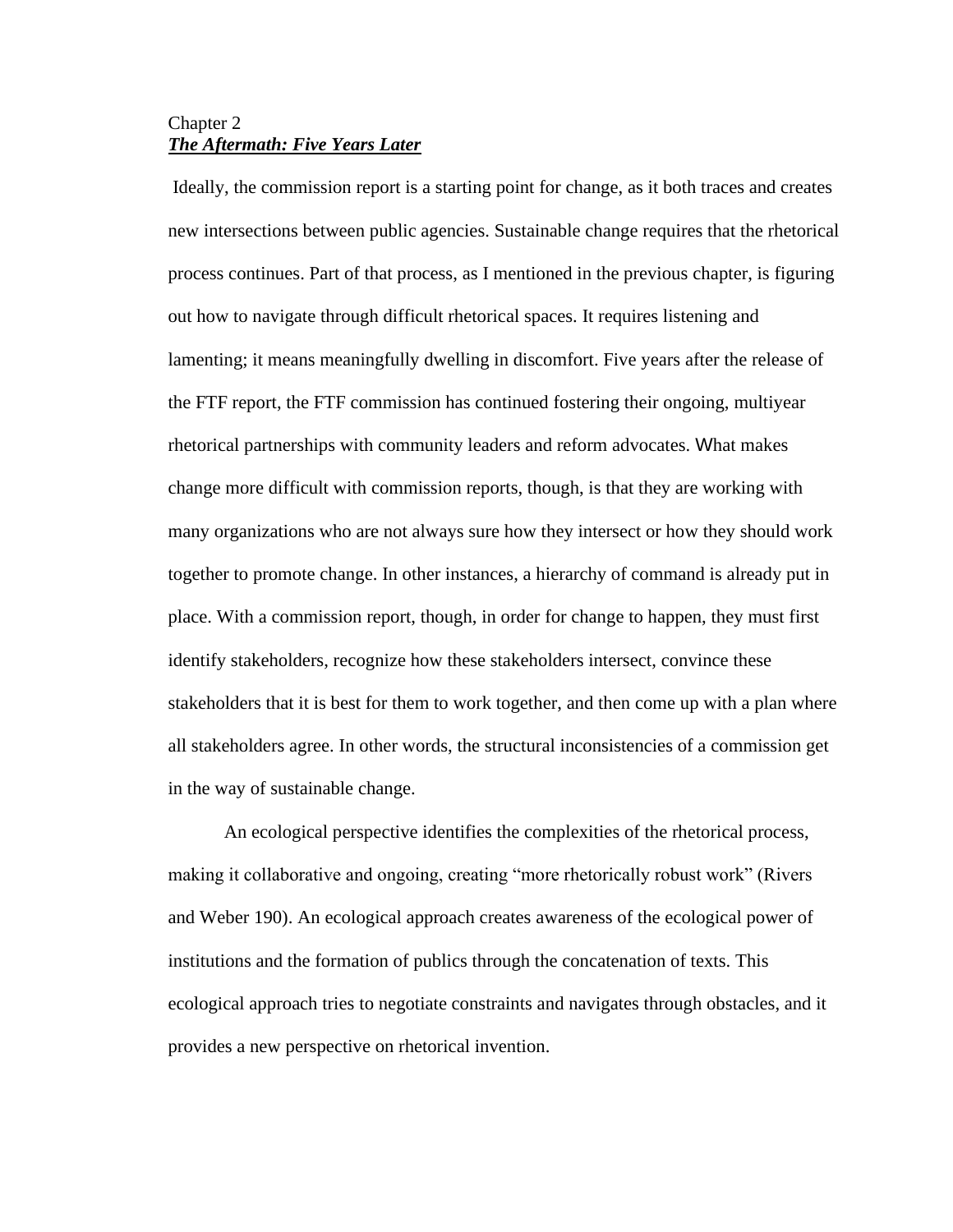# Chapter 2
## ***The Aftermath: Five Years Later***

Ideally, the commission report is a starting point for change, as it both traces and creates new intersections between public agencies. Sustainable change requires that the rhetorical process continues. Part of that process, as I mentioned in the previous chapter, is figuring out how to navigate through difficult rhetorical spaces. It requires listening and lamenting; it means meaningfully dwelling in discomfort. Five years after the release of the FTF report, the FTF commission has continued fostering their ongoing, multiyear rhetorical partnerships with community leaders and reform advocates. What makes change more difficult with commission reports, though, is that they are working with many organizations who are not always sure how they intersect or how they should work together to promote change. In other instances, a hierarchy of command is already put in place. With a commission report, though, in order for change to happen, they must first identify stakeholders, recognize how these stakeholders intersect, convince these stakeholders that it is best for them to work together, and then come up with a plan where all stakeholders agree. In other words, the structural inconsistencies of a commission get in the way of sustainable change.

An ecological perspective identifies the complexities of the rhetorical process, making it collaborative and ongoing, creating "more rhetorically robust work" (Rivers and Weber 190). An ecological approach creates awareness of the ecological power of institutions and the formation of publics through the concatenation of texts. This ecological approach tries to negotiate constraints and navigates through obstacles, and it provides a new perspective on rhetorical invention.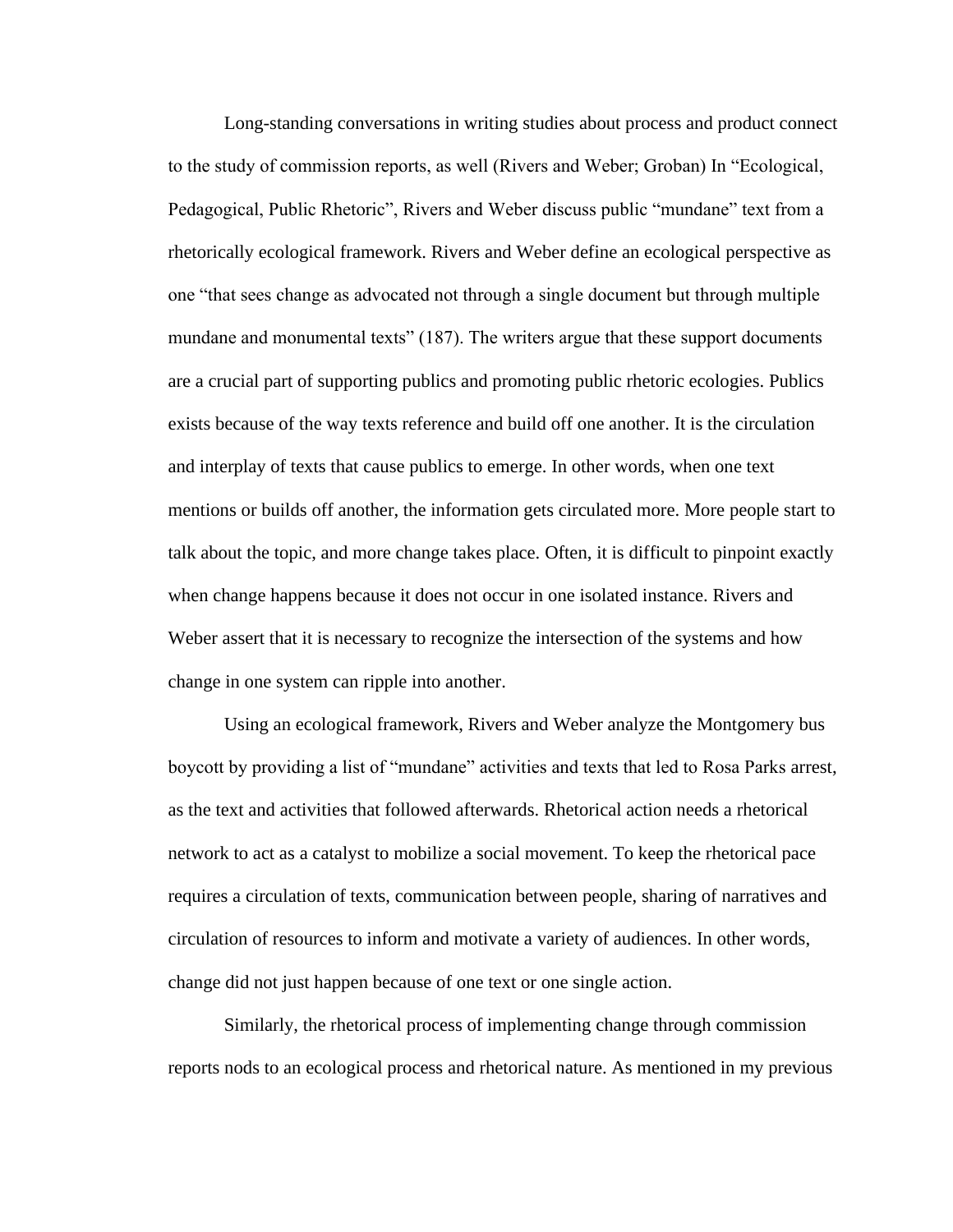Long-standing conversations in writing studies about process and product connect to the study of commission reports, as well (Rivers and Weber; Groban) In "Ecological, Pedagogical, Public Rhetoric", Rivers and Weber discuss public "mundane" text from a rhetorically ecological framework. Rivers and Weber define an ecological perspective as one "that sees change as advocated not through a single document but through multiple mundane and monumental texts" (187). The writers argue that these support documents are a crucial part of supporting publics and promoting public rhetoric ecologies. Publics exists because of the way texts reference and build off one another. It is the circulation and interplay of texts that cause publics to emerge. In other words, when one text mentions or builds off another, the information gets circulated more. More people start to talk about the topic, and more change takes place. Often, it is difficult to pinpoint exactly when change happens because it does not occur in one isolated instance. Rivers and Weber assert that it is necessary to recognize the intersection of the systems and how change in one system can ripple into another.

Using an ecological framework, Rivers and Weber analyze the Montgomery bus boycott by providing a list of "mundane" activities and texts that led to Rosa Parks arrest, as the text and activities that followed afterwards. Rhetorical action needs a rhetorical network to act as a catalyst to mobilize a social movement. To keep the rhetorical pace requires a circulation of texts, communication between people, sharing of narratives and circulation of resources to inform and motivate a variety of audiences. In other words, change did not just happen because of one text or one single action.

Similarly, the rhetorical process of implementing change through commission reports nods to an ecological process and rhetorical nature. As mentioned in my previous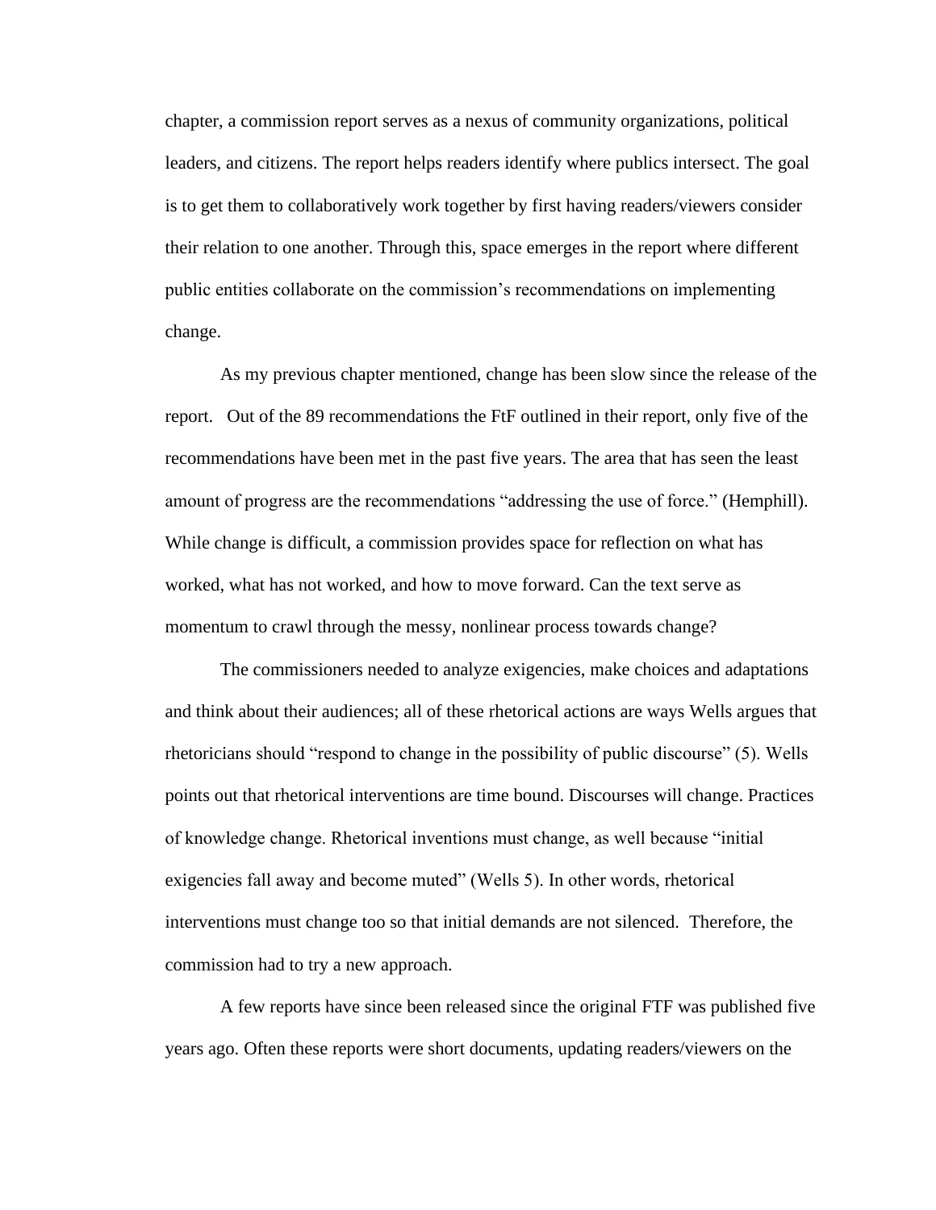chapter, a commission report serves as a nexus of community organizations, political leaders, and citizens. The report helps readers identify where publics intersect. The goal is to get them to collaboratively work together by first having readers/viewers consider their relation to one another. Through this, space emerges in the report where different public entities collaborate on the commission's recommendations on implementing change.

As my previous chapter mentioned, change has been slow since the release of the report. Out of the 89 recommendations the FtF outlined in their report, only five of the recommendations have been met in the past five years. The area that has seen the least amount of progress are the recommendations "addressing the use of force." (Hemphill). While change is difficult, a commission provides space for reflection on what has worked, what has not worked, and how to move forward. Can the text serve as momentum to crawl through the messy, nonlinear process towards change?

The commissioners needed to analyze exigencies, make choices and adaptations and think about their audiences; all of these rhetorical actions are ways Wells argues that rhetoricians should "respond to change in the possibility of public discourse" (5). Wells points out that rhetorical interventions are time bound. Discourses will change. Practices of knowledge change. Rhetorical inventions must change, as well because "initial exigencies fall away and become muted" (Wells 5). In other words, rhetorical interventions must change too so that initial demands are not silenced. Therefore, the commission had to try a new approach.

A few reports have since been released since the original FTF was published five years ago. Often these reports were short documents, updating readers/viewers on the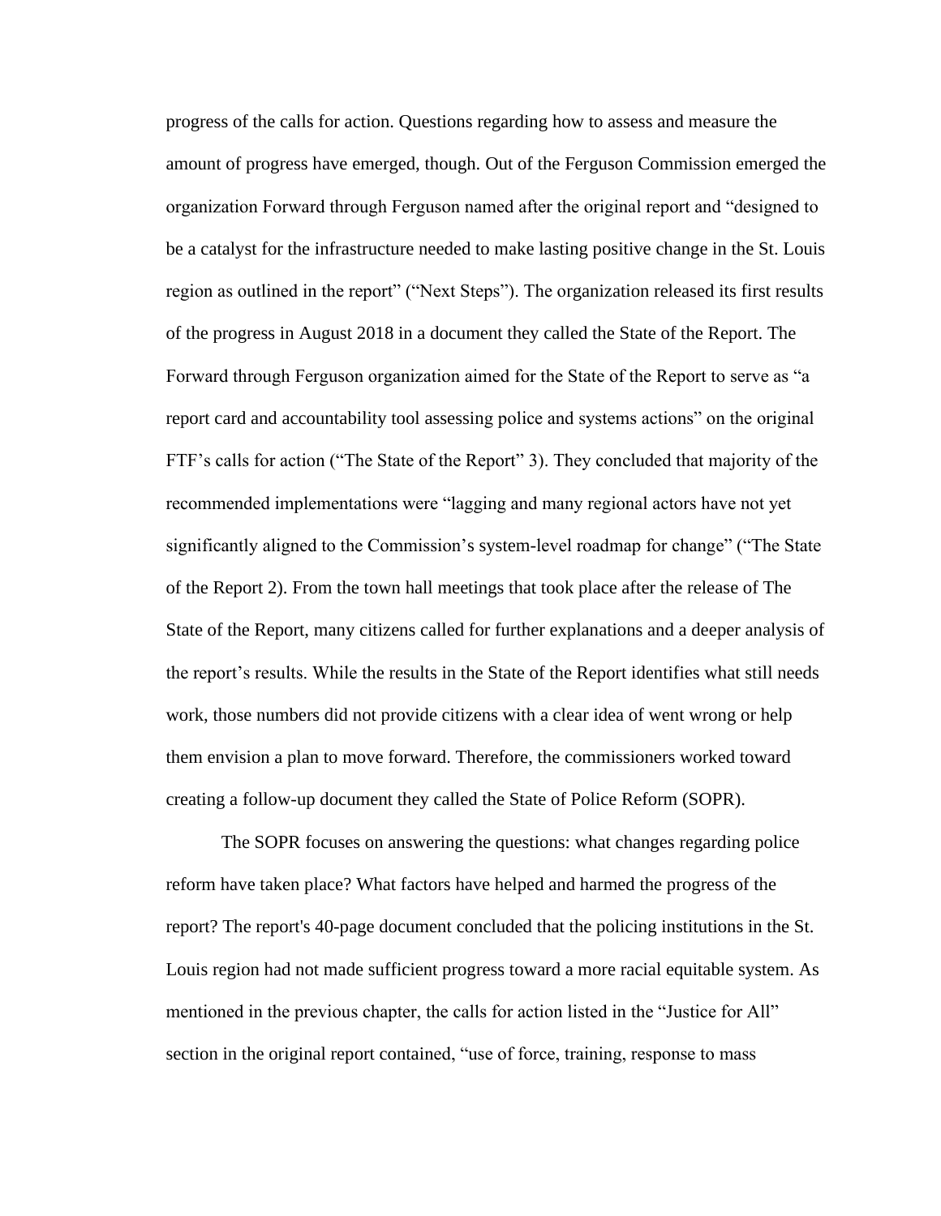progress of the calls for action. Questions regarding how to assess and measure the amount of progress have emerged, though. Out of the Ferguson Commission emerged the organization Forward through Ferguson named after the original report and "designed to be a catalyst for the infrastructure needed to make lasting positive change in the St. Louis region as outlined in the report" ("Next Steps"). The organization released its first results of the progress in August 2018 in a document they called the State of the Report. The Forward through Ferguson organization aimed for the State of the Report to serve as "a report card and accountability tool assessing police and systems actions" on the original FTF's calls for action ("The State of the Report" 3). They concluded that majority of the recommended implementations were "lagging and many regional actors have not yet significantly aligned to the Commission's system-level roadmap for change" ("The State of the Report 2). From the town hall meetings that took place after the release of The State of the Report, many citizens called for further explanations and a deeper analysis of the report's results. While the results in the State of the Report identifies what still needs work, those numbers did not provide citizens with a clear idea of went wrong or help them envision a plan to move forward. Therefore, the commissioners worked toward creating a follow-up document they called the State of Police Reform (SOPR).

The SOPR focuses on answering the questions: what changes regarding police reform have taken place? What factors have helped and harmed the progress of the report? The report's 40-page document concluded that the policing institutions in the St. Louis region had not made sufficient progress toward a more racial equitable system. As mentioned in the previous chapter, the calls for action listed in the "Justice for All" section in the original report contained, "use of force, training, response to mass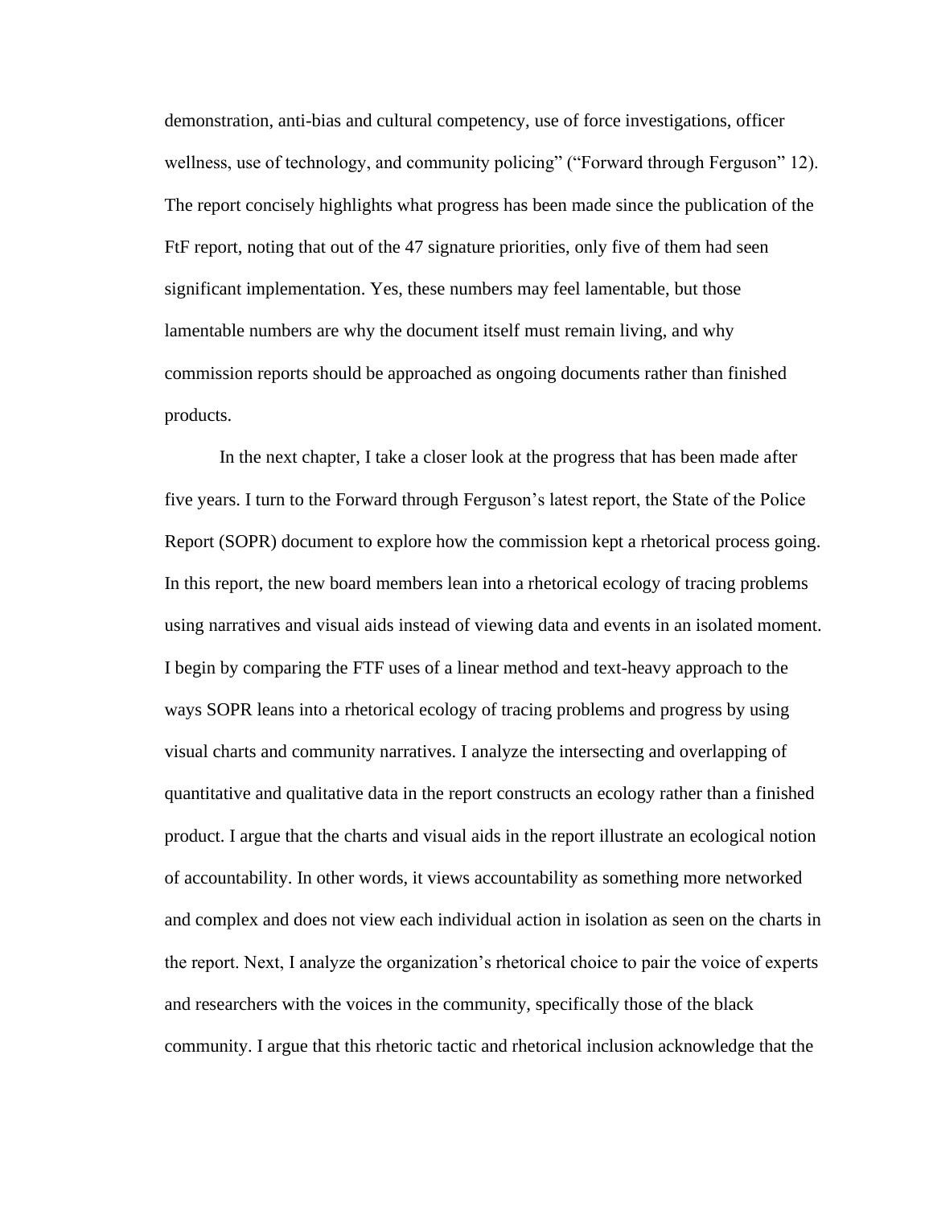demonstration, anti-bias and cultural competency, use of force investigations, officer wellness, use of technology, and community policing" ("Forward through Ferguson" 12). The report concisely highlights what progress has been made since the publication of the FtF report, noting that out of the 47 signature priorities, only five of them had seen significant implementation. Yes, these numbers may feel lamentable, but those lamentable numbers are why the document itself must remain living, and why commission reports should be approached as ongoing documents rather than finished products.

In the next chapter, I take a closer look at the progress that has been made after five years. I turn to the Forward through Ferguson's latest report, the State of the Police Report (SOPR) document to explore how the commission kept a rhetorical process going. In this report, the new board members lean into a rhetorical ecology of tracing problems using narratives and visual aids instead of viewing data and events in an isolated moment. I begin by comparing the FTF uses of a linear method and text-heavy approach to the ways SOPR leans into a rhetorical ecology of tracing problems and progress by using visual charts and community narratives. I analyze the intersecting and overlapping of quantitative and qualitative data in the report constructs an ecology rather than a finished product. I argue that the charts and visual aids in the report illustrate an ecological notion of accountability. In other words, it views accountability as something more networked and complex and does not view each individual action in isolation as seen on the charts in the report. Next, I analyze the organization's rhetorical choice to pair the voice of experts and researchers with the voices in the community, specifically those of the black community. I argue that this rhetoric tactic and rhetorical inclusion acknowledge that the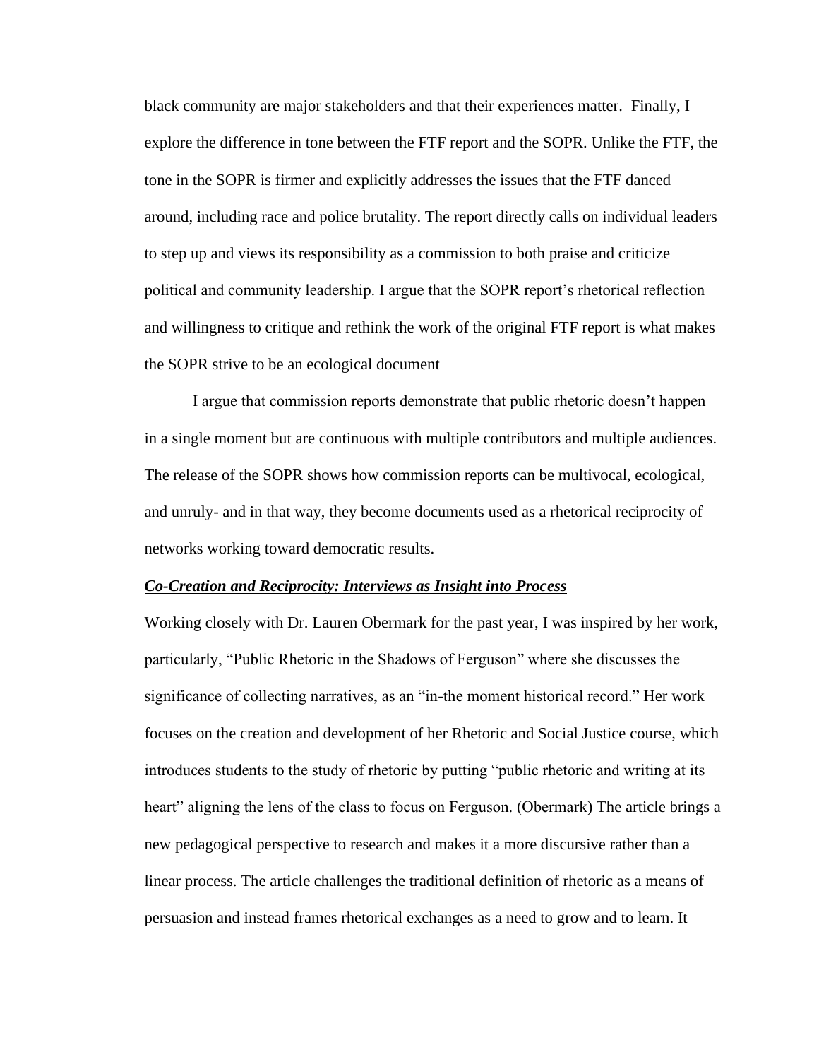black community are major stakeholders and that their experiences matter. Finally, I explore the difference in tone between the FTF report and the SOPR. Unlike the FTF, the tone in the SOPR is firmer and explicitly addresses the issues that the FTF danced around, including race and police brutality. The report directly calls on individual leaders to step up and views its responsibility as a commission to both praise and criticize political and community leadership. I argue that the SOPR report's rhetorical reflection and willingness to critique and rethink the work of the original FTF report is what makes the SOPR strive to be an ecological document

I argue that commission reports demonstrate that public rhetoric doesn't happen in a single moment but are continuous with multiple contributors and multiple audiences. The release of the SOPR shows how commission reports can be multivocal, ecological, and unruly- and in that way, they become documents used as a rhetorical reciprocity of networks working toward democratic results.

***<u>Co-Creation and Reciprocity: Interviews as Insight into Process</u>***

Working closely with Dr. Lauren Obermark for the past year, I was inspired by her work, particularly, "Public Rhetoric in the Shadows of Ferguson" where she discusses the significance of collecting narratives, as an "in-the moment historical record." Her work focuses on the creation and development of her Rhetoric and Social Justice course, which introduces students to the study of rhetoric by putting "public rhetoric and writing at its heart" aligning the lens of the class to focus on Ferguson. (Obermark) The article brings a new pedagogical perspective to research and makes it a more discursive rather than a linear process. The article challenges the traditional definition of rhetoric as a means of persuasion and instead frames rhetorical exchanges as a need to grow and to learn. It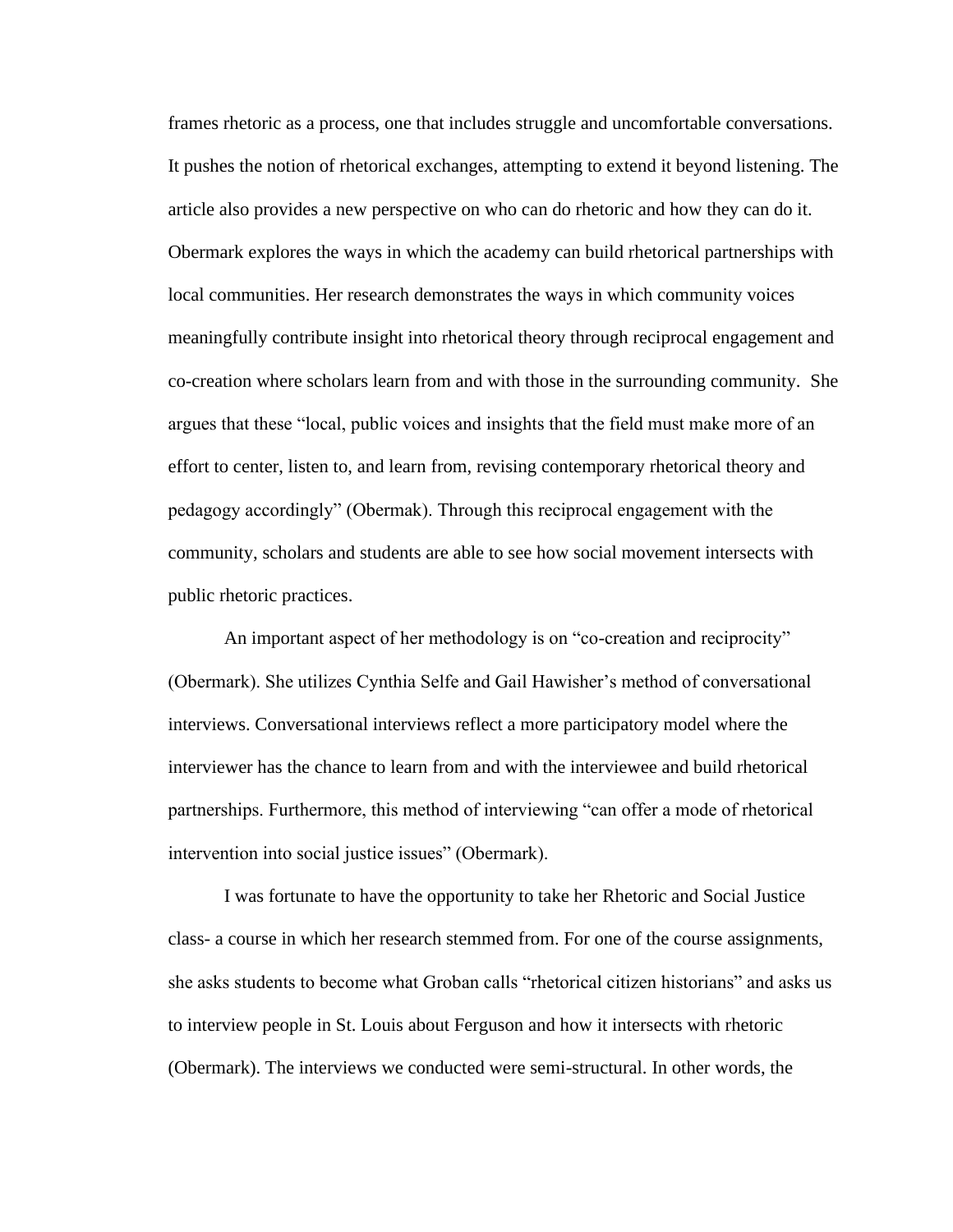frames rhetoric as a process, one that includes struggle and uncomfortable conversations. It pushes the notion of rhetorical exchanges, attempting to extend it beyond listening. The article also provides a new perspective on who can do rhetoric and how they can do it. Obermark explores the ways in which the academy can build rhetorical partnerships with local communities. Her research demonstrates the ways in which community voices meaningfully contribute insight into rhetorical theory through reciprocal engagement and co-creation where scholars learn from and with those in the surrounding community. She argues that these "local, public voices and insights that the field must make more of an effort to center, listen to, and learn from, revising contemporary rhetorical theory and pedagogy accordingly" (Obermak). Through this reciprocal engagement with the community, scholars and students are able to see how social movement intersects with public rhetoric practices.

An important aspect of her methodology is on "co-creation and reciprocity" (Obermark). She utilizes Cynthia Selfe and Gail Hawisher's method of conversational interviews. Conversational interviews reflect a more participatory model where the interviewer has the chance to learn from and with the interviewee and build rhetorical partnerships. Furthermore, this method of interviewing "can offer a mode of rhetorical intervention into social justice issues" (Obermark).

I was fortunate to have the opportunity to take her Rhetoric and Social Justice class- a course in which her research stemmed from. For one of the course assignments, she asks students to become what Groban calls "rhetorical citizen historians" and asks us to interview people in St. Louis about Ferguson and how it intersects with rhetoric (Obermark). The interviews we conducted were semi-structural. In other words, the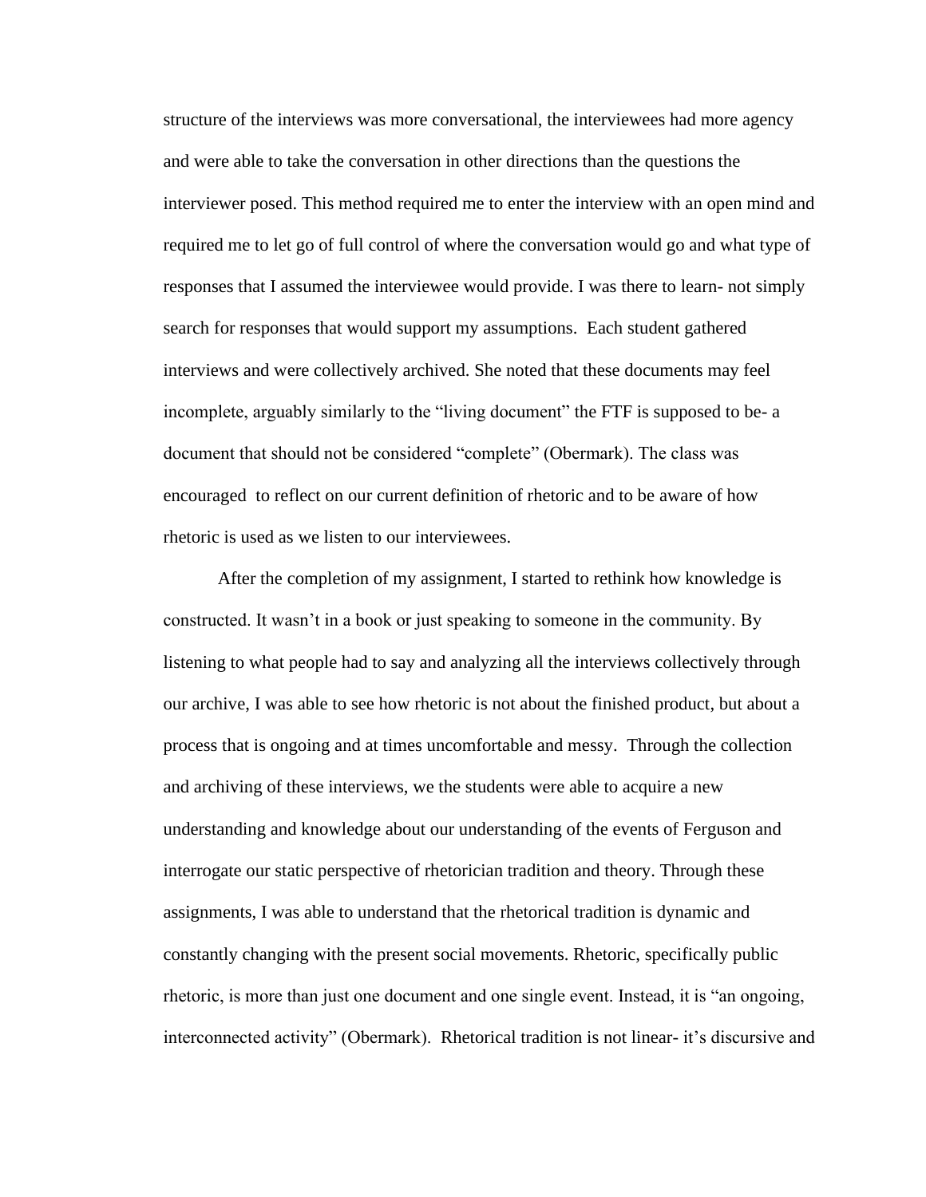structure of the interviews was more conversational, the interviewees had more agency and were able to take the conversation in other directions than the questions the interviewer posed. This method required me to enter the interview with an open mind and required me to let go of full control of where the conversation would go and what type of responses that I assumed the interviewee would provide. I was there to learn- not simply search for responses that would support my assumptions. Each student gathered interviews and were collectively archived. She noted that these documents may feel incomplete, arguably similarly to the "living document" the FTF is supposed to be- a document that should not be considered "complete" (Obermark). The class was encouraged to reflect on our current definition of rhetoric and to be aware of how rhetoric is used as we listen to our interviewees.

After the completion of my assignment, I started to rethink how knowledge is constructed. It wasn't in a book or just speaking to someone in the community. By listening to what people had to say and analyzing all the interviews collectively through our archive, I was able to see how rhetoric is not about the finished product, but about a process that is ongoing and at times uncomfortable and messy. Through the collection and archiving of these interviews, we the students were able to acquire a new understanding and knowledge about our understanding of the events of Ferguson and interrogate our static perspective of rhetorician tradition and theory. Through these assignments, I was able to understand that the rhetorical tradition is dynamic and constantly changing with the present social movements. Rhetoric, specifically public rhetoric, is more than just one document and one single event. Instead, it is "an ongoing, interconnected activity" (Obermark). Rhetorical tradition is not linear- it's discursive and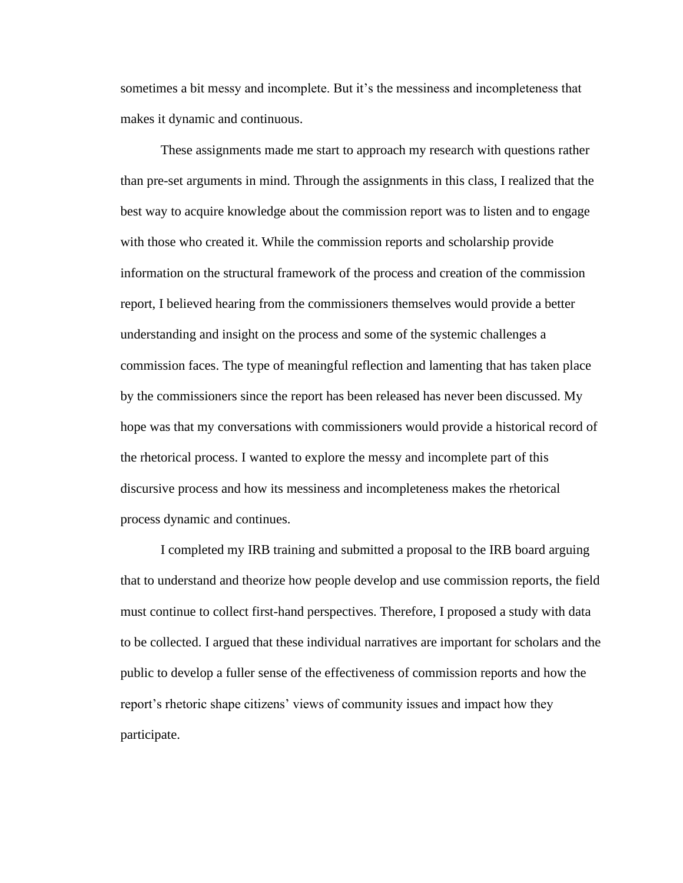sometimes a bit messy and incomplete. But it's the messiness and incompleteness that makes it dynamic and continuous.

These assignments made me start to approach my research with questions rather than pre-set arguments in mind. Through the assignments in this class, I realized that the best way to acquire knowledge about the commission report was to listen and to engage with those who created it. While the commission reports and scholarship provide information on the structural framework of the process and creation of the commission report, I believed hearing from the commissioners themselves would provide a better understanding and insight on the process and some of the systemic challenges a commission faces. The type of meaningful reflection and lamenting that has taken place by the commissioners since the report has been released has never been discussed. My hope was that my conversations with commissioners would provide a historical record of the rhetorical process. I wanted to explore the messy and incomplete part of this discursive process and how its messiness and incompleteness makes the rhetorical process dynamic and continues.

I completed my IRB training and submitted a proposal to the IRB board arguing that to understand and theorize how people develop and use commission reports, the field must continue to collect first-hand perspectives. Therefore, I proposed a study with data to be collected. I argued that these individual narratives are important for scholars and the public to develop a fuller sense of the effectiveness of commission reports and how the report's rhetoric shape citizens' views of community issues and impact how they participate.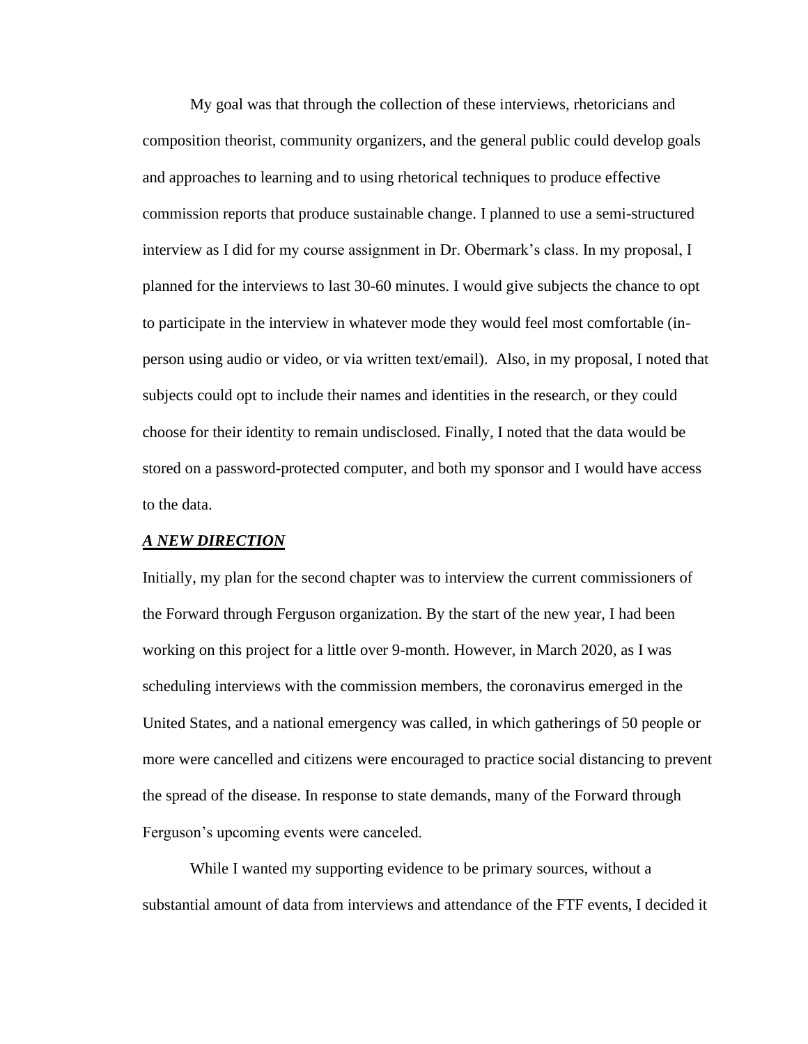My goal was that through the collection of these interviews, rhetoricians and composition theorist, community organizers, and the general public could develop goals and approaches to learning and to using rhetorical techniques to produce effective commission reports that produce sustainable change. I planned to use a semi-structured interview as I did for my course assignment in Dr. Obermark's class. In my proposal, I planned for the interviews to last 30-60 minutes. I would give subjects the chance to opt to participate in the interview in whatever mode they would feel most comfortable (in-person using audio or video, or via written text/email). Also, in my proposal, I noted that subjects could opt to include their names and identities in the research, or they could choose for their identity to remain undisclosed. Finally, I noted that the data would be stored on a password-protected computer, and both my sponsor and I would have access to the data.

***A NEW DIRECTION***

Initially, my plan for the second chapter was to interview the current commissioners of the Forward through Ferguson organization. By the start of the new year, I had been working on this project for a little over 9-month. However, in March 2020, as I was scheduling interviews with the commission members, the coronavirus emerged in the United States, and a national emergency was called, in which gatherings of 50 people or more were cancelled and citizens were encouraged to practice social distancing to prevent the spread of the disease. In response to state demands, many of the Forward through Ferguson's upcoming events were canceled.

While I wanted my supporting evidence to be primary sources, without a substantial amount of data from interviews and attendance of the FTF events, I decided it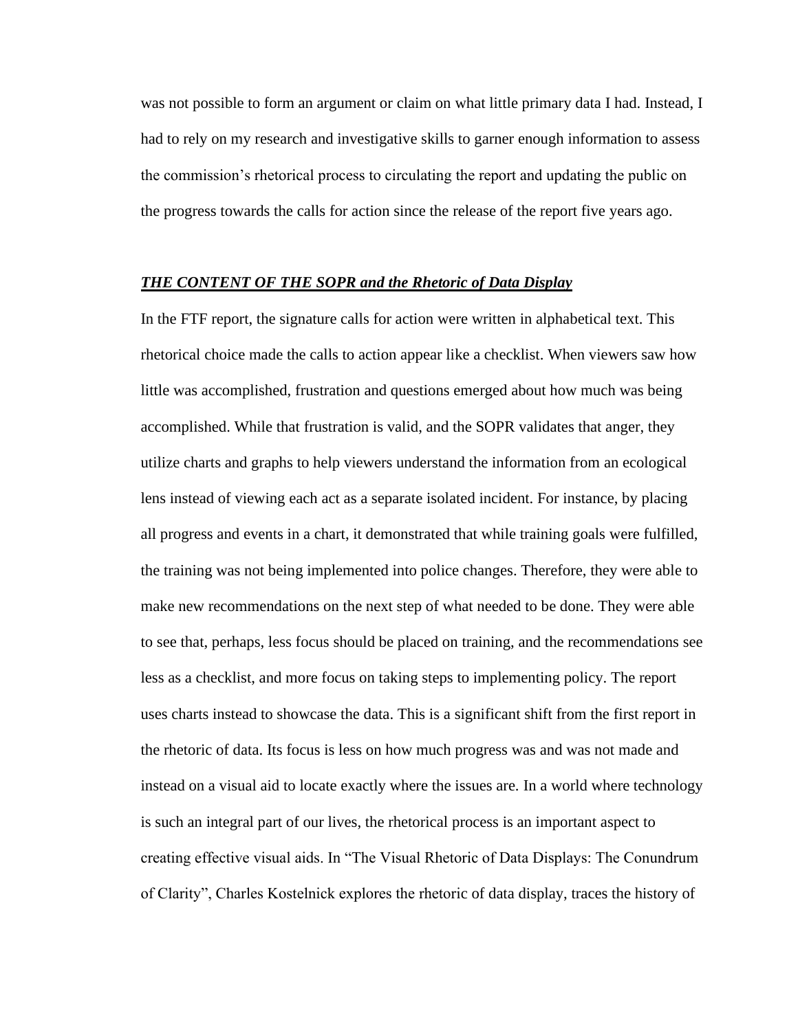was not possible to form an argument or claim on what little primary data I had. Instead, I had to rely on my research and investigative skills to garner enough information to assess the commission's rhetorical process to circulating the report and updating the public on the progress towards the calls for action since the release of the report five years ago.

### ***THE CONTENT OF THE SOPR and the Rhetoric of Data Display***

In the FTF report, the signature calls for action were written in alphabetical text. This rhetorical choice made the calls to action appear like a checklist. When viewers saw how little was accomplished, frustration and questions emerged about how much was being accomplished. While that frustration is valid, and the SOPR validates that anger, they utilize charts and graphs to help viewers understand the information from an ecological lens instead of viewing each act as a separate isolated incident. For instance, by placing all progress and events in a chart, it demonstrated that while training goals were fulfilled, the training was not being implemented into police changes. Therefore, they were able to make new recommendations on the next step of what needed to be done. They were able to see that, perhaps, less focus should be placed on training, and the recommendations see less as a checklist, and more focus on taking steps to implementing policy. The report uses charts instead to showcase the data. This is a significant shift from the first report in the rhetoric of data. Its focus is less on how much progress was and was not made and instead on a visual aid to locate exactly where the issues are. In a world where technology is such an integral part of our lives, the rhetorical process is an important aspect to creating effective visual aids. In "The Visual Rhetoric of Data Displays: The Conundrum of Clarity", Charles Kostelnick explores the rhetoric of data display, traces the history of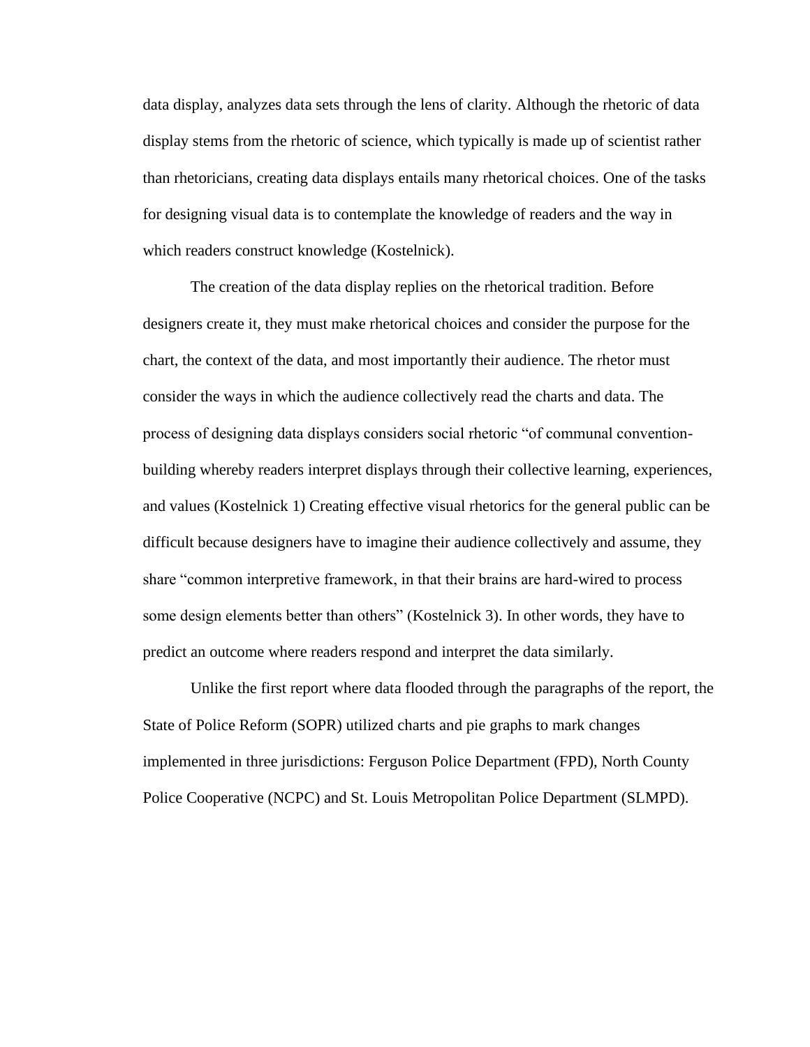data display, analyzes data sets through the lens of clarity. Although the rhetoric of data display stems from the rhetoric of science, which typically is made up of scientist rather than rhetoricians, creating data displays entails many rhetorical choices. One of the tasks for designing visual data is to contemplate the knowledge of readers and the way in which readers construct knowledge (Kostelnick).

The creation of the data display replies on the rhetorical tradition. Before designers create it, they must make rhetorical choices and consider the purpose for the chart, the context of the data, and most importantly their audience. The rhetor must consider the ways in which the audience collectively read the charts and data. The process of designing data displays considers social rhetoric "of communal convention-building whereby readers interpret displays through their collective learning, experiences, and values (Kostelnick 1) Creating effective visual rhetorics for the general public can be difficult because designers have to imagine their audience collectively and assume, they share "common interpretive framework, in that their brains are hard-wired to process some design elements better than others" (Kostelnick 3). In other words, they have to predict an outcome where readers respond and interpret the data similarly.

Unlike the first report where data flooded through the paragraphs of the report, the State of Police Reform (SOPR) utilized charts and pie graphs to mark changes implemented in three jurisdictions: Ferguson Police Department (FPD), North County Police Cooperative (NCPC) and St. Louis Metropolitan Police Department (SLMPD).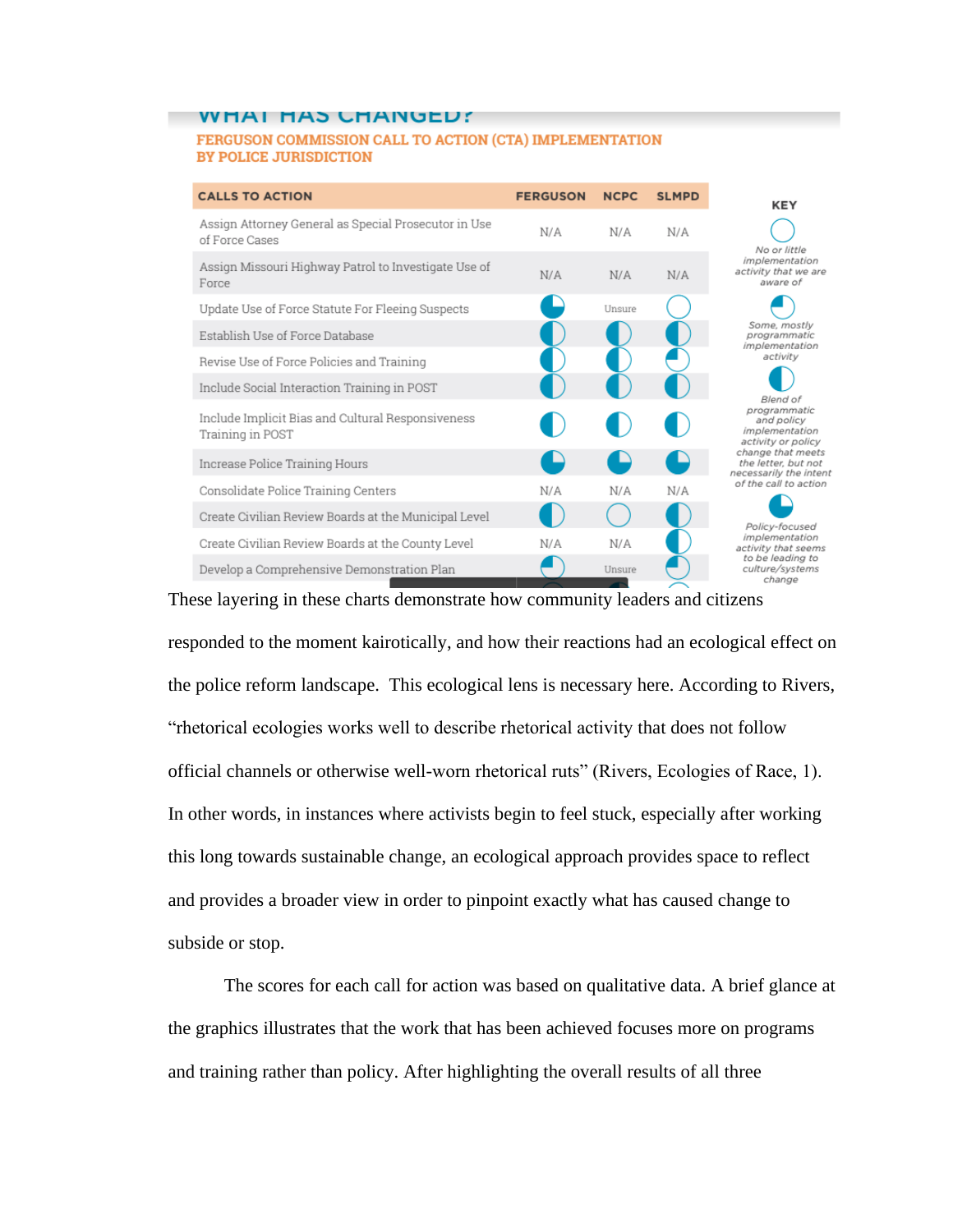## WHAT HAS CHANGED?

**FERGUSON COMMISSION CALL TO ACTION (CTA) IMPLEMENTATION BY POLICE JURISDICTION**

| CALLS TO ACTION | FERGUSON | NCPC | SLMPD |
|---|---|---|---|
| Assign Attorney General as Special Prosecutor in Use of Force Cases | N/A | N/A | N/A |
| Assign Missouri Highway Patrol to Investigate Use of Force | N/A | N/A | N/A |
| Update Use of Force Statute For Fleeing Suspects | ◕ | Unsure | ○ |
| Establish Use of Force Database | ◑ | ◑ | ◑ |
| Revise Use of Force Policies and Training | ◑ | ◑ | ◔ |
| Include Social Interaction Training in POST | ◑ | ◑ | ◑ |
| Include Implicit Bias and Cultural Responsiveness Training in POST | ◑ | ◑ | ◑ |
| Increase Police Training Hours | ◕ | ◕ | ◕ |
| Consolidate Police Training Centers | N/A | N/A | N/A |
| Create Civilian Review Boards at the Municipal Level | ◑ | ○ | ◑ |
| Create Civilian Review Boards at the County Level | N/A | N/A | ◑ |
| Develop a Comprehensive Demonstration Plan | ◔ | Unsure | ◔ |

**KEY**

- ○ No or little implementation activity that we are aware of
- ◔ Some, mostly programmatic implementation activity
- ◑ Blend of programmatic and policy implementation activity or policy change that meets the letter, but not necessarily the intent of the call to action
- ◕ Policy-focused implementation activity that seems to be leading to culture/systems change

These layering in these charts demonstrate how community leaders and citizens responded to the moment kairotically, and how their reactions had an ecological effect on the police reform landscape. This ecological lens is necessary here. According to Rivers, "rhetorical ecologies works well to describe rhetorical activity that does not follow official channels or otherwise well-worn rhetorical ruts" (Rivers, Ecologies of Race, 1). In other words, in instances where activists begin to feel stuck, especially after working this long towards sustainable change, an ecological approach provides space to reflect and provides a broader view in order to pinpoint exactly what has caused change to subside or stop.

The scores for each call for action was based on qualitative data. A brief glance at the graphics illustrates that the work that has been achieved focuses more on programs and training rather than policy. After highlighting the overall results of all three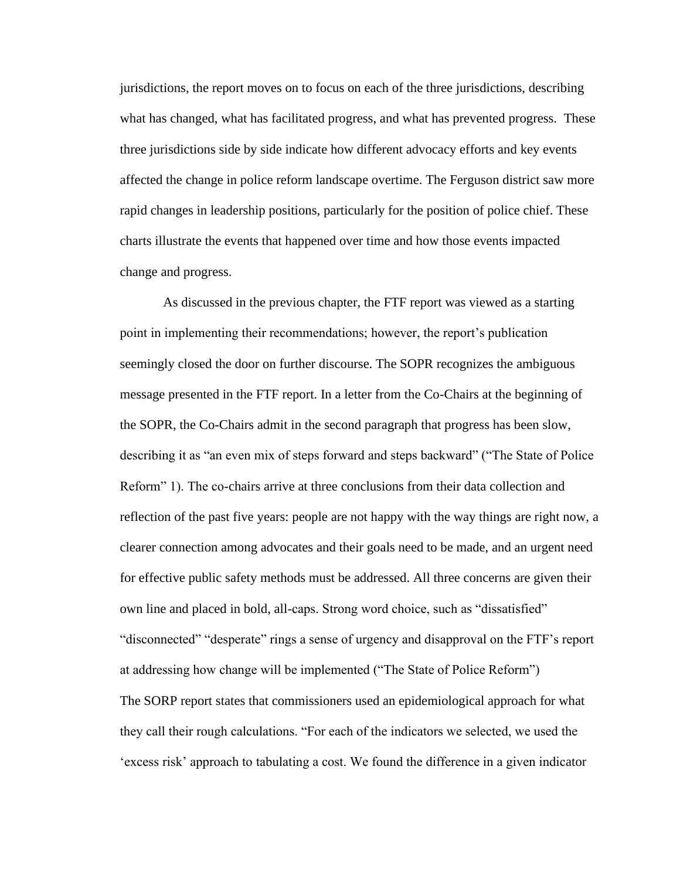jurisdictions, the report moves on to focus on each of the three jurisdictions, describing what has changed, what has facilitated progress, and what has prevented progress. These three jurisdictions side by side indicate how different advocacy efforts and key events affected the change in police reform landscape overtime. The Ferguson district saw more rapid changes in leadership positions, particularly for the position of police chief. These charts illustrate the events that happened over time and how those events impacted change and progress.

As discussed in the previous chapter, the FTF report was viewed as a starting point in implementing their recommendations; however, the report's publication seemingly closed the door on further discourse. The SOPR recognizes the ambiguous message presented in the FTF report. In a letter from the Co-Chairs at the beginning of the SOPR, the Co-Chairs admit in the second paragraph that progress has been slow, describing it as "an even mix of steps forward and steps backward" ("The State of Police Reform" 1). The co-chairs arrive at three conclusions from their data collection and reflection of the past five years: people are not happy with the way things are right now, a clearer connection among advocates and their goals need to be made, and an urgent need for effective public safety methods must be addressed. All three concerns are given their own line and placed in bold, all-caps. Strong word choice, such as "dissatisfied" "disconnected" "desperate" rings a sense of urgency and disapproval on the FTF's report at addressing how change will be implemented ("The State of Police Reform")

The SORP report states that commissioners used an epidemiological approach for what they call their rough calculations. "For each of the indicators we selected, we used the 'excess risk' approach to tabulating a cost. We found the difference in a given indicator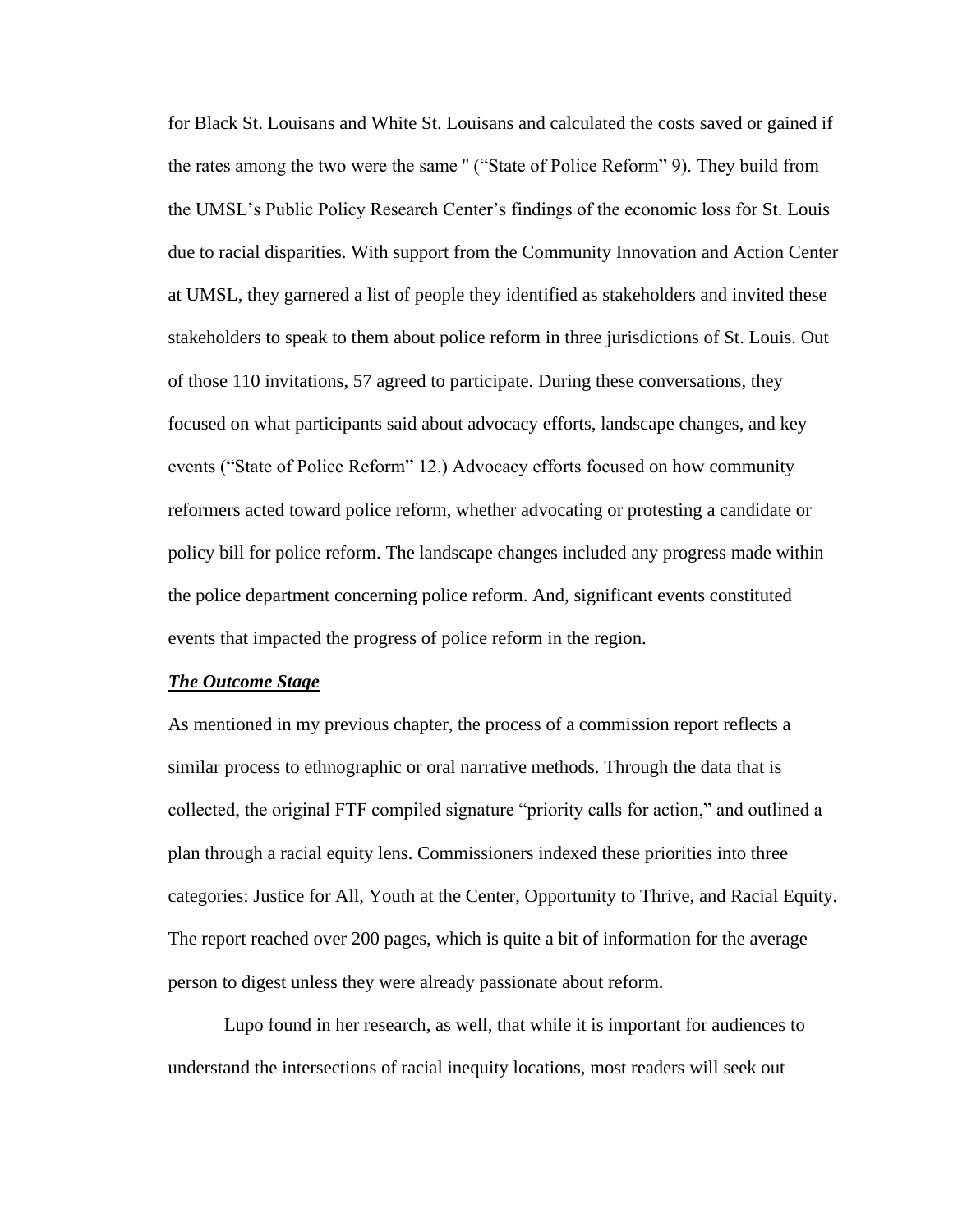for Black St. Louisans and White St. Louisans and calculated the costs saved or gained if the rates among the two were the same " ("State of Police Reform" 9). They build from the UMSL's Public Policy Research Center's findings of the economic loss for St. Louis due to racial disparities. With support from the Community Innovation and Action Center at UMSL, they garnered a list of people they identified as stakeholders and invited these stakeholders to speak to them about police reform in three jurisdictions of St. Louis. Out of those 110 invitations, 57 agreed to participate. During these conversations, they focused on what participants said about advocacy efforts, landscape changes, and key events ("State of Police Reform" 12.) Advocacy efforts focused on how community reformers acted toward police reform, whether advocating or protesting a candidate or policy bill for police reform. The landscape changes included any progress made within the police department concerning police reform. And, significant events constituted events that impacted the progress of police reform in the region.

***<u>The Outcome Stage</u>***

As mentioned in my previous chapter, the process of a commission report reflects a similar process to ethnographic or oral narrative methods. Through the data that is collected, the original FTF compiled signature "priority calls for action," and outlined a plan through a racial equity lens. Commissioners indexed these priorities into three categories: Justice for All, Youth at the Center, Opportunity to Thrive, and Racial Equity. The report reached over 200 pages, which is quite a bit of information for the average person to digest unless they were already passionate about reform.

Lupo found in her research, as well, that while it is important for audiences to understand the intersections of racial inequity locations, most readers will seek out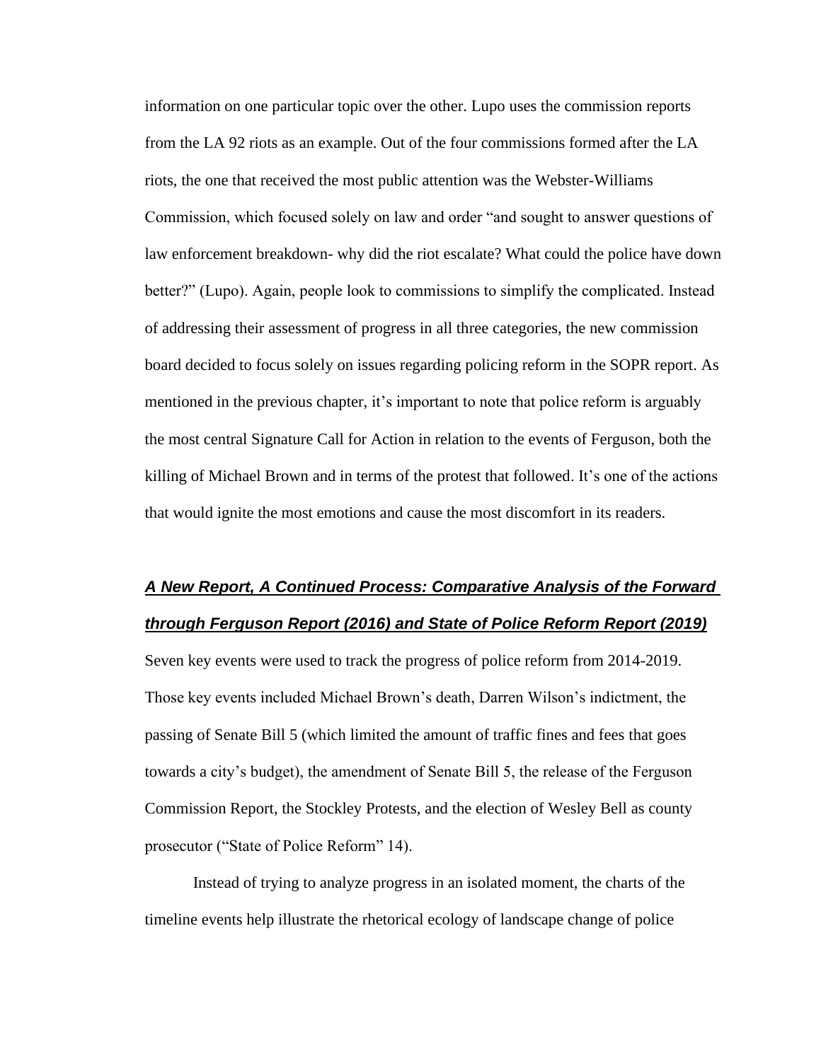information on one particular topic over the other. Lupo uses the commission reports from the LA 92 riots as an example. Out of the four commissions formed after the LA riots, the one that received the most public attention was the Webster-Williams Commission, which focused solely on law and order "and sought to answer questions of law enforcement breakdown- why did the riot escalate? What could the police have down better?" (Lupo). Again, people look to commissions to simplify the complicated. Instead of addressing their assessment of progress in all three categories, the new commission board decided to focus solely on issues regarding policing reform in the SOPR report. As mentioned in the previous chapter, it's important to note that police reform is arguably the most central Signature Call for Action in relation to the events of Ferguson, both the killing of Michael Brown and in terms of the protest that followed. It's one of the actions that would ignite the most emotions and cause the most discomfort in its readers.

### ***A New Report, A Continued Process: Comparative Analysis of the Forward through Ferguson Report (2016) and State of Police Reform Report (2019)***

Seven key events were used to track the progress of police reform from 2014-2019. Those key events included Michael Brown's death, Darren Wilson's indictment, the passing of Senate Bill 5 (which limited the amount of traffic fines and fees that goes towards a city's budget), the amendment of Senate Bill 5, the release of the Ferguson Commission Report, the Stockley Protests, and the election of Wesley Bell as county prosecutor ("State of Police Reform" 14).

Instead of trying to analyze progress in an isolated moment, the charts of the timeline events help illustrate the rhetorical ecology of landscape change of police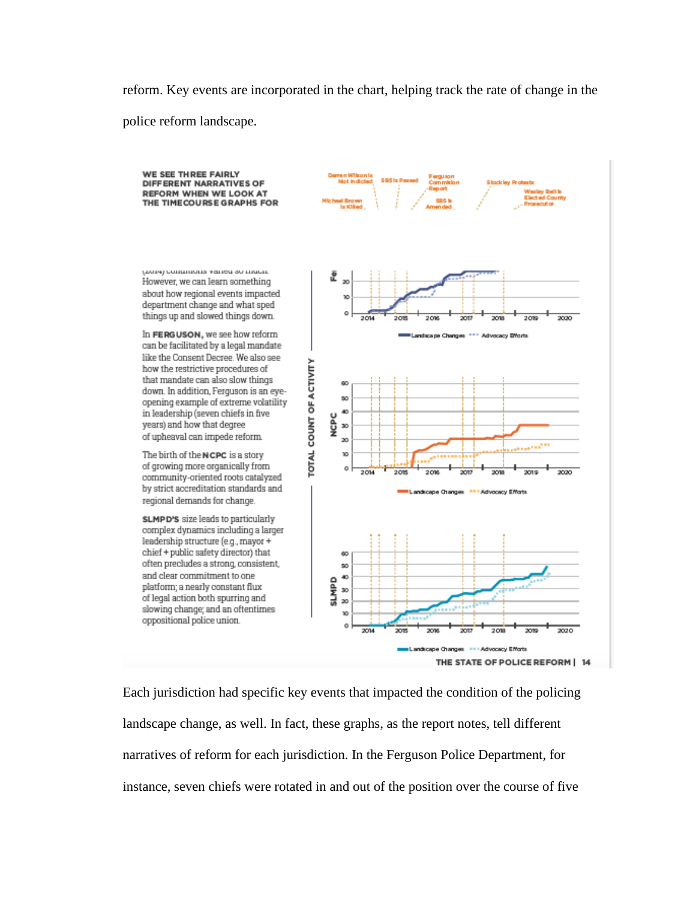reform. Key events are incorporated in the chart, helping track the rate of change in the police reform landscape.

WE SEE THREE FAIRLY DIFFERENT NARRATIVES OF REFORM WHEN WE LOOK AT THE TIMECOURSE GRAPHS FOR

(2014) conditions varied so much. However, we can learn something about how regional events impacted department change and what sped things up and slowed things down.

In **FERGUSON**, we see how reform can be facilitated by a legal mandate like the Consent Decree. We also see how the restrictive procedures of that mandate can also slow things down. In addition, Ferguson is an eye-opening example of extreme volatility in leadership (seven chiefs in five years) and how that degree of upheaval can impede reform.

The birth of the **NCPC** is a story of growing more organically from community-oriented roots catalyzed by strict accreditation standards and regional demands for change.

**SLMPD'S** size leads to particularly complex dynamics including a larger leadership structure (e.g., mayor + chief + public safety director) that often precludes a strong, consistent, and clear commitment to one platform; a nearly constant flux of legal action both spurring and slowing change; and an oftentimes oppositional police union.

Darren Wilson Is Not Indicted | SB5 Is Passed | Ferguson Commission Report | Stockley Protests | Wesley Bell Is Elected County Prosecutor | Michael Brown Is Killed | SB5 Is Amended

TOTAL COUNT OF ACTIVITY

Landscape Changes | Advocacy Efforts

THE STATE OF POLICE REFORM | 14

Each jurisdiction had specific key events that impacted the condition of the policing landscape change, as well. In fact, these graphs, as the report notes, tell different narratives of reform for each jurisdiction. In the Ferguson Police Department, for instance, seven chiefs were rotated in and out of the position over the course of five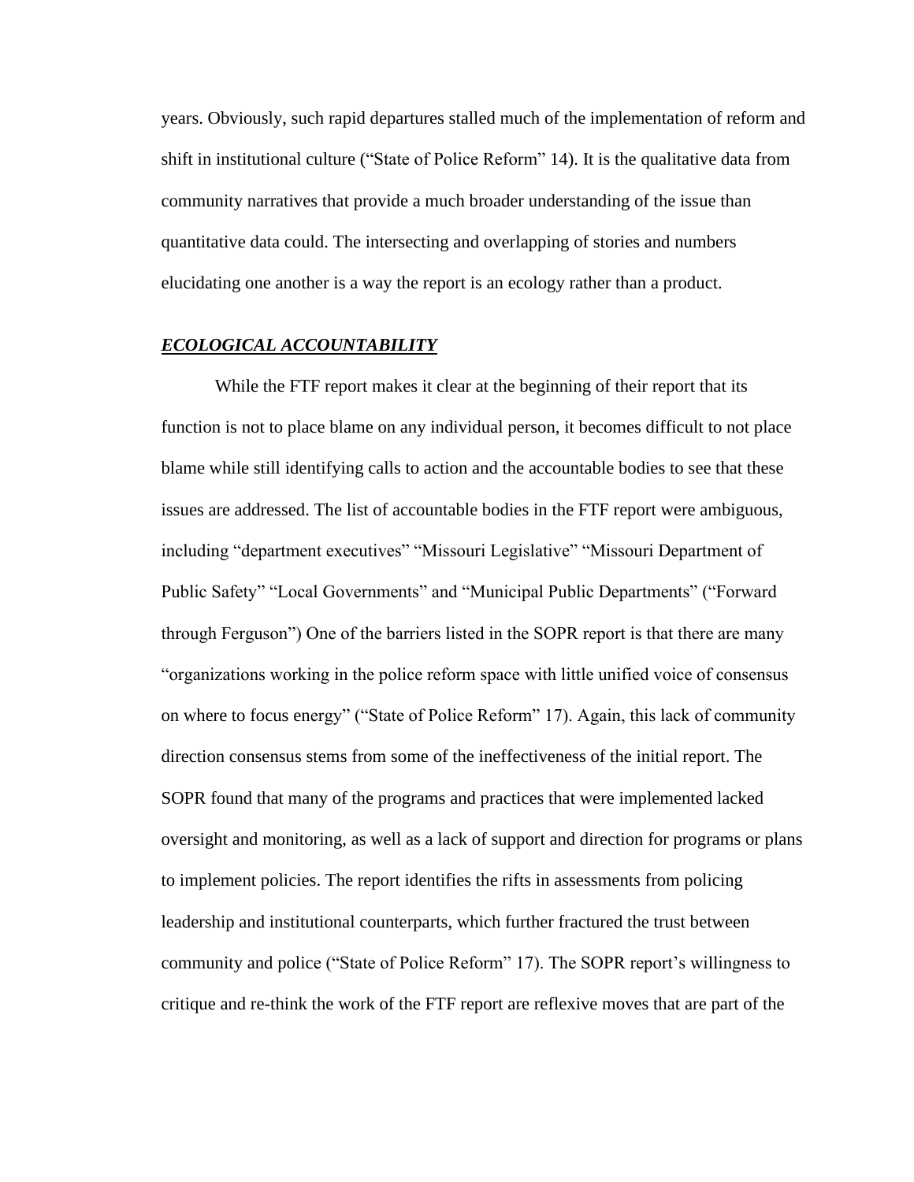years. Obviously, such rapid departures stalled much of the implementation of reform and shift in institutional culture (“State of Police Reform” 14). It is the qualitative data from community narratives that provide a much broader understanding of the issue than quantitative data could. The intersecting and overlapping of stories and numbers elucidating one another is a way the report is an ecology rather than a product.

***ECOLOGICAL ACCOUNTABILITY***

While the FTF report makes it clear at the beginning of their report that its function is not to place blame on any individual person, it becomes difficult to not place blame while still identifying calls to action and the accountable bodies to see that these issues are addressed. The list of accountable bodies in the FTF report were ambiguous, including “department executives” “Missouri Legislative” “Missouri Department of Public Safety” “Local Governments” and “Municipal Public Departments” (“Forward through Ferguson”) One of the barriers listed in the SOPR report is that there are many “organizations working in the police reform space with little unified voice of consensus on where to focus energy” (“State of Police Reform” 17). Again, this lack of community direction consensus stems from some of the ineffectiveness of the initial report. The SOPR found that many of the programs and practices that were implemented lacked oversight and monitoring, as well as a lack of support and direction for programs or plans to implement policies. The report identifies the rifts in assessments from policing leadership and institutional counterparts, which further fractured the trust between community and police (“State of Police Reform” 17). The SOPR report’s willingness to critique and re-think the work of the FTF report are reflexive moves that are part of the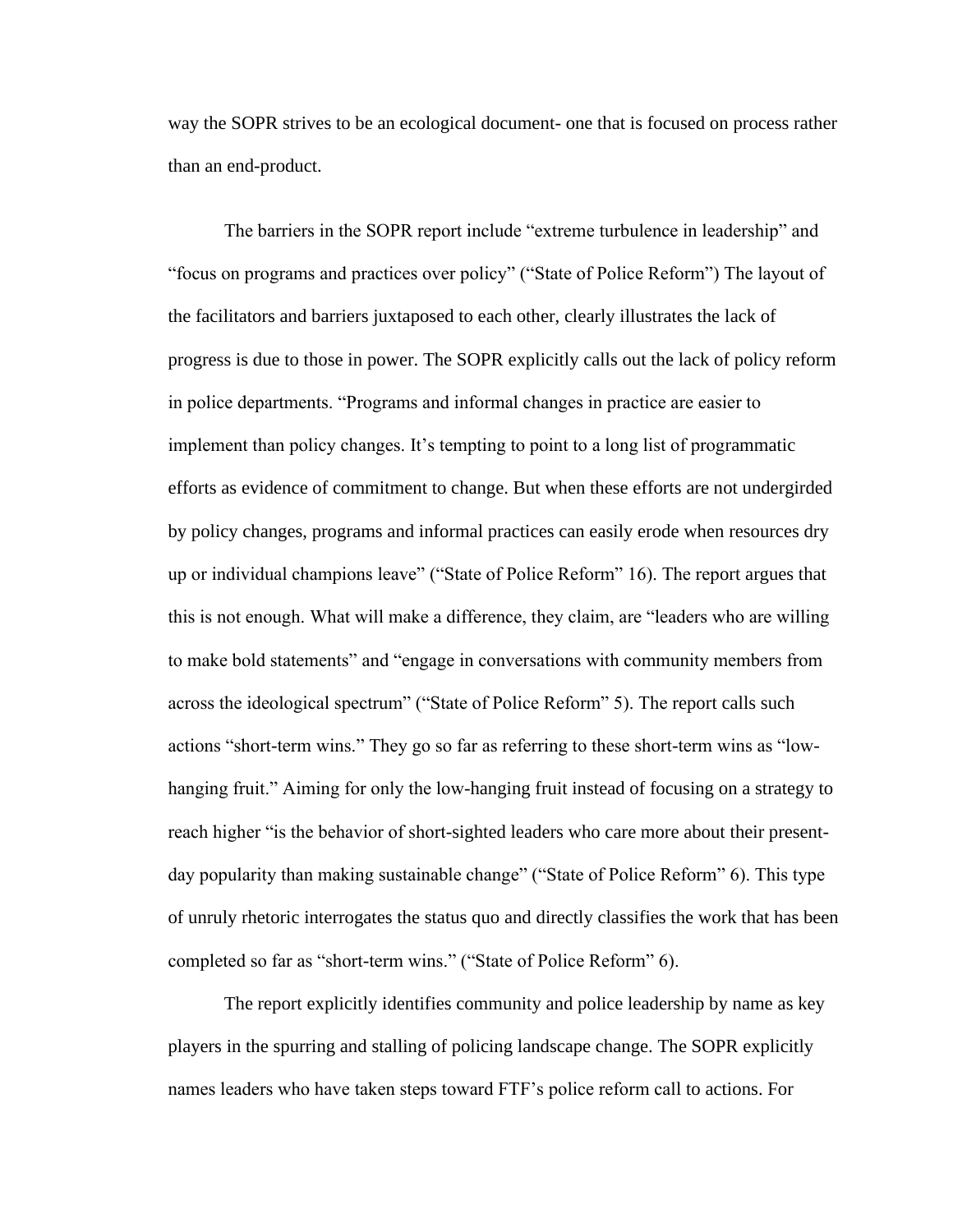way the SOPR strives to be an ecological document- one that is focused on process rather than an end-product.

The barriers in the SOPR report include "extreme turbulence in leadership" and "focus on programs and practices over policy" ("State of Police Reform") The layout of the facilitators and barriers juxtaposed to each other, clearly illustrates the lack of progress is due to those in power. The SOPR explicitly calls out the lack of policy reform in police departments. "Programs and informal changes in practice are easier to implement than policy changes. It's tempting to point to a long list of programmatic efforts as evidence of commitment to change. But when these efforts are not undergirded by policy changes, programs and informal practices can easily erode when resources dry up or individual champions leave" ("State of Police Reform" 16). The report argues that this is not enough. What will make a difference, they claim, are "leaders who are willing to make bold statements" and "engage in conversations with community members from across the ideological spectrum" ("State of Police Reform" 5). The report calls such actions "short-term wins." They go so far as referring to these short-term wins as "low-hanging fruit." Aiming for only the low-hanging fruit instead of focusing on a strategy to reach higher "is the behavior of short-sighted leaders who care more about their present-day popularity than making sustainable change" ("State of Police Reform" 6). This type of unruly rhetoric interrogates the status quo and directly classifies the work that has been completed so far as "short-term wins." ("State of Police Reform" 6).

The report explicitly identifies community and police leadership by name as key players in the spurring and stalling of policing landscape change. The SOPR explicitly names leaders who have taken steps toward FTF's police reform call to actions. For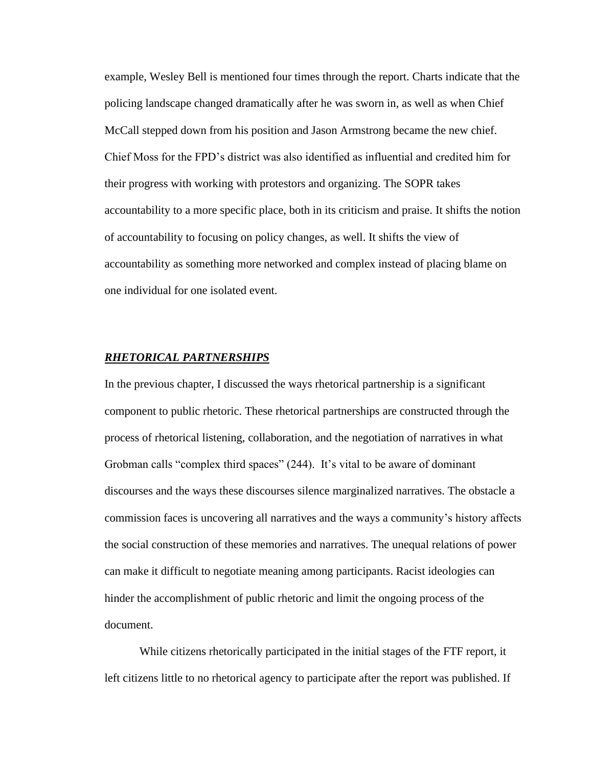example, Wesley Bell is mentioned four times through the report. Charts indicate that the policing landscape changed dramatically after he was sworn in, as well as when Chief McCall stepped down from his position and Jason Armstrong became the new chief. Chief Moss for the FPD's district was also identified as influential and credited him for their progress with working with protestors and organizing. The SOPR takes accountability to a more specific place, both in its criticism and praise. It shifts the notion of accountability to focusing on policy changes, as well. It shifts the view of accountability as something more networked and complex instead of placing blame on one individual for one isolated event.

### ***RHETORICAL PARTNERSHIPS***

In the previous chapter, I discussed the ways rhetorical partnership is a significant component to public rhetoric. These rhetorical partnerships are constructed through the process of rhetorical listening, collaboration, and the negotiation of narratives in what Grobman calls "complex third spaces" (244). It's vital to be aware of dominant discourses and the ways these discourses silence marginalized narratives. The obstacle a commission faces is uncovering all narratives and the ways a community's history affects the social construction of these memories and narratives. The unequal relations of power can make it difficult to negotiate meaning among participants. Racist ideologies can hinder the accomplishment of public rhetoric and limit the ongoing process of the document.

While citizens rhetorically participated in the initial stages of the FTF report, it left citizens little to no rhetorical agency to participate after the report was published. If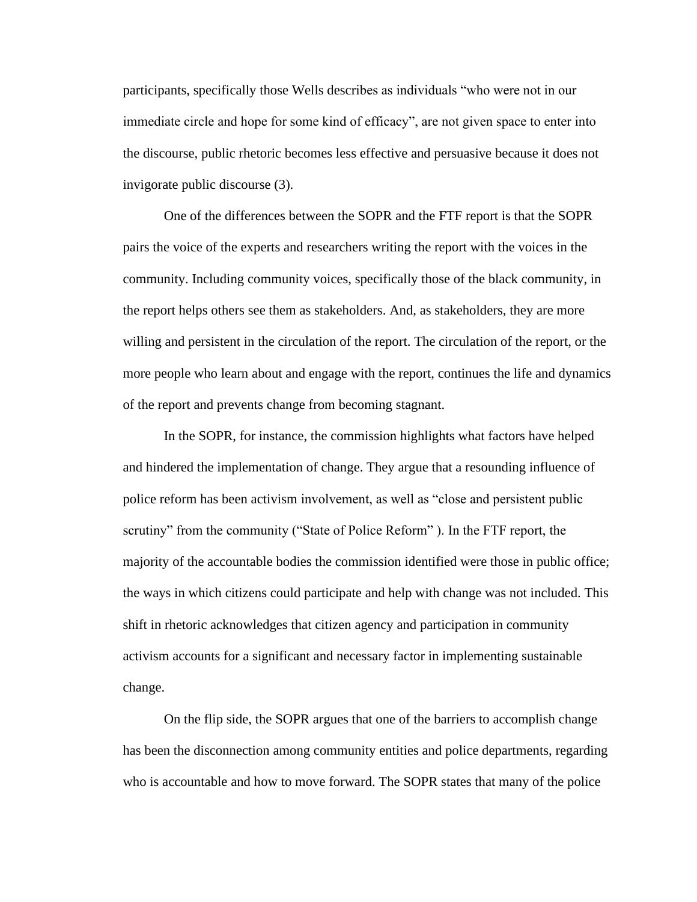participants, specifically those Wells describes as individuals “who were not in our immediate circle and hope for some kind of efficacy”, are not given space to enter into the discourse, public rhetoric becomes less effective and persuasive because it does not invigorate public discourse (3).

One of the differences between the SOPR and the FTF report is that the SOPR pairs the voice of the experts and researchers writing the report with the voices in the community. Including community voices, specifically those of the black community, in the report helps others see them as stakeholders. And, as stakeholders, they are more willing and persistent in the circulation of the report. The circulation of the report, or the more people who learn about and engage with the report, continues the life and dynamics of the report and prevents change from becoming stagnant.

In the SOPR, for instance, the commission highlights what factors have helped and hindered the implementation of change. They argue that a resounding influence of police reform has been activism involvement, as well as “close and persistent public scrutiny” from the community (“State of Police Reform” ). In the FTF report, the majority of the accountable bodies the commission identified were those in public office; the ways in which citizens could participate and help with change was not included. This shift in rhetoric acknowledges that citizen agency and participation in community activism accounts for a significant and necessary factor in implementing sustainable change.

On the flip side, the SOPR argues that one of the barriers to accomplish change has been the disconnection among community entities and police departments, regarding who is accountable and how to move forward. The SOPR states that many of the police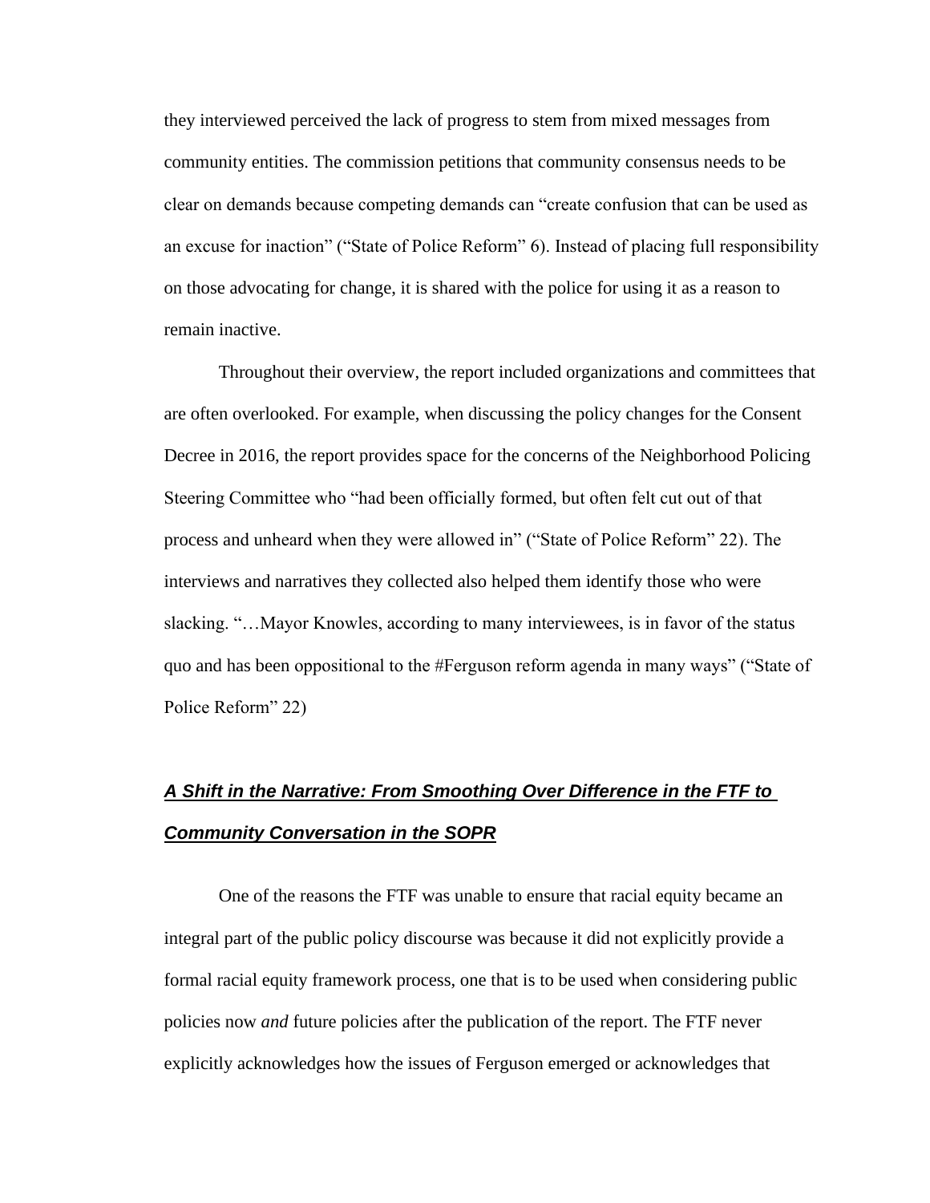they interviewed perceived the lack of progress to stem from mixed messages from community entities. The commission petitions that community consensus needs to be clear on demands because competing demands can "create confusion that can be used as an excuse for inaction" ("State of Police Reform" 6). Instead of placing full responsibility on those advocating for change, it is shared with the police for using it as a reason to remain inactive.

Throughout their overview, the report included organizations and committees that are often overlooked. For example, when discussing the policy changes for the Consent Decree in 2016, the report provides space for the concerns of the Neighborhood Policing Steering Committee who "had been officially formed, but often felt cut out of that process and unheard when they were allowed in" ("State of Police Reform" 22). The interviews and narratives they collected also helped them identify those who were slacking. "…Mayor Knowles, according to many interviewees, is in favor of the status quo and has been oppositional to the #Ferguson reform agenda in many ways" ("State of Police Reform" 22)

## ***A Shift in the Narrative: From Smoothing Over Difference in the FTF to Community Conversation in the SOPR***

One of the reasons the FTF was unable to ensure that racial equity became an integral part of the public policy discourse was because it did not explicitly provide a formal racial equity framework process, one that is to be used when considering public policies now *and* future policies after the publication of the report. The FTF never explicitly acknowledges how the issues of Ferguson emerged or acknowledges that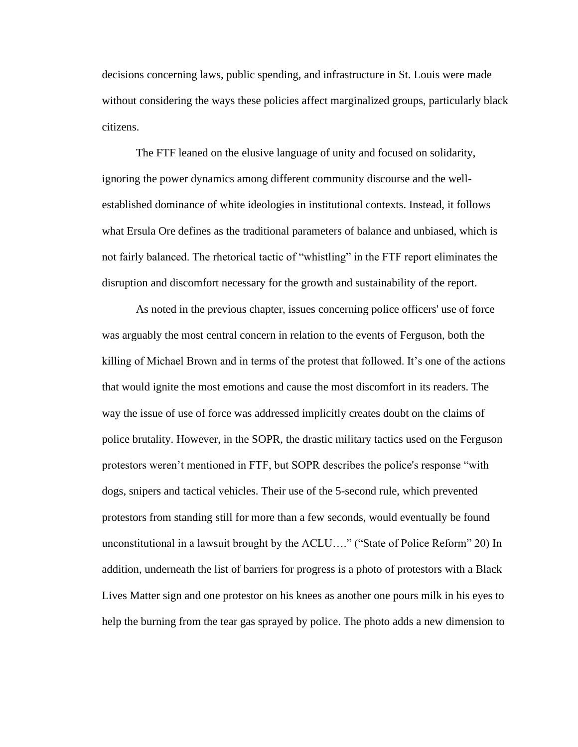decisions concerning laws, public spending, and infrastructure in St. Louis were made without considering the ways these policies affect marginalized groups, particularly black citizens.

The FTF leaned on the elusive language of unity and focused on solidarity, ignoring the power dynamics among different community discourse and the well-established dominance of white ideologies in institutional contexts. Instead, it follows what Ersula Ore defines as the traditional parameters of balance and unbiased, which is not fairly balanced. The rhetorical tactic of "whistling" in the FTF report eliminates the disruption and discomfort necessary for the growth and sustainability of the report.

As noted in the previous chapter, issues concerning police officers' use of force was arguably the most central concern in relation to the events of Ferguson, both the killing of Michael Brown and in terms of the protest that followed. It's one of the actions that would ignite the most emotions and cause the most discomfort in its readers. The way the issue of use of force was addressed implicitly creates doubt on the claims of police brutality. However, in the SOPR, the drastic military tactics used on the Ferguson protestors weren't mentioned in FTF, but SOPR describes the police's response "with dogs, snipers and tactical vehicles. Their use of the 5-second rule, which prevented protestors from standing still for more than a few seconds, would eventually be found unconstitutional in a lawsuit brought by the ACLU…." ("State of Police Reform" 20) In addition, underneath the list of barriers for progress is a photo of protestors with a Black Lives Matter sign and one protestor on his knees as another one pours milk in his eyes to help the burning from the tear gas sprayed by police. The photo adds a new dimension to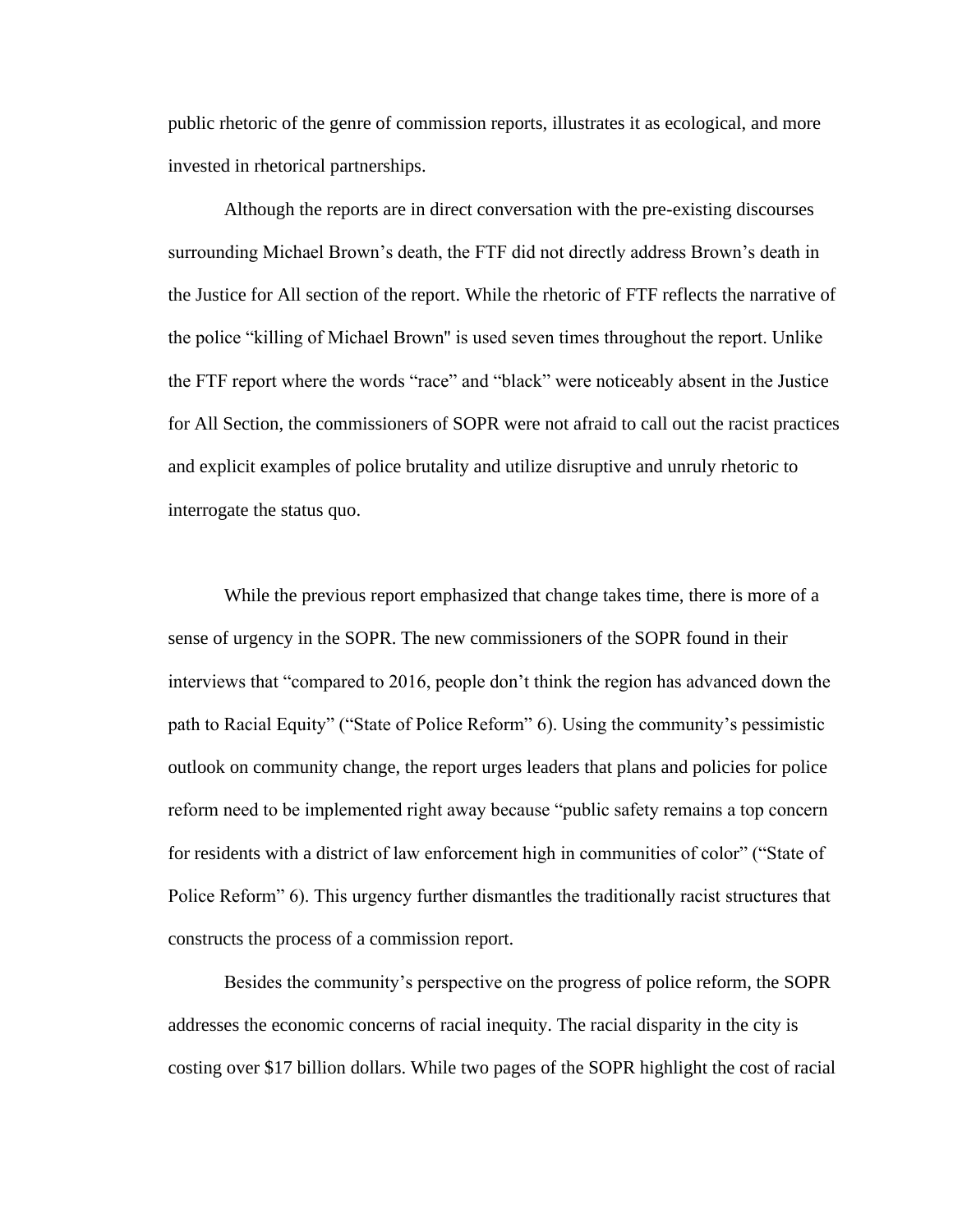public rhetoric of the genre of commission reports, illustrates it as ecological, and more invested in rhetorical partnerships.

Although the reports are in direct conversation with the pre-existing discourses surrounding Michael Brown's death, the FTF did not directly address Brown's death in the Justice for All section of the report. While the rhetoric of FTF reflects the narrative of the police "killing of Michael Brown" is used seven times throughout the report. Unlike the FTF report where the words "race" and "black" were noticeably absent in the Justice for All Section, the commissioners of SOPR were not afraid to call out the racist practices and explicit examples of police brutality and utilize disruptive and unruly rhetoric to interrogate the status quo.

While the previous report emphasized that change takes time, there is more of a sense of urgency in the SOPR. The new commissioners of the SOPR found in their interviews that "compared to 2016, people don't think the region has advanced down the path to Racial Equity" ("State of Police Reform" 6). Using the community's pessimistic outlook on community change, the report urges leaders that plans and policies for police reform need to be implemented right away because "public safety remains a top concern for residents with a district of law enforcement high in communities of color" ("State of Police Reform" 6). This urgency further dismantles the traditionally racist structures that constructs the process of a commission report.

Besides the community's perspective on the progress of police reform, the SOPR addresses the economic concerns of racial inequity. The racial disparity in the city is costing over $17 billion dollars. While two pages of the SOPR highlight the cost of racial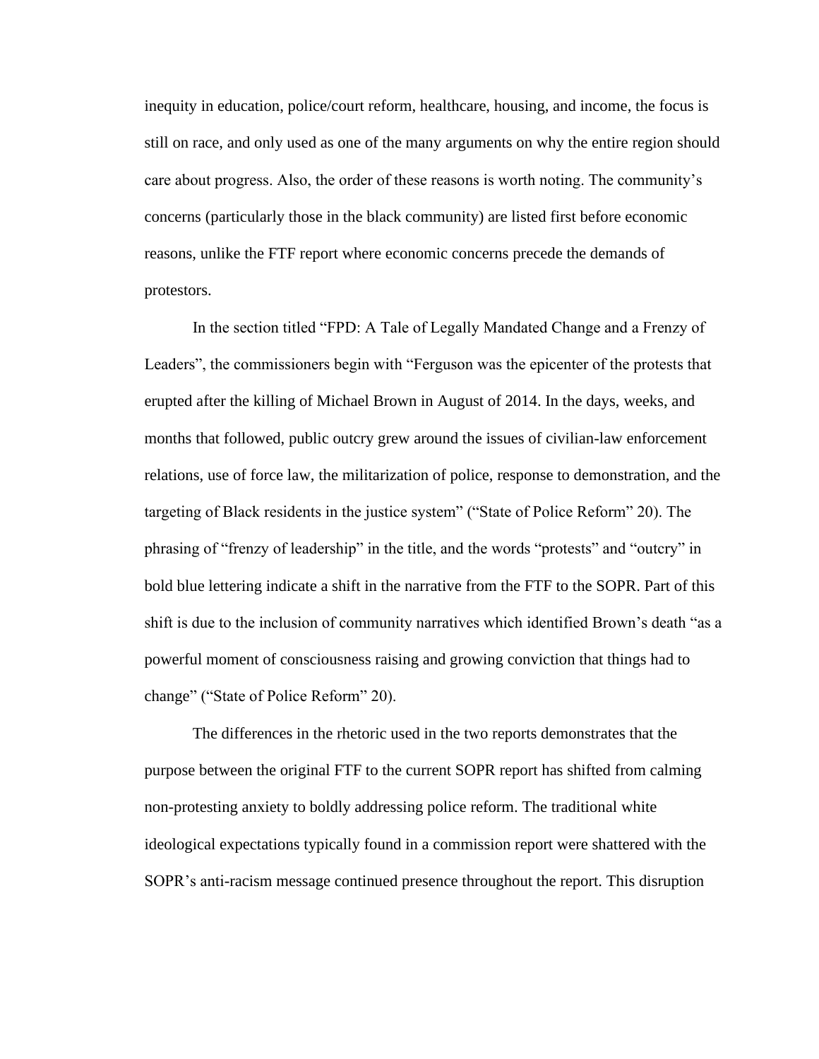inequity in education, police/court reform, healthcare, housing, and income, the focus is still on race, and only used as one of the many arguments on why the entire region should care about progress. Also, the order of these reasons is worth noting. The community's concerns (particularly those in the black community) are listed first before economic reasons, unlike the FTF report where economic concerns precede the demands of protestors.

In the section titled "FPD: A Tale of Legally Mandated Change and a Frenzy of Leaders", the commissioners begin with "Ferguson was the epicenter of the protests that erupted after the killing of Michael Brown in August of 2014. In the days, weeks, and months that followed, public outcry grew around the issues of civilian-law enforcement relations, use of force law, the militarization of police, response to demonstration, and the targeting of Black residents in the justice system" ("State of Police Reform" 20). The phrasing of "frenzy of leadership" in the title, and the words "protests" and "outcry" in bold blue lettering indicate a shift in the narrative from the FTF to the SOPR. Part of this shift is due to the inclusion of community narratives which identified Brown's death "as a powerful moment of consciousness raising and growing conviction that things had to change" ("State of Police Reform" 20).

The differences in the rhetoric used in the two reports demonstrates that the purpose between the original FTF to the current SOPR report has shifted from calming non-protesting anxiety to boldly addressing police reform. The traditional white ideological expectations typically found in a commission report were shattered with the SOPR's anti-racism message continued presence throughout the report. This disruption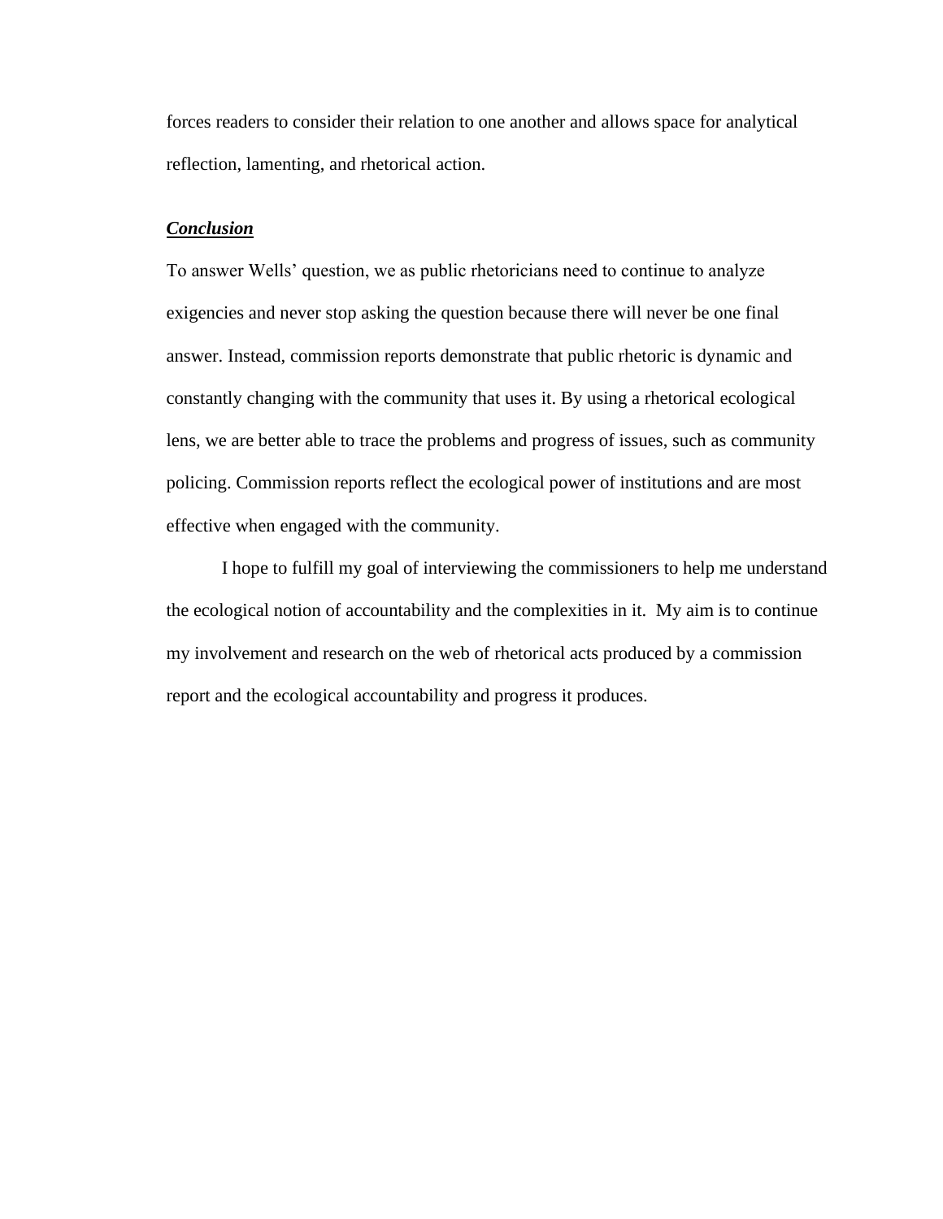forces readers to consider their relation to one another and allows space for analytical reflection, lamenting, and rhetorical action.

## ***Conclusion***

To answer Wells' question, we as public rhetoricians need to continue to analyze exigencies and never stop asking the question because there will never be one final answer. Instead, commission reports demonstrate that public rhetoric is dynamic and constantly changing with the community that uses it. By using a rhetorical ecological lens, we are better able to trace the problems and progress of issues, such as community policing. Commission reports reflect the ecological power of institutions and are most effective when engaged with the community.

I hope to fulfill my goal of interviewing the commissioners to help me understand the ecological notion of accountability and the complexities in it. My aim is to continue my involvement and research on the web of rhetorical acts produced by a commission report and the ecological accountability and progress it produces.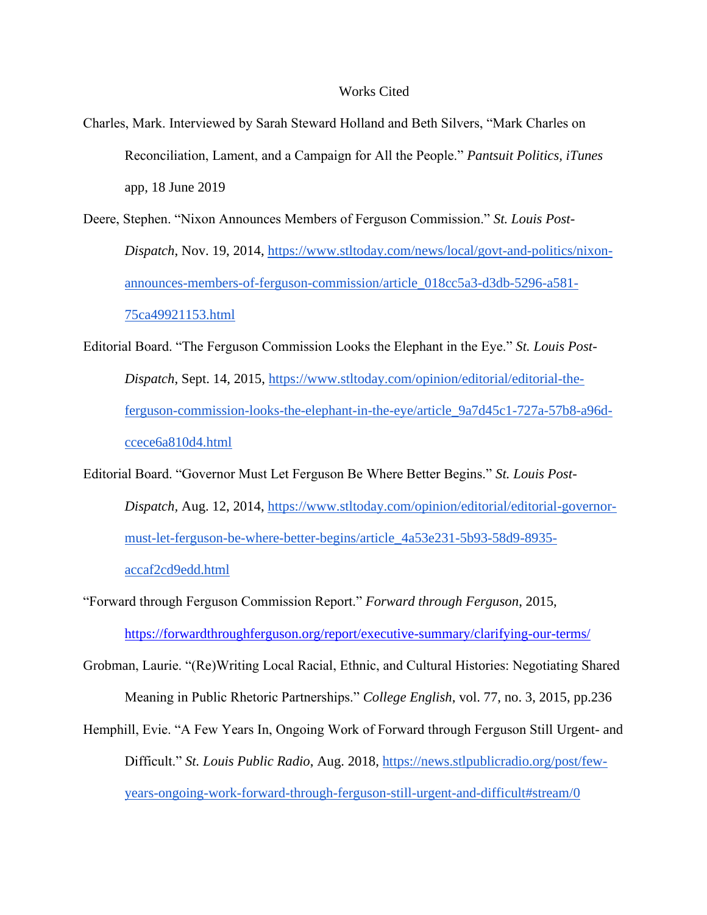# Works Cited

Charles, Mark. Interviewed by Sarah Steward Holland and Beth Silvers, "Mark Charles on Reconciliation, Lament, and a Campaign for All the People." *Pantsuit Politics, iTunes* app, 18 June 2019

Deere, Stephen. "Nixon Announces Members of Ferguson Commission." *St. Louis Post-Dispatch*, Nov. 19, 2014, https://www.stltoday.com/news/local/govt-and-politics/nixon-announces-members-of-ferguson-commission/article_018cc5a3-d3db-5296-a581-75ca49921153.html

Editorial Board. "The Ferguson Commission Looks the Elephant in the Eye." *St. Louis Post-Dispatch*, Sept. 14, 2015, https://www.stltoday.com/opinion/editorial/editorial-the-ferguson-commission-looks-the-elephant-in-the-eye/article_9a7d45c1-727a-57b8-a96d-ccece6a810d4.html

Editorial Board. "Governor Must Let Ferguson Be Where Better Begins." *St. Louis Post-Dispatch,* Aug. 12, 2014, https://www.stltoday.com/opinion/editorial/editorial-governor-must-let-ferguson-be-where-better-begins/article_4a53e231-5b93-58d9-8935-accaf2cd9edd.html

"Forward through Ferguson Commission Report." *Forward through Ferguson*, 2015, https://forwardthroughferguson.org/report/executive-summary/clarifying-our-terms/

Grobman, Laurie. "(Re)Writing Local Racial, Ethnic, and Cultural Histories: Negotiating Shared Meaning in Public Rhetoric Partnerships." *College English*, vol. 77, no. 3, 2015, pp.236

Hemphill, Evie. "A Few Years In, Ongoing Work of Forward through Ferguson Still Urgent- and Difficult." *St. Louis Public Radio*, Aug. 2018, https://news.stlpublicradio.org/post/few-years-ongoing-work-forward-through-ferguson-still-urgent-and-difficult#stream/0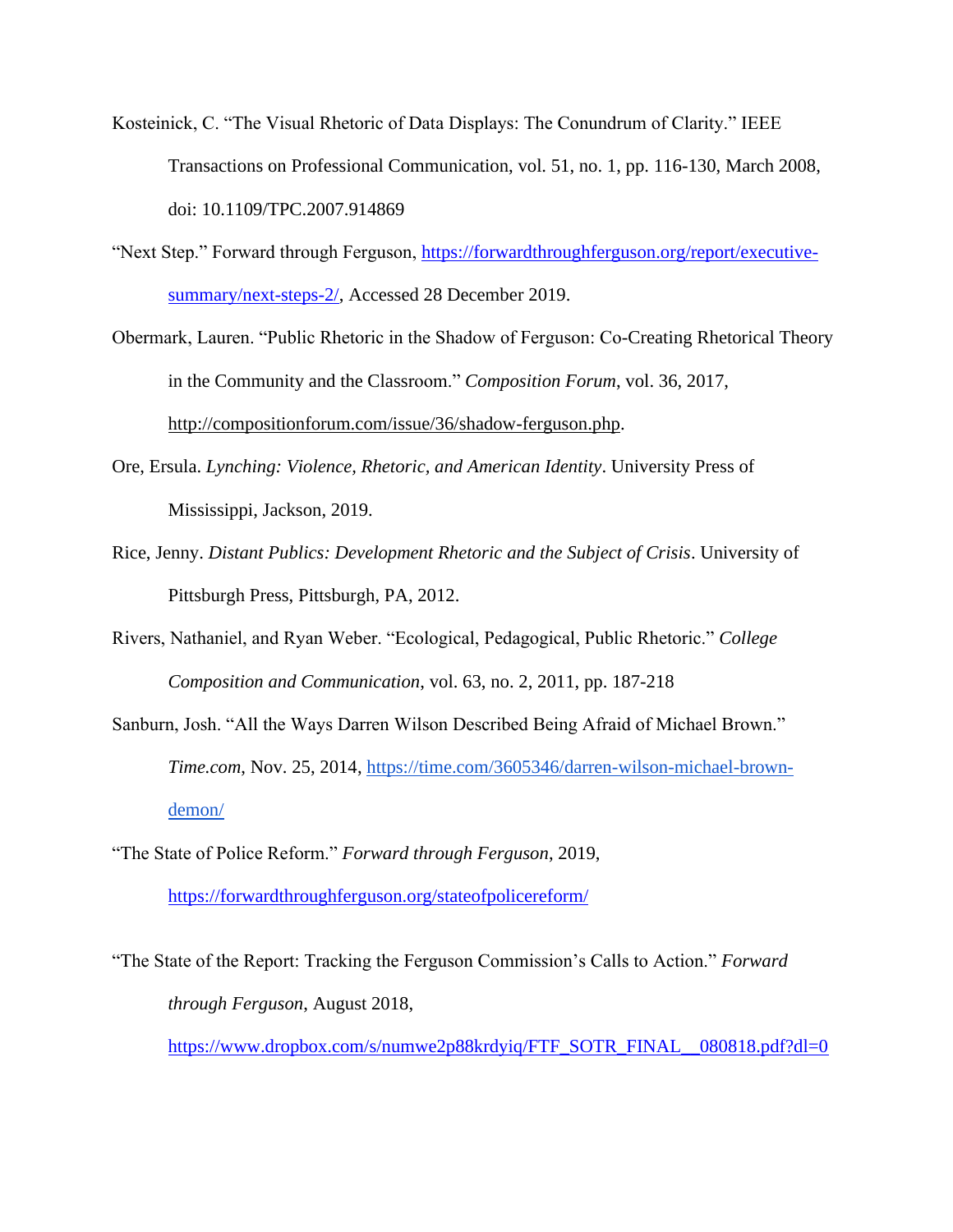Kosteinick, C. "The Visual Rhetoric of Data Displays: The Conundrum of Clarity." IEEE Transactions on Professional Communication, vol. 51, no. 1, pp. 116-130, March 2008, doi: 10.1109/TPC.2007.914869

"Next Step." Forward through Ferguson, https://forwardthroughferguson.org/report/executive-summary/next-steps-2/, Accessed 28 December 2019.

Obermark, Lauren. "Public Rhetoric in the Shadow of Ferguson: Co-Creating Rhetorical Theory in the Community and the Classroom." *Composition Forum*, vol. 36, 2017, http://compositionforum.com/issue/36/shadow-ferguson.php.

Ore, Ersula. *Lynching: Violence, Rhetoric, and American Identity*. University Press of Mississippi, Jackson, 2019.

Rice, Jenny. *Distant Publics: Development Rhetoric and the Subject of Crisis*. University of Pittsburgh Press, Pittsburgh, PA, 2012.

Rivers, Nathaniel, and Ryan Weber. "Ecological, Pedagogical, Public Rhetoric." *College Composition and Communication*, vol. 63, no. 2, 2011, pp. 187-218

Sanburn, Josh. "All the Ways Darren Wilson Described Being Afraid of Michael Brown." *Time.com*, Nov. 25, 2014, https://time.com/3605346/darren-wilson-michael-brown-demon/

"The State of Police Reform." *Forward through Ferguson*, 2019, https://forwardthroughferguson.org/stateofpolicereform/

"The State of the Report: Tracking the Ferguson Commission's Calls to Action." *Forward through Ferguson*, August 2018, https://www.dropbox.com/s/numwe2p88krdyiq/FTF_SOTR_FINAL__080818.pdf?dl=0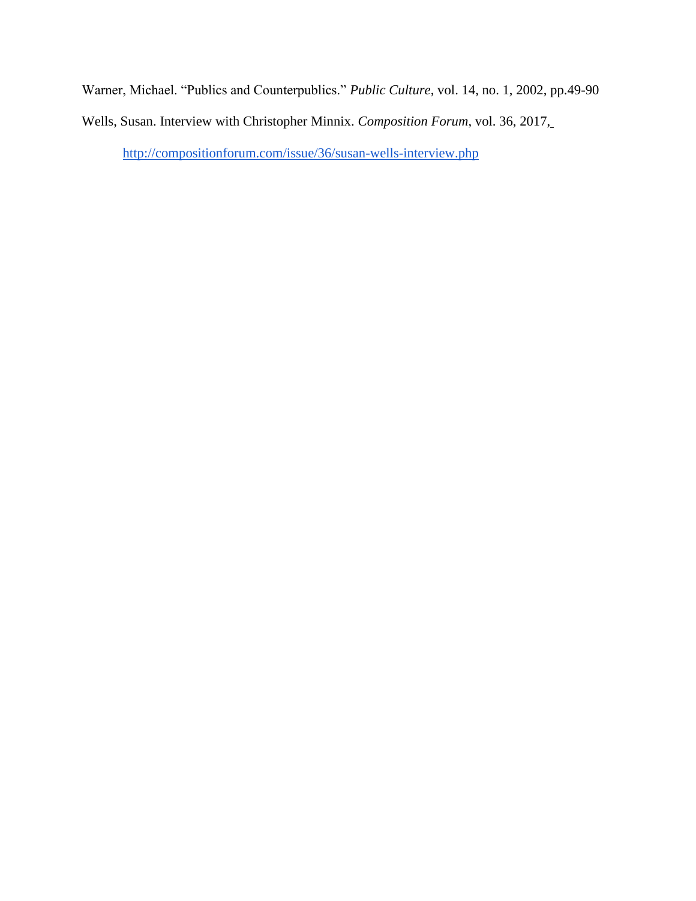Warner, Michael. "Publics and Counterpublics." *Public Culture*, vol. 14, no. 1, 2002, pp.49-90

Wells, Susan. Interview with Christopher Minnix. *Composition Forum*, vol. 36, 2017, http://compositionforum.com/issue/36/susan-wells-interview.php